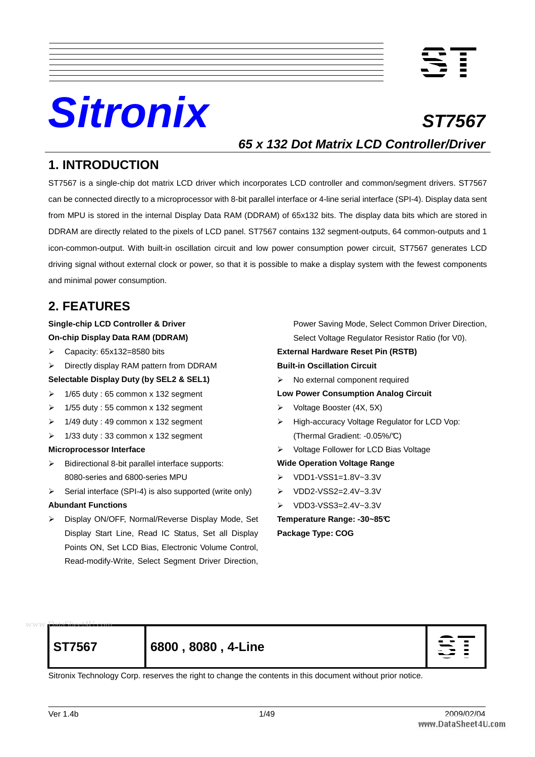# Sitronix

# ST7567

## *65 x 132 Dot Matrix LCD Controller/Driver*

## 1. INTRODUCTION

ST7567 is a single-chip dot matrix LCD driver which incorporates LCD controller and common/segment drivers. ST7567 can be connected directly to a microprocessor with 8-bit parallel interface or 4-line serial interface (SPI-4). Display data sent from MPU is stored in the internal Display Data RAM (DDRAM) of 65x132 bits. The display data bits which are stored in DDRAM are directly related to the pixels of LCD panel. ST7567 contains 132 segment-outputs, 64 common-outputs and 1 icon-common-output. With built-in oscillation circuit and low power consumption power circuit, ST7567 generates LCD driving signal without external clock or power, so that it is possible to make a display system with the fewest components and minimal power consumption.

## 2. FEATURES

**Single-chip LCD Controller & Driver**

**On-chip Display Data RAM (DDRAM)**

- Capacity: 65x132=8580 bits
- Directly display RAM pattern from DDRAM

**Selectable Display Duty (by SEL2 & SEL1)**

- 1/65 duty : 65 common x 132 segment
- 1/55 duty : 55 common x 132 segment
- 1/49 duty : 49 common x 132 segment
- 1/33 duty : 33 common x 132 segment

**Microprocessor Interface**

- Bidirectional 8-bit parallel interface supports: 8080-series and 6800-series MPU
- Serial interface (SPI-4) is also supported (write only)

**Abundant Functions**

- Display ON/OFF, Normal/Reverse Display Mode, Set Display Start Line, Read IC Status, Set all Display Points ON, Set LCD Bias, Electronic Volume Control, Read-modify-Write, Select Segment Driver Direction, Power Saving Mode, Select Common Driver Direction, Select Voltage Regulator Resistor Ratio (for V0).

**External Hardware Reset Pin (RSTB)**

**Built-in Oscillation Circuit**

- No external component required

**Low Power Consumption Analog Circuit**

- Voltage Booster (4X, 5X)
- High-accuracy Voltage Regulator for LCD Vop: (Thermal Gradient: -0.05%/℃)
- Voltage Follower for LCD Bias Voltage

**Wide Operation Voltage Range**

- VDD1-VSS1=1.8V~3.3V
- VDD2-VSS2=2.4V~3.3V
- VDD3-VSS3=2.4V~3.3V

**Temperature Range: -30~85℃**

**Package Type: COG**

| ST7567 | 6800 , 8080 , 4-Line |
|---|---|

Sitronix Technology Corp. reserves the right to change the contents in this document without prior notice.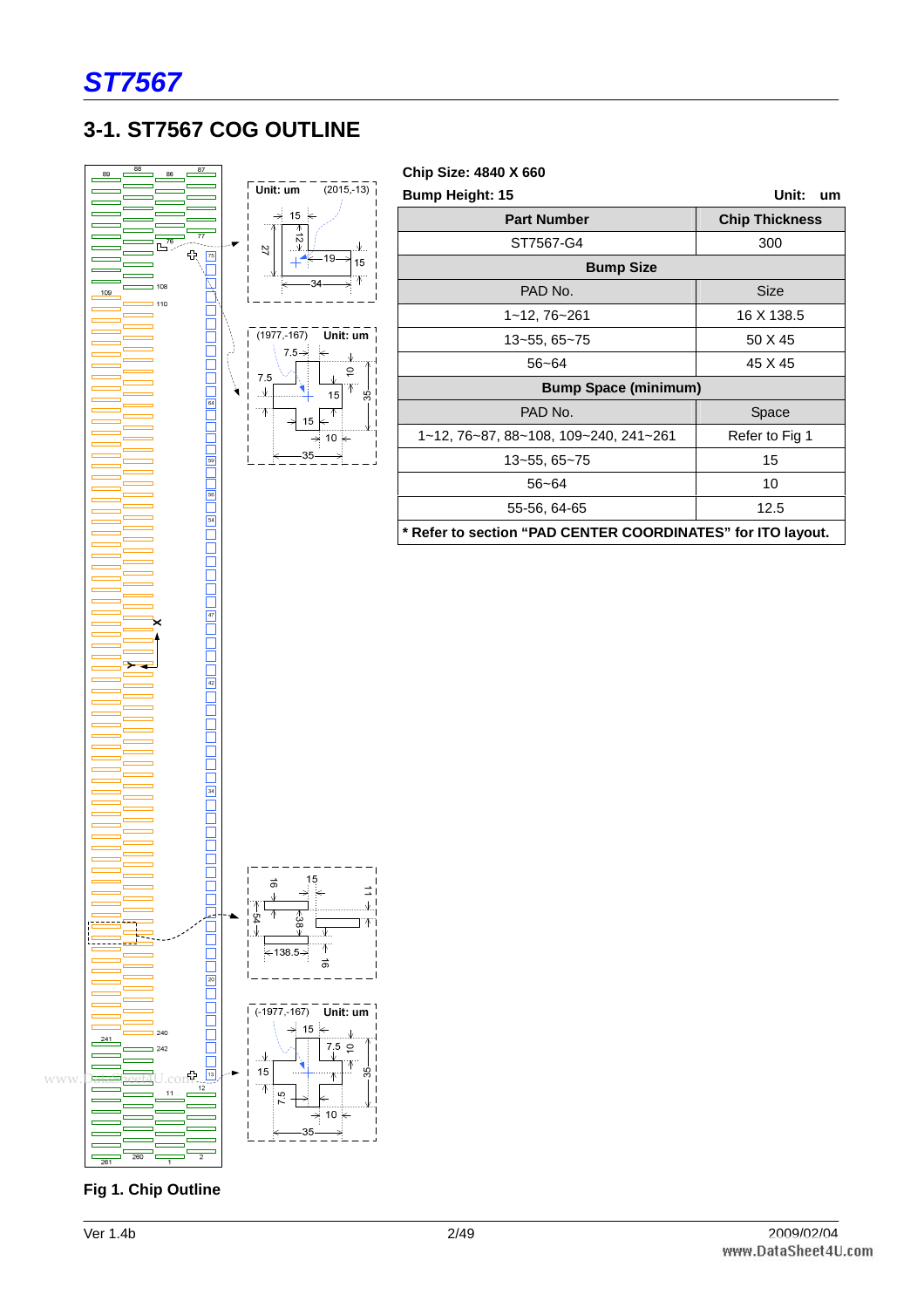## 3-1. ST7567 COG OUTLINE

**Chip Size: 4840 X 660**

**Bump Height: 15** **Unit: um**

| Part Number | Chip Thickness |
| --- | --- |
| ST7567-G4 | 300 |
| **Bump Size** | |
| PAD No. | Size |
| 1~12, 76~261 | 16 X 138.5 |
| 13~55, 65~75 | 50 X 45 |
| 56~64 | 45 X 45 |
| **Bump Space (minimum)** | |
| PAD No. | Space |
| 1~12, 76~87, 88~108, 109~240, 241~261 | Refer to Fig 1 |
| 13~55, 65~75 | 15 |
| 56~64 | 10 |
| 55-56, 64-65 | 12.5 |

**\* Refer to section "PAD CENTER COORDINATES" for ITO layout.**

Fig 1. Chip Outline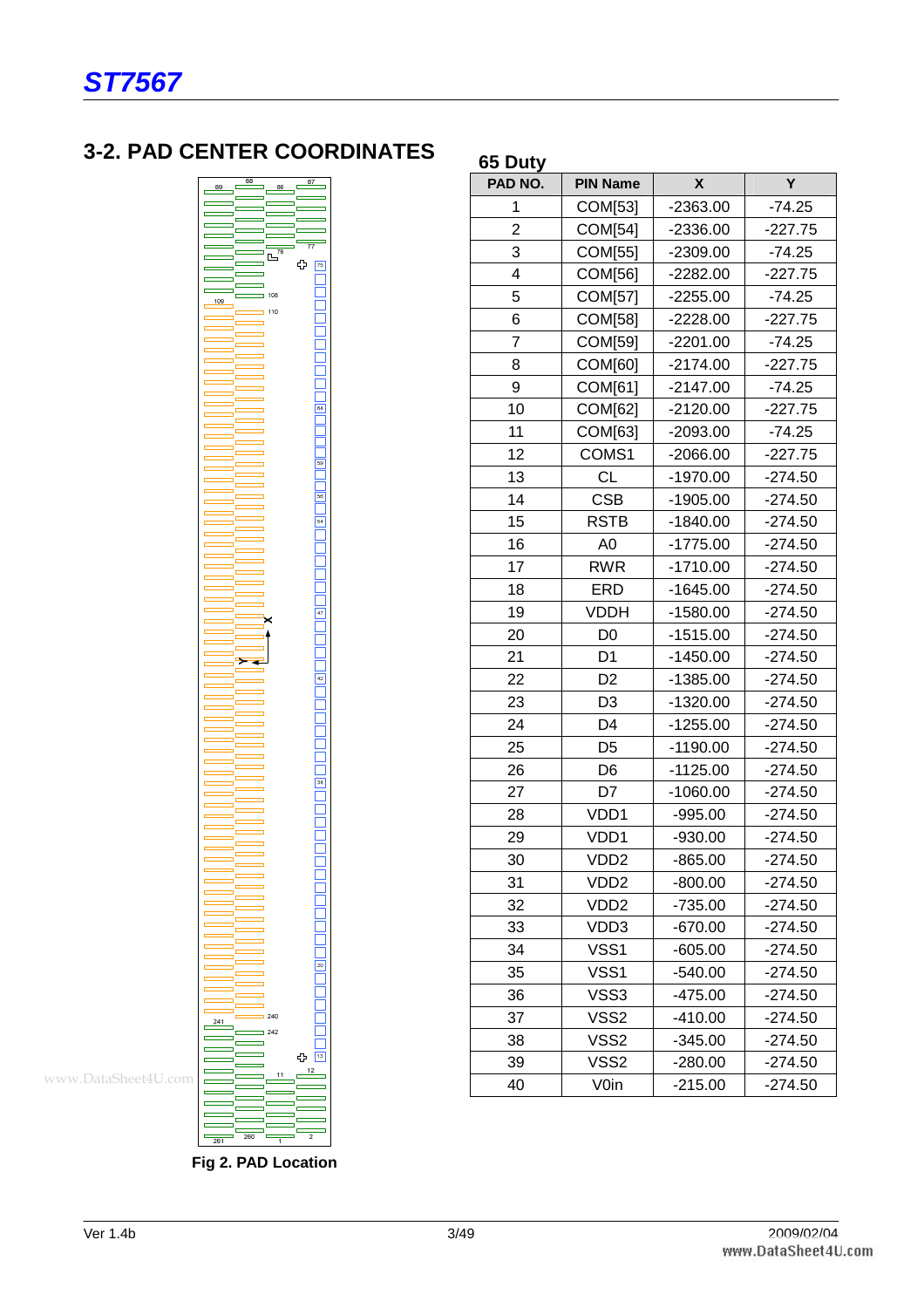## 3-2. PAD CENTER COORDINATES

Fig 2. PAD Location

**65 Duty**

| PAD NO. | PIN Name | X | Y |
|---|---|---|---|
| 1 | COM[53] | -2363.00 | -74.25 |
| 2 | COM[54] | -2336.00 | -227.75 |
| 3 | COM[55] | -2309.00 | -74.25 |
| 4 | COM[56] | -2282.00 | -227.75 |
| 5 | COM[57] | -2255.00 | -74.25 |
| 6 | COM[58] | -2228.00 | -227.75 |
| 7 | COM[59] | -2201.00 | -74.25 |
| 8 | COM[60] | -2174.00 | -227.75 |
| 9 | COM[61] | -2147.00 | -74.25 |
| 10 | COM[62] | -2120.00 | -227.75 |
| 11 | COM[63] | -2093.00 | -74.25 |
| 12 | COMS1 | -2066.00 | -227.75 |
| 13 | CL | -1970.00 | -274.50 |
| 14 | CSB | -1905.00 | -274.50 |
| 15 | RSTB | -1840.00 | -274.50 |
| 16 | A0 | -1775.00 | -274.50 |
| 17 | RWR | -1710.00 | -274.50 |
| 18 | ERD | -1645.00 | -274.50 |
| 19 | VDDH | -1580.00 | -274.50 |
| 20 | D0 | -1515.00 | -274.50 |
| 21 | D1 | -1450.00 | -274.50 |
| 22 | D2 | -1385.00 | -274.50 |
| 23 | D3 | -1320.00 | -274.50 |
| 24 | D4 | -1255.00 | -274.50 |
| 25 | D5 | -1190.00 | -274.50 |
| 26 | D6 | -1125.00 | -274.50 |
| 27 | D7 | -1060.00 | -274.50 |
| 28 | VDD1 | -995.00 | -274.50 |
| 29 | VDD1 | -930.00 | -274.50 |
| 30 | VDD2 | -865.00 | -274.50 |
| 31 | VDD2 | -800.00 | -274.50 |
| 32 | VDD2 | -735.00 | -274.50 |
| 33 | VDD3 | -670.00 | -274.50 |
| 34 | VSS1 | -605.00 | -274.50 |
| 35 | VSS1 | -540.00 | -274.50 |
| 36 | VSS3 | -475.00 | -274.50 |
| 37 | VSS2 | -410.00 | -274.50 |
| 38 | VSS2 | -345.00 | -274.50 |
| 39 | VSS2 | -280.00 | -274.50 |
| 40 | V0in | -215.00 | -274.50 |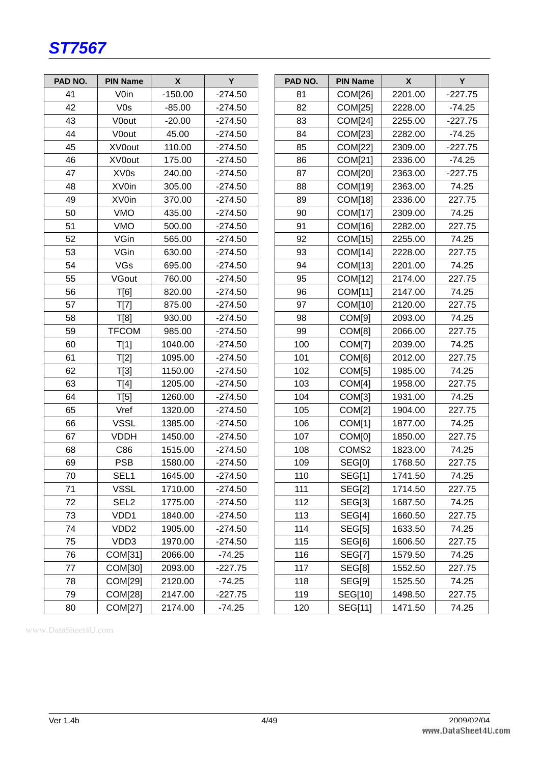| PAD NO. | PIN Name | X | Y |
|---|---|---|---|
| 41 | V0in | -150.00 | -274.50 |
| 42 | V0s | -85.00 | -274.50 |
| 43 | V0out | -20.00 | -274.50 |
| 44 | V0out | 45.00 | -274.50 |
| 45 | XV0out | 110.00 | -274.50 |
| 46 | XV0out | 175.00 | -274.50 |
| 47 | XV0s | 240.00 | -274.50 |
| 48 | XV0in | 305.00 | -274.50 |
| 49 | XV0in | 370.00 | -274.50 |
| 50 | VMO | 435.00 | -274.50 |
| 51 | VMO | 500.00 | -274.50 |
| 52 | VGin | 565.00 | -274.50 |
| 53 | VGin | 630.00 | -274.50 |
| 54 | VGs | 695.00 | -274.50 |
| 55 | VGout | 760.00 | -274.50 |
| 56 | T[6] | 820.00 | -274.50 |
| 57 | T[7] | 875.00 | -274.50 |
| 58 | T[8] | 930.00 | -274.50 |
| 59 | TFCOM | 985.00 | -274.50 |
| 60 | T[1] | 1040.00 | -274.50 |
| 61 | T[2] | 1095.00 | -274.50 |
| 62 | T[3] | 1150.00 | -274.50 |
| 63 | T[4] | 1205.00 | -274.50 |
| 64 | T[5] | 1260.00 | -274.50 |
| 65 | Vref | 1320.00 | -274.50 |
| 66 | VSSL | 1385.00 | -274.50 |
| 67 | VDDH | 1450.00 | -274.50 |
| 68 | C86 | 1515.00 | -274.50 |
| 69 | PSB | 1580.00 | -274.50 |
| 70 | SEL1 | 1645.00 | -274.50 |
| 71 | VSSL | 1710.00 | -274.50 |
| 72 | SEL2 | 1775.00 | -274.50 |
| 73 | VDD1 | 1840.00 | -274.50 |
| 74 | VDD2 | 1905.00 | -274.50 |
| 75 | VDD3 | 1970.00 | -274.50 |
| 76 | COM[31] | 2066.00 | -74.25 |
| 77 | COM[30] | 2093.00 | -227.75 |
| 78 | COM[29] | 2120.00 | -74.25 |
| 79 | COM[28] | 2147.00 | -227.75 |
| 80 | COM[27] | 2174.00 | -74.25 |
| 81 | COM[26] | 2201.00 | -227.75 |
| 82 | COM[25] | 2228.00 | -74.25 |
| 83 | COM[24] | 2255.00 | -227.75 |
| 84 | COM[23] | 2282.00 | -74.25 |
| 85 | COM[22] | 2309.00 | -227.75 |
| 86 | COM[21] | 2336.00 | -74.25 |
| 87 | COM[20] | 2363.00 | -227.75 |
| 88 | COM[19] | 2363.00 | 74.25 |
| 89 | COM[18] | 2336.00 | 227.75 |
| 90 | COM[17] | 2309.00 | 74.25 |
| 91 | COM[16] | 2282.00 | 227.75 |
| 92 | COM[15] | 2255.00 | 74.25 |
| 93 | COM[14] | 2228.00 | 227.75 |
| 94 | COM[13] | 2201.00 | 74.25 |
| 95 | COM[12] | 2174.00 | 227.75 |
| 96 | COM[11] | 2147.00 | 74.25 |
| 97 | COM[10] | 2120.00 | 227.75 |
| 98 | COM[9] | 2093.00 | 74.25 |
| 99 | COM[8] | 2066.00 | 227.75 |
| 100 | COM[7] | 2039.00 | 74.25 |
| 101 | COM[6] | 2012.00 | 227.75 |
| 102 | COM[5] | 1985.00 | 74.25 |
| 103 | COM[4] | 1958.00 | 227.75 |
| 104 | COM[3] | 1931.00 | 74.25 |
| 105 | COM[2] | 1904.00 | 227.75 |
| 106 | COM[1] | 1877.00 | 74.25 |
| 107 | COM[0] | 1850.00 | 227.75 |
| 108 | COMS2 | 1823.00 | 74.25 |
| 109 | SEG[0] | 1768.50 | 227.75 |
| 110 | SEG[1] | 1741.50 | 74.25 |
| 111 | SEG[2] | 1714.50 | 227.75 |
| 112 | SEG[3] | 1687.50 | 74.25 |
| 113 | SEG[4] | 1660.50 | 227.75 |
| 114 | SEG[5] | 1633.50 | 74.25 |
| 115 | SEG[6] | 1606.50 | 227.75 |
| 116 | SEG[7] | 1579.50 | 74.25 |
| 117 | SEG[8] | 1552.50 | 227.75 |
| 118 | SEG[9] | 1525.50 | 74.25 |
| 119 | SEG[10] | 1498.50 | 227.75 |
| 120 | SEG[11] | 1471.50 | 74.25 |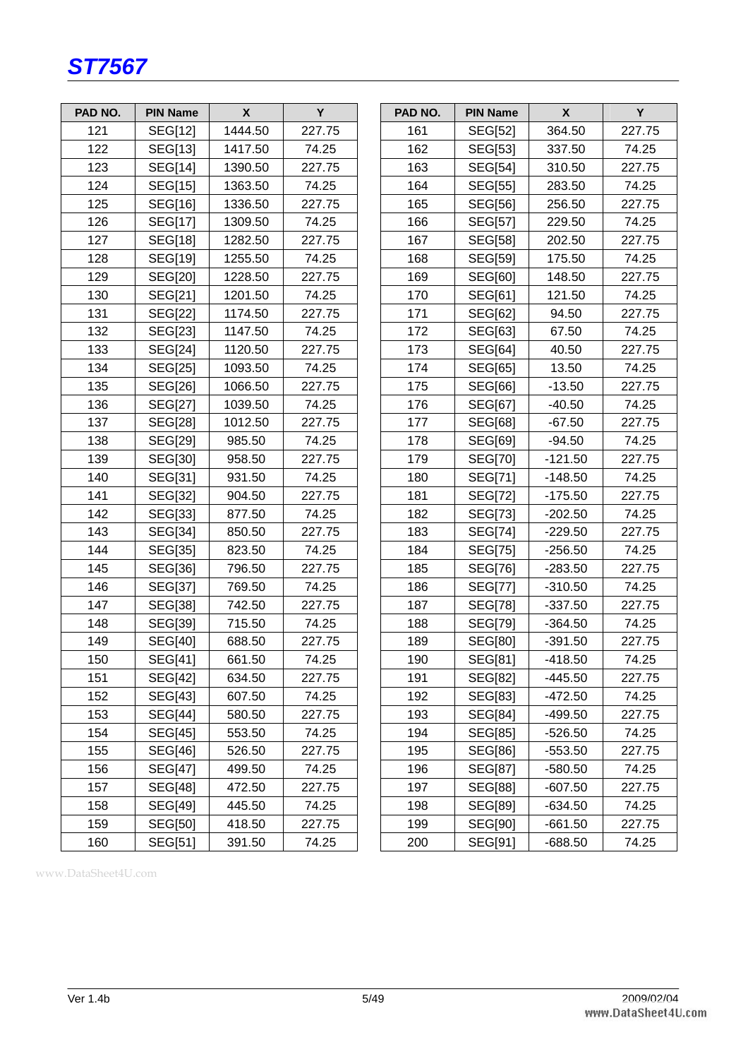| PAD NO. | PIN Name | X | Y |
|---|---|---|---|
| 121 | SEG[12] | 1444.50 | 227.75 |
| 122 | SEG[13] | 1417.50 | 74.25 |
| 123 | SEG[14] | 1390.50 | 227.75 |
| 124 | SEG[15] | 1363.50 | 74.25 |
| 125 | SEG[16] | 1336.50 | 227.75 |
| 126 | SEG[17] | 1309.50 | 74.25 |
| 127 | SEG[18] | 1282.50 | 227.75 |
| 128 | SEG[19] | 1255.50 | 74.25 |
| 129 | SEG[20] | 1228.50 | 227.75 |
| 130 | SEG[21] | 1201.50 | 74.25 |
| 131 | SEG[22] | 1174.50 | 227.75 |
| 132 | SEG[23] | 1147.50 | 74.25 |
| 133 | SEG[24] | 1120.50 | 227.75 |
| 134 | SEG[25] | 1093.50 | 74.25 |
| 135 | SEG[26] | 1066.50 | 227.75 |
| 136 | SEG[27] | 1039.50 | 74.25 |
| 137 | SEG[28] | 1012.50 | 227.75 |
| 138 | SEG[29] | 985.50 | 74.25 |
| 139 | SEG[30] | 958.50 | 227.75 |
| 140 | SEG[31] | 931.50 | 74.25 |
| 141 | SEG[32] | 904.50 | 227.75 |
| 142 | SEG[33] | 877.50 | 74.25 |
| 143 | SEG[34] | 850.50 | 227.75 |
| 144 | SEG[35] | 823.50 | 74.25 |
| 145 | SEG[36] | 796.50 | 227.75 |
| 146 | SEG[37] | 769.50 | 74.25 |
| 147 | SEG[38] | 742.50 | 227.75 |
| 148 | SEG[39] | 715.50 | 74.25 |
| 149 | SEG[40] | 688.50 | 227.75 |
| 150 | SEG[41] | 661.50 | 74.25 |
| 151 | SEG[42] | 634.50 | 227.75 |
| 152 | SEG[43] | 607.50 | 74.25 |
| 153 | SEG[44] | 580.50 | 227.75 |
| 154 | SEG[45] | 553.50 | 74.25 |
| 155 | SEG[46] | 526.50 | 227.75 |
| 156 | SEG[47] | 499.50 | 74.25 |
| 157 | SEG[48] | 472.50 | 227.75 |
| 158 | SEG[49] | 445.50 | 74.25 |
| 159 | SEG[50] | 418.50 | 227.75 |
| 160 | SEG[51] | 391.50 | 74.25 |

| PAD NO. | PIN Name | X | Y |
|---|---|---|---|
| 161 | SEG[52] | 364.50 | 227.75 |
| 162 | SEG[53] | 337.50 | 74.25 |
| 163 | SEG[54] | 310.50 | 227.75 |
| 164 | SEG[55] | 283.50 | 74.25 |
| 165 | SEG[56] | 256.50 | 227.75 |
| 166 | SEG[57] | 229.50 | 74.25 |
| 167 | SEG[58] | 202.50 | 227.75 |
| 168 | SEG[59] | 175.50 | 74.25 |
| 169 | SEG[60] | 148.50 | 227.75 |
| 170 | SEG[61] | 121.50 | 74.25 |
| 171 | SEG[62] | 94.50 | 227.75 |
| 172 | SEG[63] | 67.50 | 74.25 |
| 173 | SEG[64] | 40.50 | 227.75 |
| 174 | SEG[65] | 13.50 | 74.25 |
| 175 | SEG[66] | -13.50 | 227.75 |
| 176 | SEG[67] | -40.50 | 74.25 |
| 177 | SEG[68] | -67.50 | 227.75 |
| 178 | SEG[69] | -94.50 | 74.25 |
| 179 | SEG[70] | -121.50 | 227.75 |
| 180 | SEG[71] | -148.50 | 74.25 |
| 181 | SEG[72] | -175.50 | 227.75 |
| 182 | SEG[73] | -202.50 | 74.25 |
| 183 | SEG[74] | -229.50 | 227.75 |
| 184 | SEG[75] | -256.50 | 74.25 |
| 185 | SEG[76] | -283.50 | 227.75 |
| 186 | SEG[77] | -310.50 | 74.25 |
| 187 | SEG[78] | -337.50 | 227.75 |
| 188 | SEG[79] | -364.50 | 74.25 |
| 189 | SEG[80] | -391.50 | 227.75 |
| 190 | SEG[81] | -418.50 | 74.25 |
| 191 | SEG[82] | -445.50 | 227.75 |
| 192 | SEG[83] | -472.50 | 74.25 |
| 193 | SEG[84] | -499.50 | 227.75 |
| 194 | SEG[85] | -526.50 | 74.25 |
| 195 | SEG[86] | -553.50 | 227.75 |
| 196 | SEG[87] | -580.50 | 74.25 |
| 197 | SEG[88] | -607.50 | 227.75 |
| 198 | SEG[89] | -634.50 | 74.25 |
| 199 | SEG[90] | -661.50 | 227.75 |
| 200 | SEG[91] | -688.50 | 74.25 |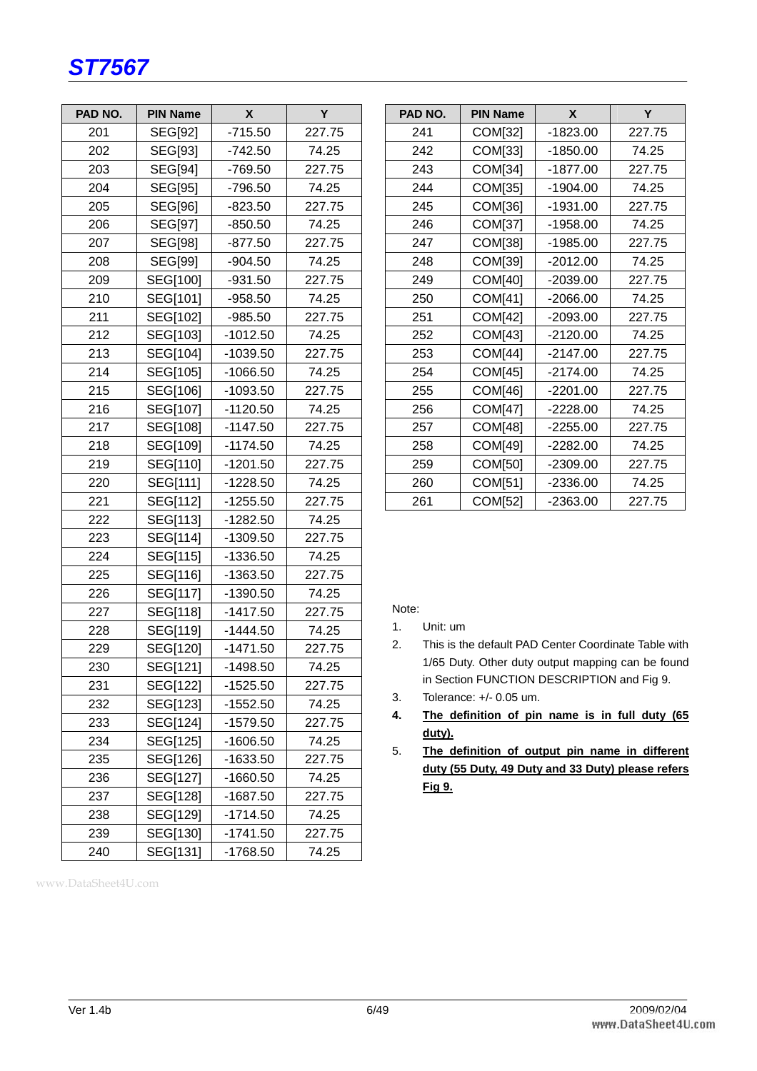| PAD NO. | PIN Name | X | Y |
|---|---|---|---|
| 201 | SEG[92] | -715.50 | 227.75 |
| 202 | SEG[93] | -742.50 | 74.25 |
| 203 | SEG[94] | -769.50 | 227.75 |
| 204 | SEG[95] | -796.50 | 74.25 |
| 205 | SEG[96] | -823.50 | 227.75 |
| 206 | SEG[97] | -850.50 | 74.25 |
| 207 | SEG[98] | -877.50 | 227.75 |
| 208 | SEG[99] | -904.50 | 74.25 |
| 209 | SEG[100] | -931.50 | 227.75 |
| 210 | SEG[101] | -958.50 | 74.25 |
| 211 | SEG[102] | -985.50 | 227.75 |
| 212 | SEG[103] | -1012.50 | 74.25 |
| 213 | SEG[104] | -1039.50 | 227.75 |
| 214 | SEG[105] | -1066.50 | 74.25 |
| 215 | SEG[106] | -1093.50 | 227.75 |
| 216 | SEG[107] | -1120.50 | 74.25 |
| 217 | SEG[108] | -1147.50 | 227.75 |
| 218 | SEG[109] | -1174.50 | 74.25 |
| 219 | SEG[110] | -1201.50 | 227.75 |
| 220 | SEG[111] | -1228.50 | 74.25 |
| 221 | SEG[112] | -1255.50 | 227.75 |
| 222 | SEG[113] | -1282.50 | 74.25 |
| 223 | SEG[114] | -1309.50 | 227.75 |
| 224 | SEG[115] | -1336.50 | 74.25 |
| 225 | SEG[116] | -1363.50 | 227.75 |
| 226 | SEG[117] | -1390.50 | 74.25 |
| 227 | SEG[118] | -1417.50 | 227.75 |
| 228 | SEG[119] | -1444.50 | 74.25 |
| 229 | SEG[120] | -1471.50 | 227.75 |
| 230 | SEG[121] | -1498.50 | 74.25 |
| 231 | SEG[122] | -1525.50 | 227.75 |
| 232 | SEG[123] | -1552.50 | 74.25 |
| 233 | SEG[124] | -1579.50 | 227.75 |
| 234 | SEG[125] | -1606.50 | 74.25 |
| 235 | SEG[126] | -1633.50 | 227.75 |
| 236 | SEG[127] | -1660.50 | 74.25 |
| 237 | SEG[128] | -1687.50 | 227.75 |
| 238 | SEG[129] | -1714.50 | 74.25 |
| 239 | SEG[130] | -1741.50 | 227.75 |
| 240 | SEG[131] | -1768.50 | 74.25 |

| PAD NO. | PIN Name | X | Y |
|---|---|---|---|
| 241 | COM[32] | -1823.00 | 227.75 |
| 242 | COM[33] | -1850.00 | 74.25 |
| 243 | COM[34] | -1877.00 | 227.75 |
| 244 | COM[35] | -1904.00 | 74.25 |
| 245 | COM[36] | -1931.00 | 227.75 |
| 246 | COM[37] | -1958.00 | 74.25 |
| 247 | COM[38] | -1985.00 | 227.75 |
| 248 | COM[39] | -2012.00 | 74.25 |
| 249 | COM[40] | -2039.00 | 227.75 |
| 250 | COM[41] | -2066.00 | 74.25 |
| 251 | COM[42] | -2093.00 | 227.75 |
| 252 | COM[43] | -2120.00 | 74.25 |
| 253 | COM[44] | -2147.00 | 227.75 |
| 254 | COM[45] | -2174.00 | 74.25 |
| 255 | COM[46] | -2201.00 | 227.75 |
| 256 | COM[47] | -2228.00 | 74.25 |
| 257 | COM[48] | -2255.00 | 227.75 |
| 258 | COM[49] | -2282.00 | 74.25 |
| 259 | COM[50] | -2309.00 | 227.75 |
| 260 | COM[51] | -2336.00 | 74.25 |
| 261 | COM[52] | -2363.00 | 227.75 |

Note:

1. Unit: um
2. This is the default PAD Center Coordinate Table with 1/65 Duty. Other duty output mapping can be found in Section FUNCTION DESCRIPTION and Fig 9.
3. Tolerance: +/- 0.05 um.
4. **The definition of pin name is in full duty (65 duty).**
5. **The definition of output pin name in different duty (55 Duty, 49 Duty and 33 Duty) please refers Fig 9.**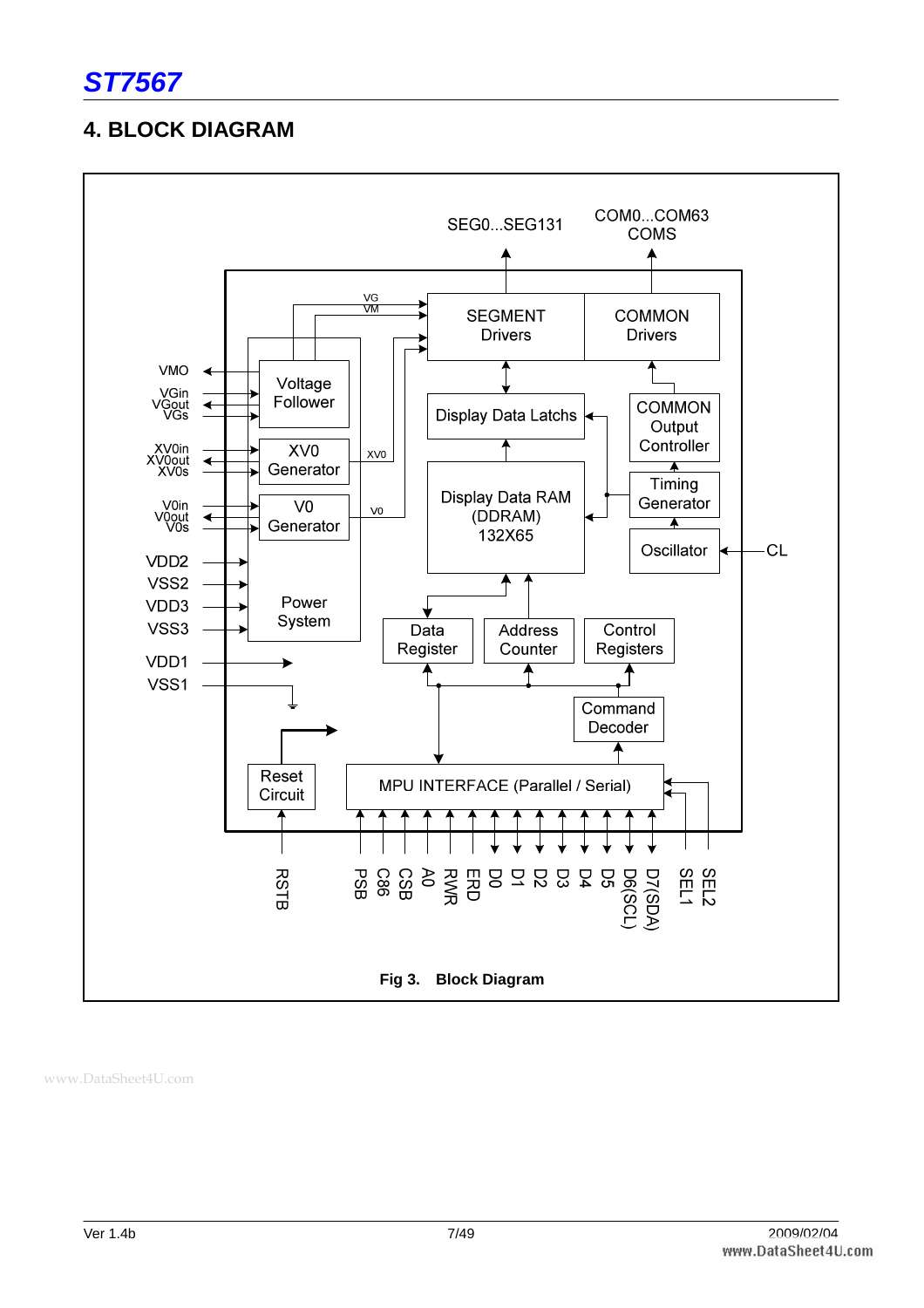## 4. BLOCK DIAGRAM

SEG0...SEG131

COM0...COM63
COMS

SEGMENT Drivers

COMMON Drivers

VG
VM

VMO

VGin
VGout
VGs

Voltage Follower

XV0in
XV0out
XV0s

XV0 Generator

XV0

V0in
V0out
V0s

V0 Generator

V0

VDD2
VSS2
VDD3
VSS3

Power System

VDD1
VSS1

Display Data Latchs

Display Data RAM (DDRAM) 132X65

COMMON Output Controller

Timing Generator

Oscillator

CL

Data Register

Address Counter

Control Registers

Command Decoder

Reset Circuit

MPU INTERFACE (Parallel / Serial)

RSTB

PSB C86 CSB A0 RWR ERD D0 D1 D2 D3 D4 D5 D6(SCL) D7(SDA) SEL1 SEL2

**Fig 3. Block Diagram**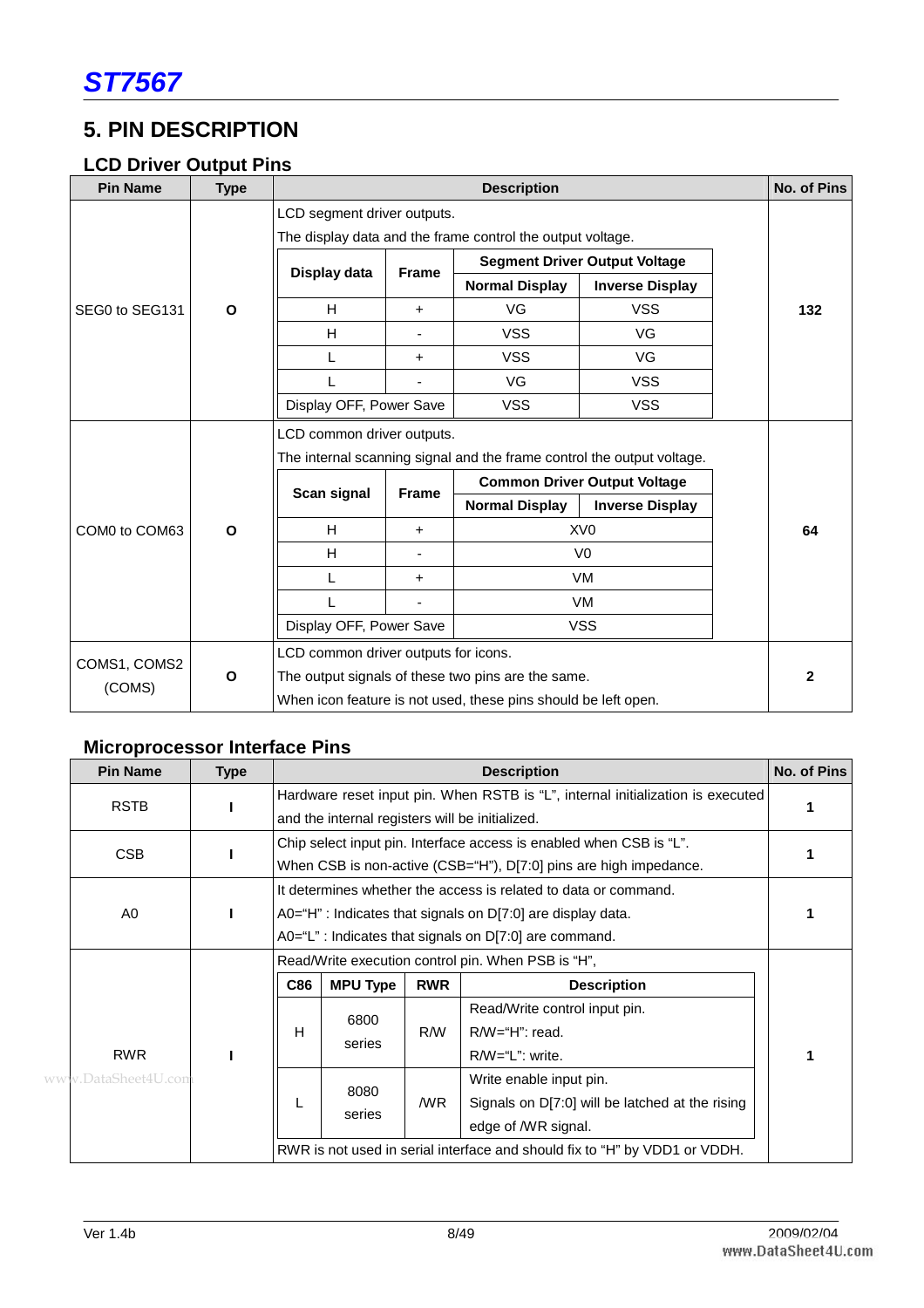# 5. PIN DESCRIPTION

## LCD Driver Output Pins

| Pin Name | Type | Description | No. of Pins |
|---|---|---|---|
| SEG0 to SEG131 | O | LCD segment driver outputs.<br>The display data and the frame control the output voltage.<br><br>Display data / Frame / Segment Driver Output Voltage (Normal Display / Inverse Display):<br>H / + / VG / VSS<br>H / - / VSS / VG<br>L / + / VSS / VG<br>L / - / VG / VSS<br>Display OFF, Power Save / VSS / VSS | 132 |
| COM0 to COM63 | O | LCD common driver outputs.<br>The internal scanning signal and the frame control the output voltage.<br><br>Scan signal / Frame / Common Driver Output Voltage (Normal Display / Inverse Display):<br>H / + / XV0<br>H / - / V0<br>L / + / VM<br>L / - / VM<br>Display OFF, Power Save / VSS | 64 |
| COMS1, COMS2 (COMS) | O | LCD common driver outputs for icons.<br>The output signals of these two pins are the same.<br>When icon feature is not used, these pins should be left open. | 2 |

SEG0 to SEG131 output voltage:

| Display data | Frame | Segment Driver Output Voltage | |
|---|---|---|---|
| | | Normal Display | Inverse Display |
| H | + | VG | VSS |
| H | - | VSS | VG |
| L | + | VSS | VG |
| L | - | VG | VSS |
| Display OFF, Power Save | | VSS | VSS |

COM0 to COM63 output voltage:

| Scan signal | Frame | Common Driver Output Voltage | |
|---|---|---|---|
| | | Normal Display | Inverse Display |
| H | + | XV0 | |
| H | - | V0 | |
| L | + | VM | |
| L | - | VM | |
| Display OFF, Power Save | | VSS | |

## Microprocessor Interface Pins

| Pin Name | Type | Description | No. of Pins |
|---|---|---|---|
| RSTB | I | Hardware reset input pin. When RSTB is "L", internal initialization is executed and the internal registers will be initialized. | 1 |
| CSB | I | Chip select input pin. Interface access is enabled when CSB is "L".<br>When CSB is non-active (CSB="H"), D[7:0] pins are high impedance. | 1 |
| A0 | I | It determines whether the access is related to data or command.<br>A0="H" : Indicates that signals on D[7:0] are display data.<br>A0="L" : Indicates that signals on D[7:0] are command. | 1 |
| RWR | I | Read/Write execution control pin. When PSB is "H",<br>(see table below)<br>RWR is not used in serial interface and should fix to "H" by VDD1 or VDDH. | 1 |

RWR (when PSB is "H"):

| C86 | MPU Type | RWR | Description |
|---|---|---|---|
| H | 6800 series | R/W | Read/Write control input pin.<br>R/W="H": read.<br>R/W="L": write. |
| L | 8080 series | /WR | Write enable input pin.<br>Signals on D[7:0] will be latched at the rising edge of /WR signal. |

RWR is not used in serial interface and should fix to "H" by VDD1 or VDDH.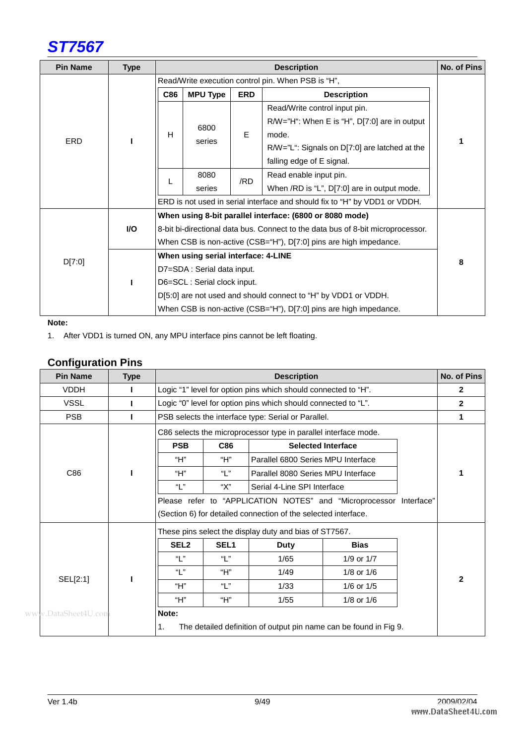| Pin Name | Type | Description | No. of Pins |
|---|---|---|---|
| ERD | I | Read/Write execution control pin. When PSB is "H",<br>C86 = H, MPU Type = 6800 series, ERD = E: Read/Write control input pin. R/W="H": When E is "H", D[7:0] are in output mode. R/W="L": Signals on D[7:0] are latched at the falling edge of E signal.<br>C86 = L, MPU Type = 8080 series, ERD = /RD: Read enable input pin. When /RD is "L", D[7:0] are in output mode.<br>ERD is not used in serial interface and should fix to "H" by VDD1 or VDDH. | 1 |
| D[7:0] | I/O | **When using 8-bit parallel interface: (6800 or 8080 mode)**<br>8-bit bi-directional data bus. Connect to the data bus of 8-bit microprocessor.<br>When CSB is non-active (CSB="H"), D[7:0] pins are high impedance. | 8 |
| | I | **When using serial interface: 4-LINE**<br>D7=SDA : Serial data input.<br>D6=SCL : Serial clock input.<br>D[5:0] are not used and should connect to "H" by VDD1 or VDDH.<br>When CSB is non-active (CSB="H"), D[7:0] pins are high impedance. | |

ERD sub-table:

| C86 | MPU Type | ERD | Description |
|---|---|---|---|
| H | 6800 series | E | Read/Write control input pin.<br>R/W="H": When E is "H", D[7:0] are in output mode.<br>R/W="L": Signals on D[7:0] are latched at the falling edge of E signal. |
| L | 8080 series | /RD | Read enable input pin.<br>When /RD is "L", D[7:0] are in output mode. |

**Note:**

1. After VDD1 is turned ON, any MPU interface pins cannot be left floating.

## Configuration Pins

| Pin Name | Type | Description | No. of Pins |
|---|---|---|---|
| VDDH | I | Logic "1" level for option pins which should connected to "H". | 2 |
| VSSL | I | Logic "0" level for option pins which should connected to "L". | 2 |
| PSB | I | PSB selects the interface type: Serial or Parallel. | 1 |
| C86 | I | C86 selects the microprocessor type in parallel interface mode. (see table below)<br>Please refer to "APPLICATION NOTES" and "Microprocessor Interface" (Section 6) for detailed connection of the selected interface. | 1 |
| SEL[2:1] | I | These pins select the display duty and bias of ST7567. (see table below)<br>**Note:**<br>1. The detailed definition of output pin name can be found in Fig 9. | 2 |

C86 sub-table:

| PSB | C86 | Selected Interface |
|---|---|---|
| "H" | "H" | Parallel 6800 Series MPU Interface |
| "H" | "L" | Parallel 8080 Series MPU Interface |
| "L" | "X" | Serial 4-Line SPI Interface |

SEL[2:1] sub-table:

| SEL2 | SEL1 | Duty | Bias |
|---|---|---|---|
| "L" | "L" | 1/65 | 1/9 or 1/7 |
| "L" | "H" | 1/49 | 1/8 or 1/6 |
| "H" | "L" | 1/33 | 1/6 or 1/5 |
| "H" | "H" | 1/55 | 1/8 or 1/6 |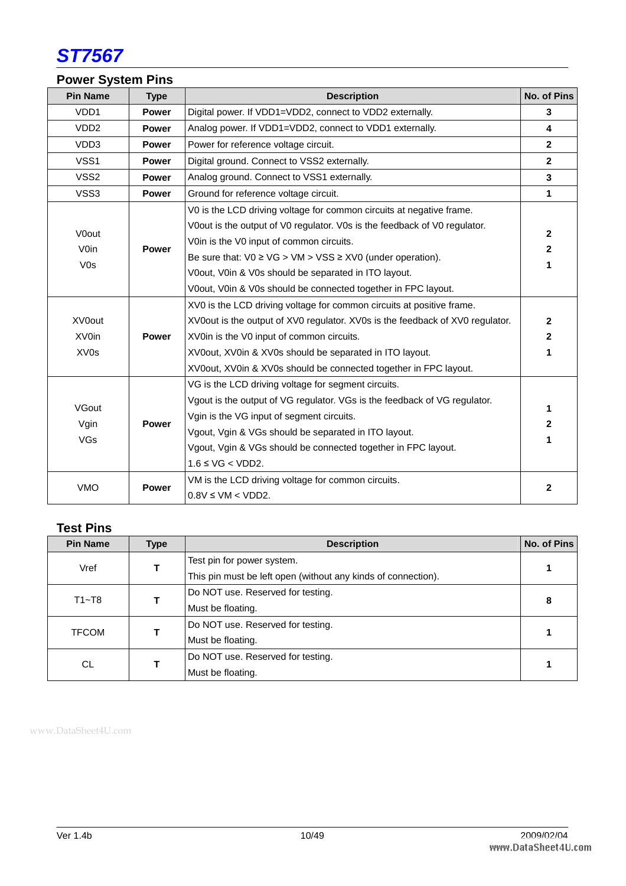## Power System Pins

| Pin Name | Type | Description | No. of Pins |
|---|---|---|---|
| VDD1 | **Power** | Digital power. If VDD1=VDD2, connect to VDD2 externally. | **3** |
| VDD2 | **Power** | Analog power. If VDD1=VDD2, connect to VDD1 externally. | **4** |
| VDD3 | **Power** | Power for reference voltage circuit. | **2** |
| VSS1 | **Power** | Digital ground. Connect to VSS2 externally. | **2** |
| VSS2 | **Power** | Analog ground. Connect to VSS1 externally. | **3** |
| VSS3 | **Power** | Ground for reference voltage circuit. | **1** |
| V0out<br>V0in<br>V0s | **Power** | V0 is the LCD driving voltage for common circuits at negative frame.<br>V0out is the output of V0 regulator. V0s is the feedback of V0 regulator.<br>V0in is the V0 input of common circuits.<br>Be sure that: V0 ≥ VG > VM > VSS ≥ XV0 (under operation).<br>V0out, V0in & V0s should be separated in ITO layout.<br>V0out, V0in & V0s should be connected together in FPC layout. | **2**<br>**2**<br>**1** |
| XV0out<br>XV0in<br>XV0s | **Power** | XV0 is the LCD driving voltage for common circuits at positive frame.<br>XV0out is the output of XV0 regulator. XV0s is the feedback of XV0 regulator.<br>XV0in is the V0 input of common circuits.<br>XV0out, XV0in & XV0s should be separated in ITO layout.<br>XV0out, XV0in & XV0s should be connected together in FPC layout. | **2**<br>**2**<br>**1** |
| VGout<br>Vgin<br>VGs | **Power** | VG is the LCD driving voltage for segment circuits.<br>Vgout is the output of VG regulator. VGs is the feedback of VG regulator.<br>Vgin is the VG input of segment circuits.<br>Vgout, Vgin & VGs should be separated in ITO layout.<br>Vgout, Vgin & VGs should be connected together in FPC layout.<br>1.6 ≤ VG < VDD2. | **1**<br>**2**<br>**1** |
| VMO | **Power** | VM is the LCD driving voltage for common circuits.<br>0.8V ≤ VM < VDD2. | **2** |

## Test Pins

| Pin Name | Type | Description | No. of Pins |
|---|---|---|---|
| Vref | **T** | Test pin for power system.<br>This pin must be left open (without any kinds of connection). | **1** |
| T1~T8 | **T** | Do NOT use. Reserved for testing.<br>Must be floating. | **8** |
| TFCOM | **T** | Do NOT use. Reserved for testing.<br>Must be floating. | **1** |
| CL | **T** | Do NOT use. Reserved for testing.<br>Must be floating. | **1** |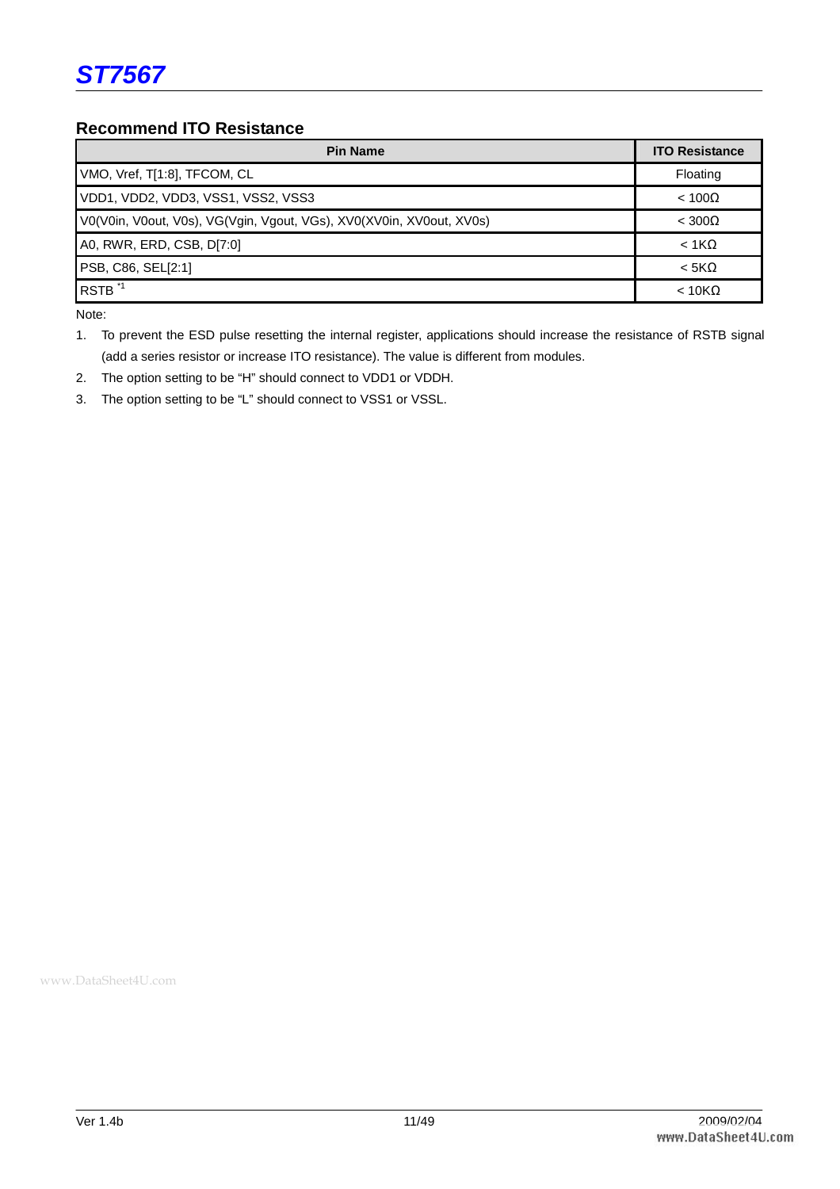## Recommend ITO Resistance

| Pin Name | ITO Resistance |
|---|---|
| VMO, Vref, T[1:8], TFCOM, CL | Floating |
| VDD1, VDD2, VDD3, VSS1, VSS2, VSS3 | < 100Ω |
| V0(V0in, V0out, V0s), VG(Vgin, Vgout, VGs), XV0(XV0in, XV0out, XV0s) | < 300Ω |
| A0, RWR, ERD, CSB, D[7:0] | < 1KΩ |
| PSB, C86, SEL[2:1] | < 5KΩ |
| RSTB [*1] | < 10KΩ |

Note:

1. To prevent the ESD pulse resetting the internal register, applications should increase the resistance of RSTB signal (add a series resistor or increase ITO resistance). The value is different from modules.
2. The option setting to be "H" should connect to VDD1 or VDDH.
3. The option setting to be "L" should connect to VSS1 or VSSL.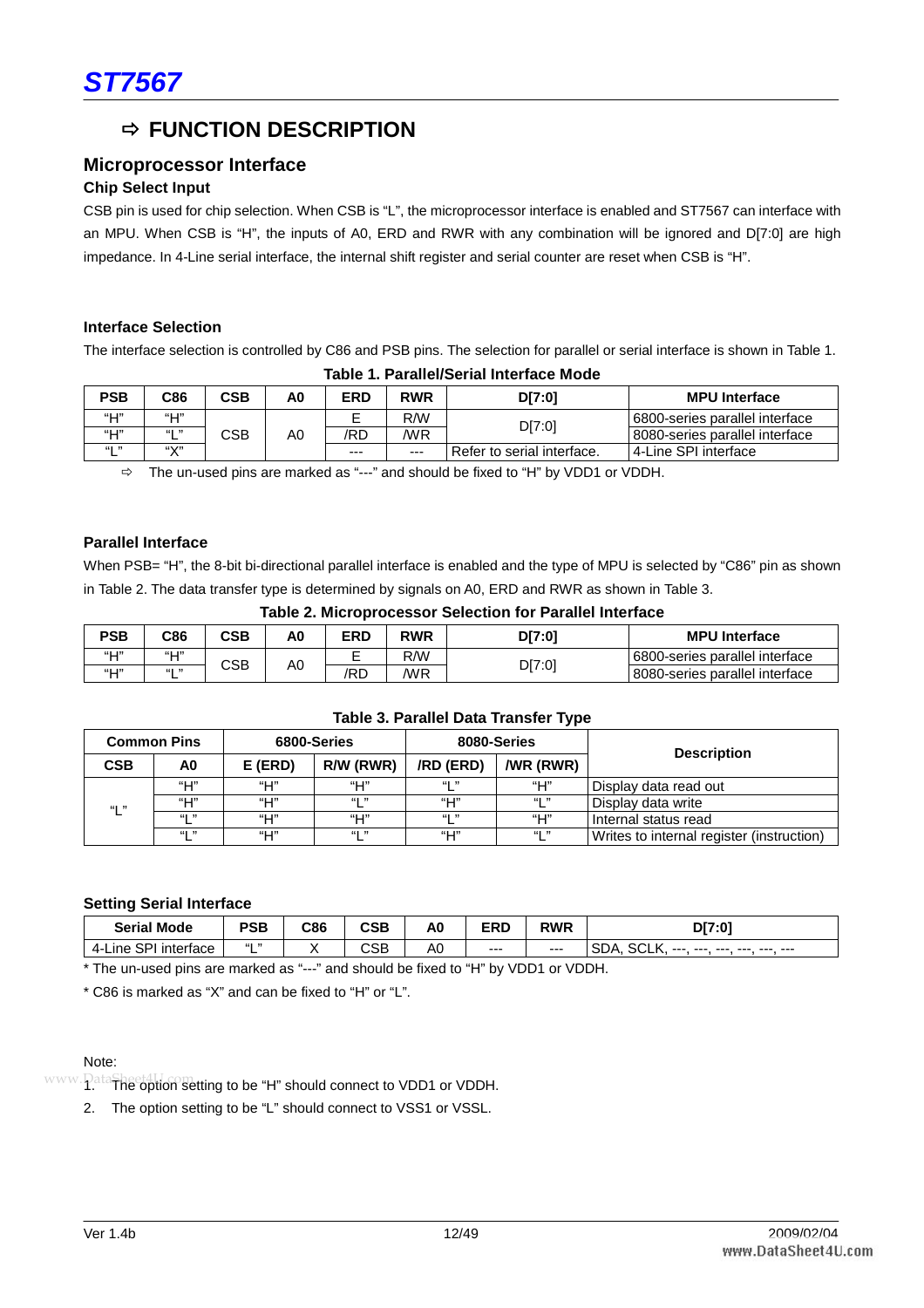## ⇨ FUNCTION DESCRIPTION

### Microprocessor Interface

#### Chip Select Input

CSB pin is used for chip selection. When CSB is "L", the microprocessor interface is enabled and ST7567 can interface with an MPU. When CSB is "H", the inputs of A0, ERD and RWR with any combination will be ignored and D[7:0] are high impedance. In 4-Line serial interface, the internal shift register and serial counter are reset when CSB is "H".

#### Interface Selection

The interface selection is controlled by C86 and PSB pins. The selection for parallel or serial interface is shown in Table 1.

**Table 1. Parallel/Serial Interface Mode**

| PSB | C86 | CSB | A0 | ERD | RWR | D[7:0] | MPU Interface |
|---|---|---|---|---|---|---|---|
| "H" | "H" | CSB | A0 | E | R/W | D[7:0] | 6800-series parallel interface |
| "H" | "L" | | | /RD | /WR | | 8080-series parallel interface |
| "L" | "X" | | | --- | --- | Refer to serial interface. | 4-Line SPI interface |

⇨ The un-used pins are marked as "---" and should be fixed to "H" by VDD1 or VDDH.

#### Parallel Interface

When PSB= "H", the 8-bit bi-directional parallel interface is enabled and the type of MPU is selected by "C86" pin as shown in Table 2. The data transfer type is determined by signals on A0, ERD and RWR as shown in Table 3.

**Table 2. Microprocessor Selection for Parallel Interface**

| PSB | C86 | CSB | A0 | ERD | RWR | D[7:0] | MPU Interface |
|---|---|---|---|---|---|---|---|
| "H" | "H" | CSB | A0 | E | R/W | D[7:0] | 6800-series parallel interface |
| "H" | "L" | | | /RD | /WR | | 8080-series parallel interface |

**Table 3. Parallel Data Transfer Type**

| Common Pins | | 6800-Series | | 8080-Series | | Description |
|---|---|---|---|---|---|---|
| CSB | A0 | E (ERD) | R/W (RWR) | /RD (ERD) | /WR (RWR) | |
| "L" | "H" | "H" | "H" | "L" | "H" | Display data read out |
| | "H" | "H" | "L" | "H" | "L" | Display data write |
| | "L" | "H" | "H" | "L" | "H" | Internal status read |
| | "L" | "H" | "L" | "H" | "L" | Writes to internal register (instruction) |

#### Setting Serial Interface

| Serial Mode | PSB | C86 | CSB | A0 | ERD | RWR | D[7:0] |
|---|---|---|---|---|---|---|---|
| 4-Line SPI interface | "L" | X | CSB | A0 | --- | --- | SDA, SCLK, ---, ---, ---, ---, ---, --- |

* The un-used pins are marked as "---" and should be fixed to "H" by VDD1 or VDDH.

* C86 is marked as "X" and can be fixed to "H" or "L".

Note:

1. The option setting to be "H" should connect to VDD1 or VDDH.
2. The option setting to be "L" should connect to VSS1 or VSSL.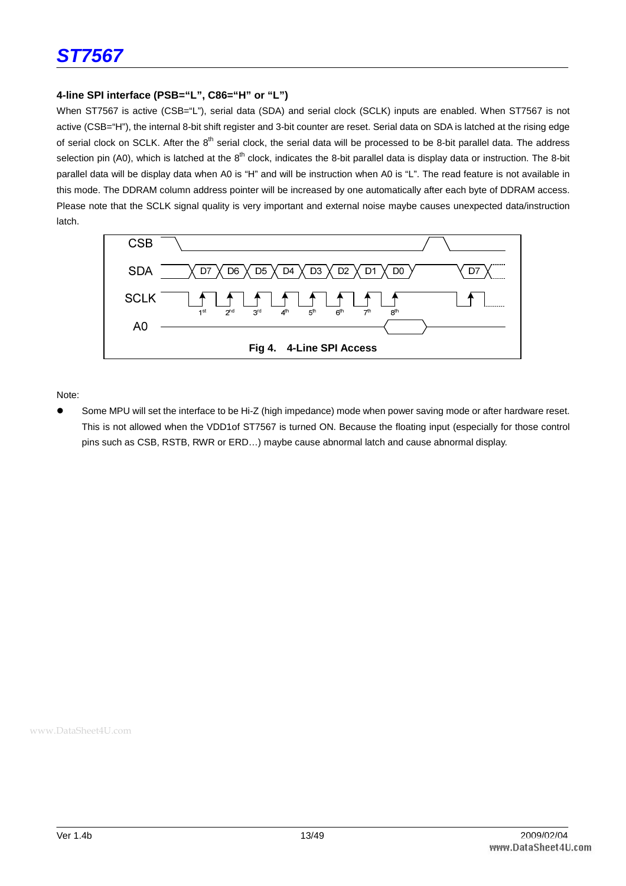### 4-line SPI interface (PSB="L", C86="H" or "L")

When ST7567 is active (CSB="L"), serial data (SDA) and serial clock (SCLK) inputs are enabled. When ST7567 is not active (CSB="H"), the internal 8-bit shift register and 3-bit counter are reset. Serial data on SDA is latched at the rising edge of serial clock on SCLK. After the 8th serial clock, the serial data will be processed to be 8-bit parallel data. The address selection pin (A0), which is latched at the 8th clock, indicates the 8-bit parallel data is display data or instruction. The 8-bit parallel data will be display data when A0 is "H" and will be instruction when A0 is "L". The read feature is not available in this mode. The DDRAM column address pointer will be increased by one automatically after each byte of DDRAM access. Please note that the SCLK signal quality is very important and external noise maybe causes unexpected data/instruction latch.

CSB

SDA D7 D6 D5 D4 D3 D2 D1 D0 D7

SCLK 1st 2nd 3rd 4th 5th 6th 7th 8th

A0

**Fig 4. 4-Line SPI Access**

Note:

- Some MPU will set the interface to be Hi-Z (high impedance) mode when power saving mode or after hardware reset. This is not allowed when the VDD1of ST7567 is turned ON. Because the floating input (especially for those control pins such as CSB, RSTB, RWR or ERD…) maybe cause abnormal latch and cause abnormal display.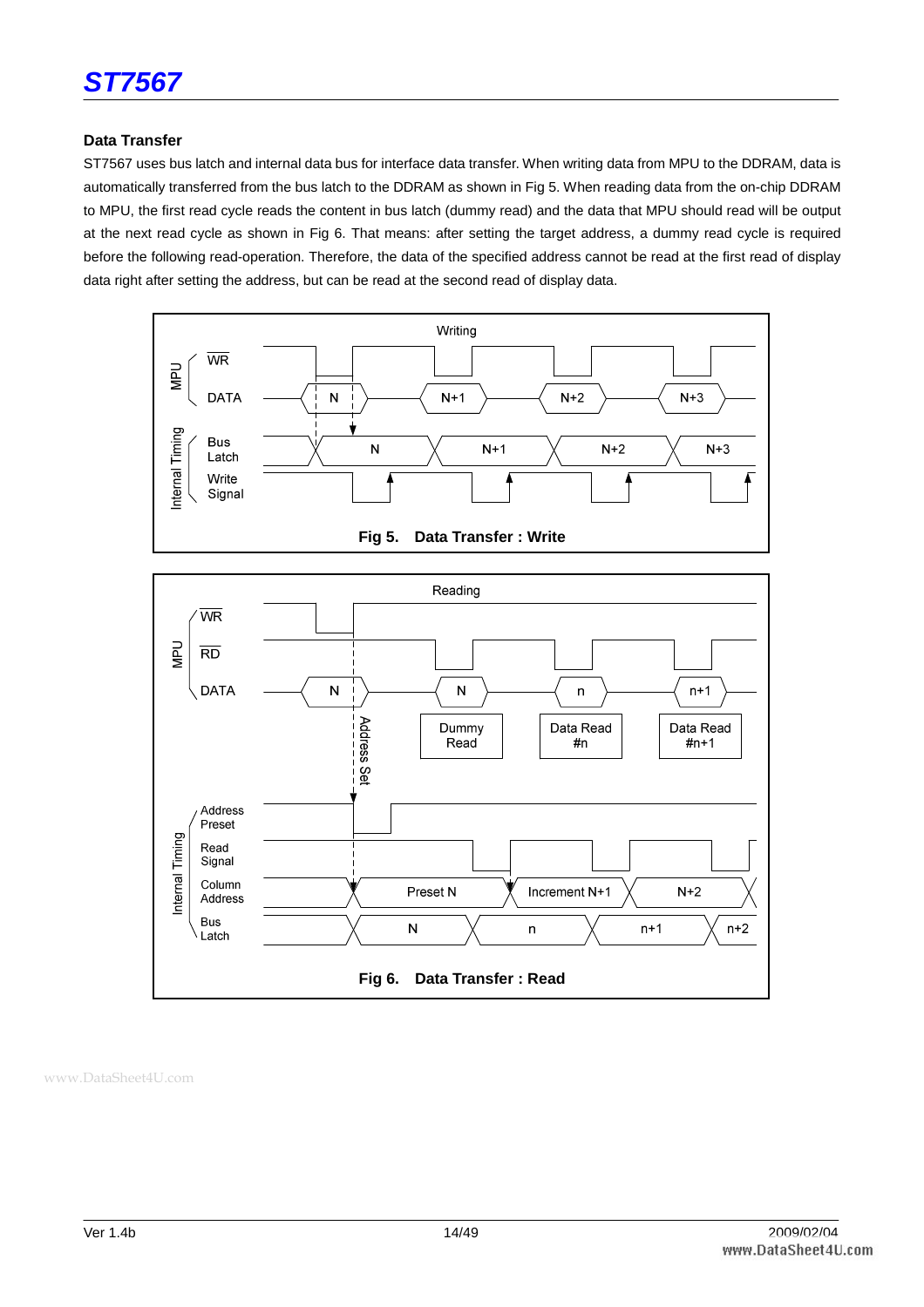## Data Transfer

ST7567 uses bus latch and internal data bus for interface data transfer. When writing data from MPU to the DDRAM, data is automatically transferred from the bus latch to the DDRAM as shown in Fig 5. When reading data from the on-chip DDRAM to MPU, the first read cycle reads the content in bus latch (dummy read) and the data that MPU should read will be output at the next read cycle as shown in Fig 6. That means: after setting the target address, a dummy read cycle is required before the following read-operation. Therefore, the data of the specified address cannot be read at the first read of display data right after setting the address, but can be read at the second read of display data.

**Fig 5. Data Transfer : Write**

**Fig 6. Data Transfer : Read**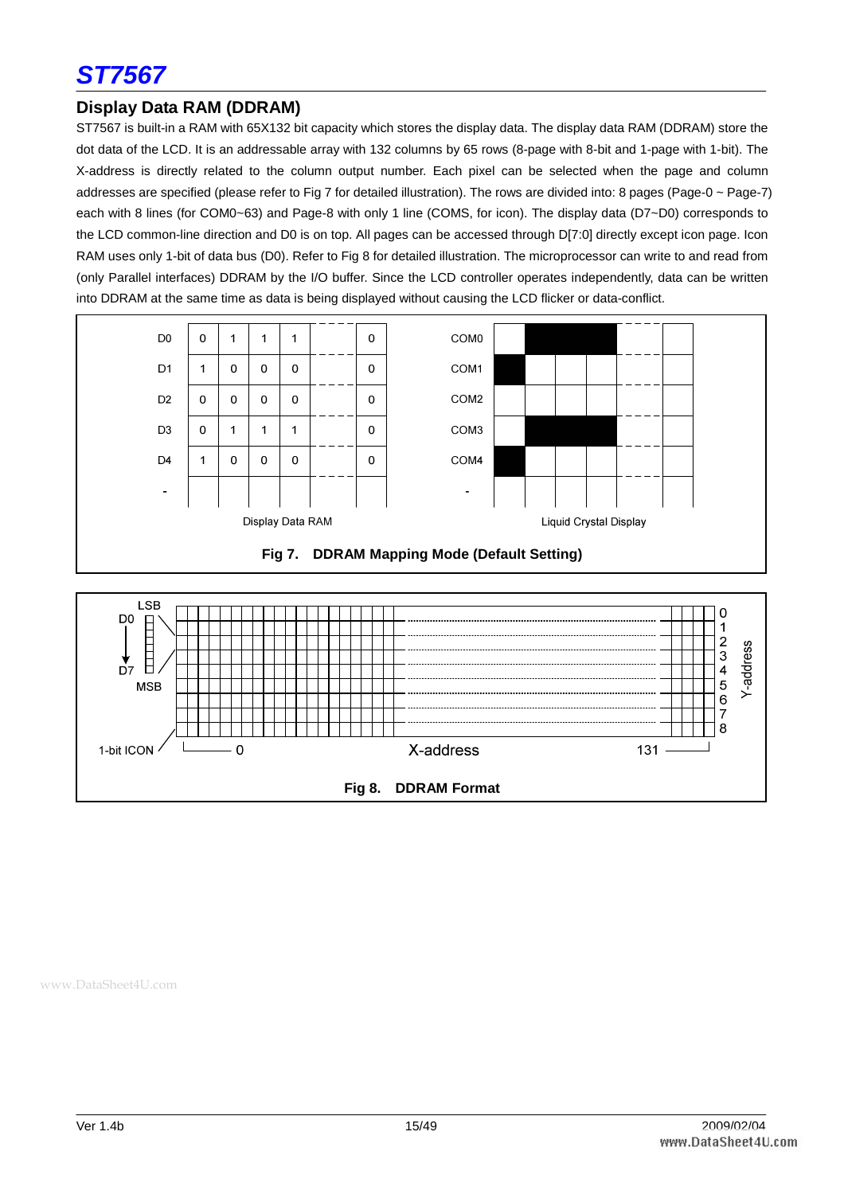## Display Data RAM (DDRAM)

ST7567 is built-in a RAM with 65X132 bit capacity which stores the display data. The display data RAM (DDRAM) store the dot data of the LCD. It is an addressable array with 132 columns by 65 rows (8-page with 8-bit and 1-page with 1-bit). The X-address is directly related to the column output number. Each pixel can be selected when the page and column addresses are specified (please refer to Fig 7 for detailed illustration). The rows are divided into: 8 pages (Page-0 ~ Page-7) each with 8 lines (for COM0~63) and Page-8 with only 1 line (COMS, for icon). The display data (D7~D0) corresponds to the LCD common-line direction and D0 is on top. All pages can be accessed through D[7:0] directly except icon page. Icon RAM uses only 1-bit of data bus (D0). Refer to Fig 8 for detailed illustration. The microprocessor can write to and read from (only Parallel interfaces) DDRAM by the I/O buffer. Since the LCD controller operates independently, data can be written into DDRAM at the same time as data is being displayed without causing the LCD flicker or data-conflict.

**Display Data RAM**

| | | | | | | |
|---|---|---|---|---|---|---|
| D0 | 0 | 1 | 1 | 1 | - - - | 0 |
| D1 | 1 | 0 | 0 | 0 | - - - | 0 |
| D2 | 0 | 0 | 0 | 0 | - - - | 0 |
| D3 | 0 | 1 | 1 | 1 | - - - | 0 |
| D4 | 1 | 0 | 0 | 0 | - - - | 0 |
| - | | | | | | |

Liquid Crystal Display (COM0, COM1, COM2, COM3, COM4, -)

**Fig 7. DDRAM Mapping Mode (Default Setting)**

LSB D0 … D7 MSB; 1-bit ICON; X-address 0 … 131; Y-address 0–8

**Fig 8. DDRAM Format**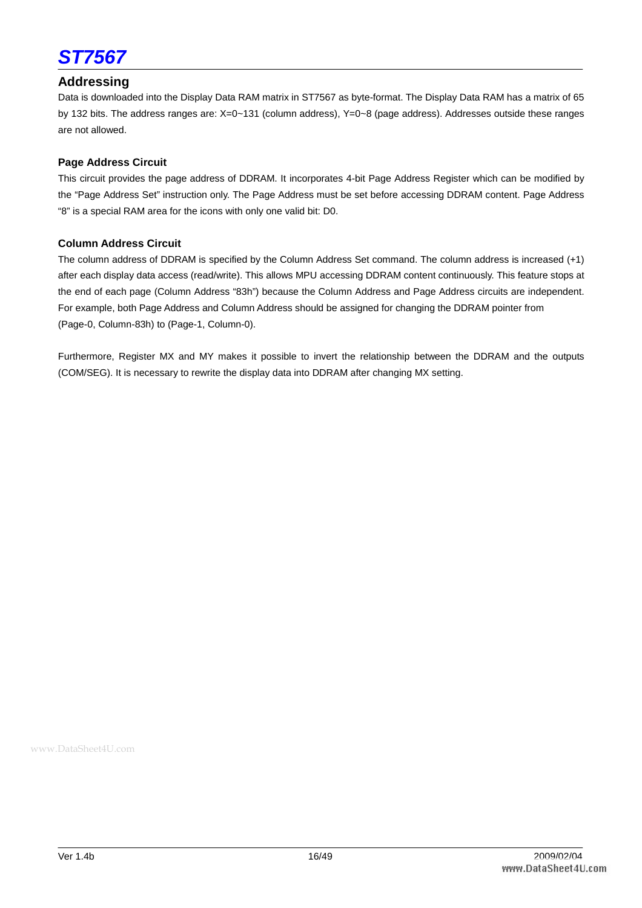## Addressing

Data is downloaded into the Display Data RAM matrix in ST7567 as byte-format. The Display Data RAM has a matrix of 65 by 132 bits. The address ranges are: X=0~131 (column address), Y=0~8 (page address). Addresses outside these ranges are not allowed.

### Page Address Circuit

This circuit provides the page address of DDRAM. It incorporates 4-bit Page Address Register which can be modified by the "Page Address Set" instruction only. The Page Address must be set before accessing DDRAM content. Page Address "8" is a special RAM area for the icons with only one valid bit: D0.

### Column Address Circuit

The column address of DDRAM is specified by the Column Address Set command. The column address is increased (+1) after each display data access (read/write). This allows MPU accessing DDRAM content continuously. This feature stops at the end of each page (Column Address "83h") because the Column Address and Page Address circuits are independent. For example, both Page Address and Column Address should be assigned for changing the DDRAM pointer from (Page-0, Column-83h) to (Page-1, Column-0).

Furthermore, Register MX and MY makes it possible to invert the relationship between the DDRAM and the outputs (COM/SEG). It is necessary to rewrite the display data into DDRAM after changing MX setting.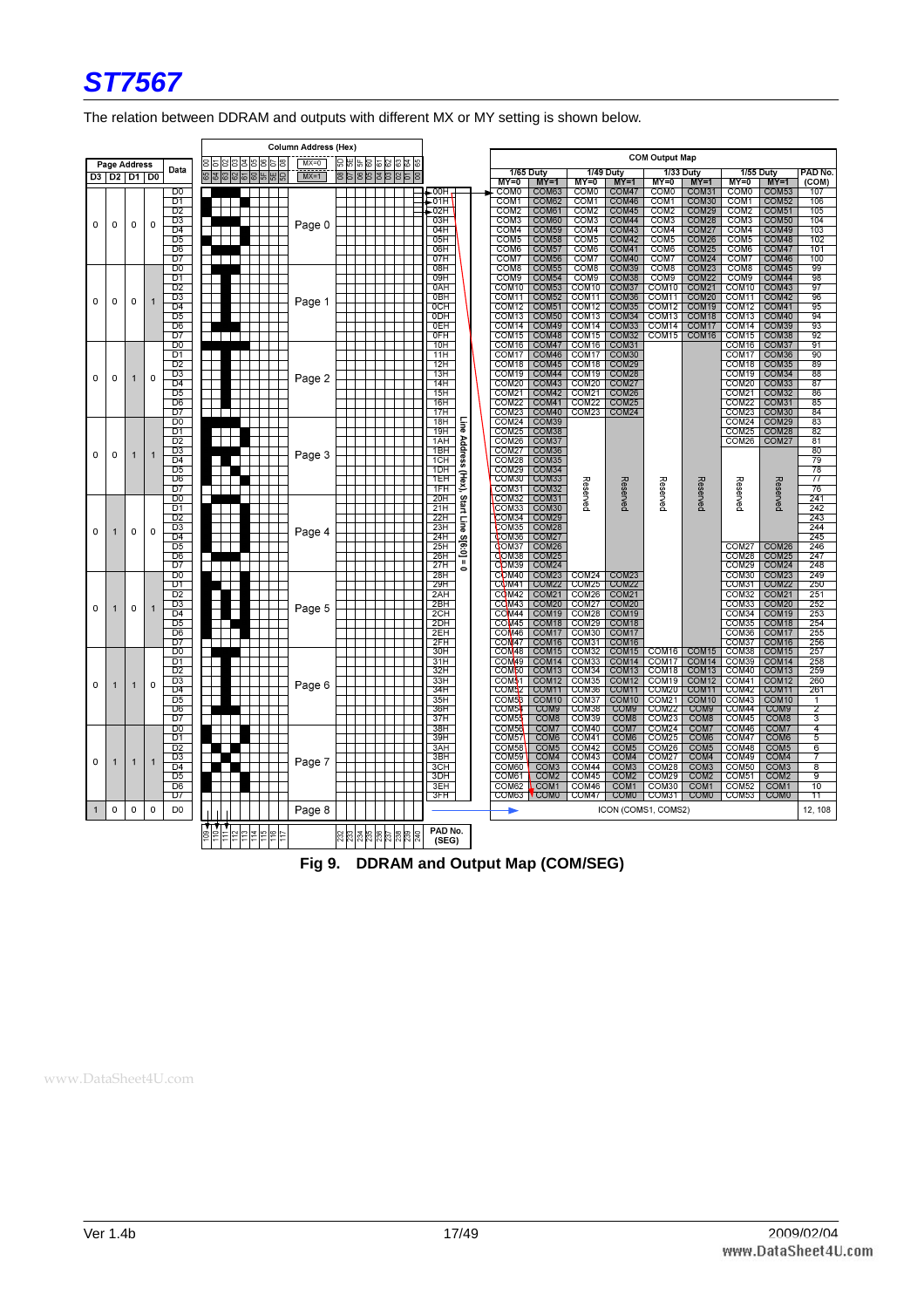The relation between DDRAM and outputs with different MX or MY setting is shown below.

| Page Address D3 | D2 | D1 | D0 | Data | Page | Line Address | 1/65 Duty MY=0 | 1/65 Duty MY=1 | 1/49 Duty MY=0 | 1/49 Duty MY=1 | 1/33 Duty MY=0 | 1/33 Duty MY=1 | 1/55 Duty MY=0 | 1/55 Duty MY=1 | PAD No. (COM) |
|---|---|---|---|---|---|---|---|---|---|---|---|---|---|---|---|
| 0 | 0 | 0 | 0 | D0 | Page 0 | 00H | COM0 | COM63 | COM0 | COM47 | COM0 | COM31 | COM0 | COM53 | 107 |
| | | | | D1 | | 01H | COM1 | COM62 | COM1 | COM46 | COM1 | COM30 | COM1 | COM52 | 106 |
| | | | | D2 | | 02H | COM2 | COM61 | COM2 | COM45 | COM2 | COM29 | COM2 | COM51 | 105 |
| | | | | D3 | | 03H | COM3 | COM60 | COM3 | COM44 | COM3 | COM28 | COM3 | COM50 | 104 |
| | | | | D4 | | 04H | COM4 | COM59 | COM4 | COM43 | COM4 | COM27 | COM4 | COM49 | 103 |
| | | | | D5 | | 05H | COM5 | COM58 | COM5 | COM42 | COM5 | COM26 | COM5 | COM48 | 102 |
| | | | | D6 | | 06H | COM6 | COM57 | COM6 | COM41 | COM6 | COM25 | COM6 | COM47 | 101 |
| | | | | D7 | | 07H | COM7 | COM56 | COM7 | COM40 | COM7 | COM24 | COM7 | COM46 | 100 |
| 0 | 0 | 0 | 1 | D0 | Page 1 | 08H | COM8 | COM55 | COM8 | COM39 | COM8 | COM23 | COM8 | COM45 | 99 |
| | | | | D1 | | 09H | COM9 | COM54 | COM9 | COM38 | COM9 | COM22 | COM9 | COM44 | 98 |
| | | | | D2 | | 0AH | COM10 | COM53 | COM10 | COM37 | COM10 | COM21 | COM10 | COM43 | 97 |
| | | | | D3 | | 0BH | COM11 | COM52 | COM11 | COM36 | COM11 | COM20 | COM11 | COM42 | 96 |
| | | | | D4 | | 0CH | COM12 | COM51 | COM12 | COM35 | COM12 | COM19 | COM12 | COM41 | 95 |
| | | | | D5 | | 0DH | COM13 | COM50 | COM13 | COM34 | COM13 | COM18 | COM13 | COM40 | 94 |
| | | | | D6 | | 0EH | COM14 | COM49 | COM14 | COM33 | COM14 | COM17 | COM14 | COM39 | 93 |
| | | | | D7 | | 0FH | COM15 | COM48 | COM15 | COM32 | COM15 | COM16 | COM15 | COM38 | 92 |
| 0 | 0 | 1 | 0 | D0 | Page 2 | 10H | COM16 | COM47 | COM16 | COM31 | | | COM16 | COM37 | 91 |
| | | | | D1 | | 11H | COM17 | COM46 | COM17 | COM30 | | | COM17 | COM36 | 90 |
| | | | | D2 | | 12H | COM18 | COM45 | COM18 | COM29 | | | COM18 | COM35 | 89 |
| | | | | D3 | | 13H | COM19 | COM44 | COM19 | COM28 | | | COM19 | COM34 | 88 |
| | | | | D4 | | 14H | COM20 | COM43 | COM20 | COM27 | | | COM20 | COM33 | 87 |
| | | | | D5 | | 15H | COM21 | COM42 | COM21 | COM26 | | | COM21 | COM32 | 86 |
| | | | | D6 | | 16H | COM22 | COM41 | COM22 | COM25 | | | COM22 | COM31 | 85 |
| | | | | D7 | | 17H | COM23 | COM40 | COM23 | COM24 | | | COM23 | COM30 | 84 |
| 0 | 0 | 1 | 1 | D0 | Page 3 | 18H | COM24 | COM39 | Reserved | Reserved | Reserved | Reserved | COM24 | COM29 | 83 |
| | | | | D1 | | 19H | COM25 | COM38 | | | | | COM25 | COM28 | 82 |
| | | | | D2 | | 1AH | COM26 | COM37 | | | | | COM26 | COM27 | 81 |
| | | | | D3 | | 1BH | COM27 | COM36 | | | | | Reserved | Reserved | 80 |
| | | | | D4 | | 1CH | COM28 | COM35 | | | | | | | 79 |
| | | | | D5 | | 1DH | COM29 | COM34 | | | | | | | 78 |
| | | | | D6 | | 1EH | COM30 | COM33 | | | | | | | 77 |
| | | | | D7 | | 1FH | COM31 | COM32 | | | | | | | 76 |
| 0 | 1 | 0 | 0 | D0 | Page 4 | 20H | COM32 | COM31 | | | | | | | 241 |
| | | | | D1 | | 21H | COM33 | COM30 | | | | | | | 242 |
| | | | | D2 | | 22H | COM34 | COM29 | | | | | | | 243 |
| | | | | D3 | | 23H | COM35 | COM28 | | | | | | | 244 |
| | | | | D4 | | 24H | COM36 | COM27 | | | | | | | 245 |
| | | | | D5 | | 25H | COM37 | COM26 | | | | | COM27 | COM26 | 246 |
| | | | | D6 | | 26H | COM38 | COM25 | | | | | COM28 | COM25 | 247 |
| | | | | D7 | | 27H | COM39 | COM24 | | | | | COM29 | COM24 | 248 |
| 0 | 1 | 0 | 1 | D0 | Page 5 | 28H | COM40 | COM23 | COM24 | COM23 | | | COM30 | COM23 | 249 |
| | | | | D1 | | 29H | COM41 | COM22 | COM25 | COM22 | | | COM31 | COM22 | 250 |
| | | | | D2 | | 2AH | COM42 | COM21 | COM26 | COM21 | | | COM32 | COM21 | 251 |
| | | | | D3 | | 2BH | COM43 | COM20 | COM27 | COM20 | | | COM33 | COM20 | 252 |
| | | | | D4 | | 2CH | COM44 | COM19 | COM28 | COM19 | | | COM34 | COM19 | 253 |
| | | | | D5 | | 2DH | COM45 | COM18 | COM29 | COM18 | | | COM35 | COM18 | 254 |
| | | | | D6 | | 2EH | COM46 | COM17 | COM30 | COM17 | | | COM36 | COM17 | 255 |
| | | | | D7 | | 2FH | COM47 | COM16 | COM31 | COM16 | | | COM37 | COM16 | 256 |
| 0 | 1 | 1 | 0 | D0 | Page 6 | 30H | COM48 | COM15 | COM32 | COM15 | COM16 | COM15 | COM38 | COM15 | 257 |
| | | | | D1 | | 31H | COM49 | COM14 | COM33 | COM14 | COM17 | COM14 | COM39 | COM14 | 258 |
| | | | | D2 | | 32H | COM50 | COM13 | COM34 | COM13 | COM18 | COM13 | COM40 | COM13 | 259 |
| | | | | D3 | | 33H | COM51 | COM12 | COM35 | COM12 | COM19 | COM12 | COM41 | COM12 | 260 |
| | | | | D4 | | 34H | COM52 | COM11 | COM36 | COM11 | COM20 | COM11 | COM42 | COM11 | 261 |
| | | | | D5 | | 35H | COM53 | COM10 | COM37 | COM10 | COM21 | COM10 | COM43 | COM10 | 1 |
| | | | | D6 | | 36H | COM54 | COM9 | COM38 | COM9 | COM22 | COM9 | COM44 | COM9 | 2 |
| | | | | D7 | | 37H | COM55 | COM8 | COM39 | COM8 | COM23 | COM8 | COM45 | COM8 | 3 |
| 0 | 1 | 1 | 1 | D0 | Page 7 | 38H | COM56 | COM7 | COM40 | COM7 | COM24 | COM7 | COM46 | COM7 | 4 |
| | | | | D1 | | 39H | COM57 | COM6 | COM41 | COM6 | COM25 | COM6 | COM47 | COM6 | 5 |
| | | | | D2 | | 3AH | COM58 | COM5 | COM42 | COM5 | COM26 | COM5 | COM48 | COM5 | 6 |
| | | | | D3 | | 3BH | COM59 | COM4 | COM43 | COM4 | COM27 | COM4 | COM49 | COM4 | 7 |
| | | | | D4 | | 3CH | COM60 | COM3 | COM44 | COM3 | COM28 | COM3 | COM50 | COM3 | 8 |
| | | | | D5 | | 3DH | COM61 | COM2 | COM45 | COM2 | COM29 | COM2 | COM51 | COM2 | 9 |
| | | | | D6 | | 3EH | COM62 | COM1 | COM46 | COM1 | COM30 | COM1 | COM52 | COM1 | 10 |
| | | | | D7 | | 3FH | COM63 | COM0 | COM47 | COM0 | COM31 | COM0 | COM53 | COM0 | 11 |
| 1 | 0 | 0 | 0 | D0 | Page 8 | | ICON (COMS1, COMS2) | | | | | | | | 12, 108 |

Column Address (Hex): MX=0: 00, 01, 02, 03, 04, 05, 06, 07, 08 … 5D, 5E, 5F, 60, 61, 62, 63, 64, 65; MX=1: 65, 64, 63, 62, 61, 60, 5F, 5E, 5D … 08, 07, 06, 05, 04, 03, 02, 01, 00

PAD No. (SEG): 109, 110, 111, 112, 113, 114, 115, 116, 117 … 232, 233, 234, 235, 236, 237, 238, 239, 240

Line Address (Hex), Start Line S[6:0] = 0

COM Output Map

Fig 9. DDRAM and Output Map (COM/SEG)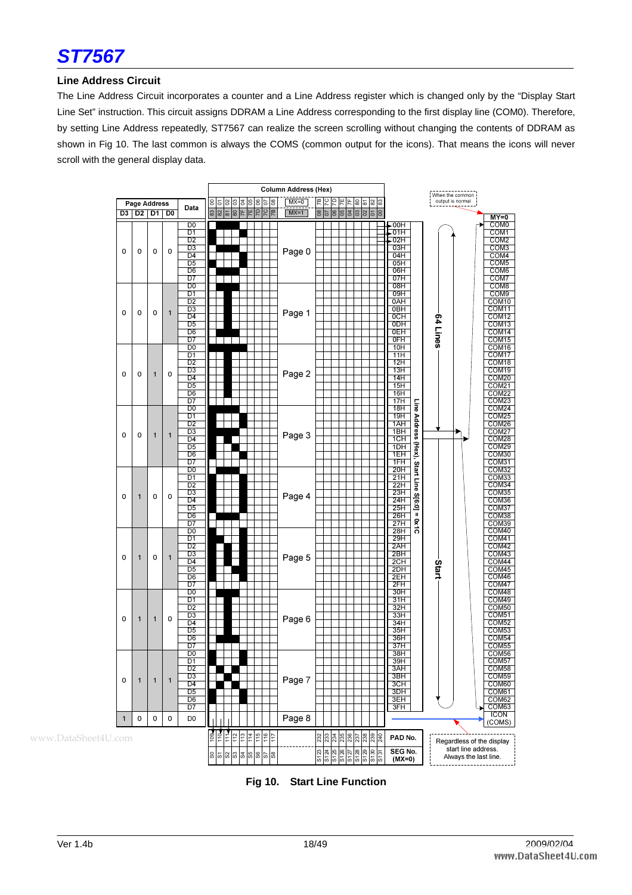### Line Address Circuit

The Line Address Circuit incorporates a counter and a Line Address register which is changed only by the "Display Start Line Set" instruction. This circuit assigns DDRAM a Line Address corresponding to the first display line (COM0). Therefore, by setting Line Address repeatedly, ST7567 can realize the screen scrolling without changing the contents of DDRAM as shown in Fig 10. The last common is always the COMS (common output for the icons). That means the icons will never scroll with the general display data.

**Fig 10. Start Line Function**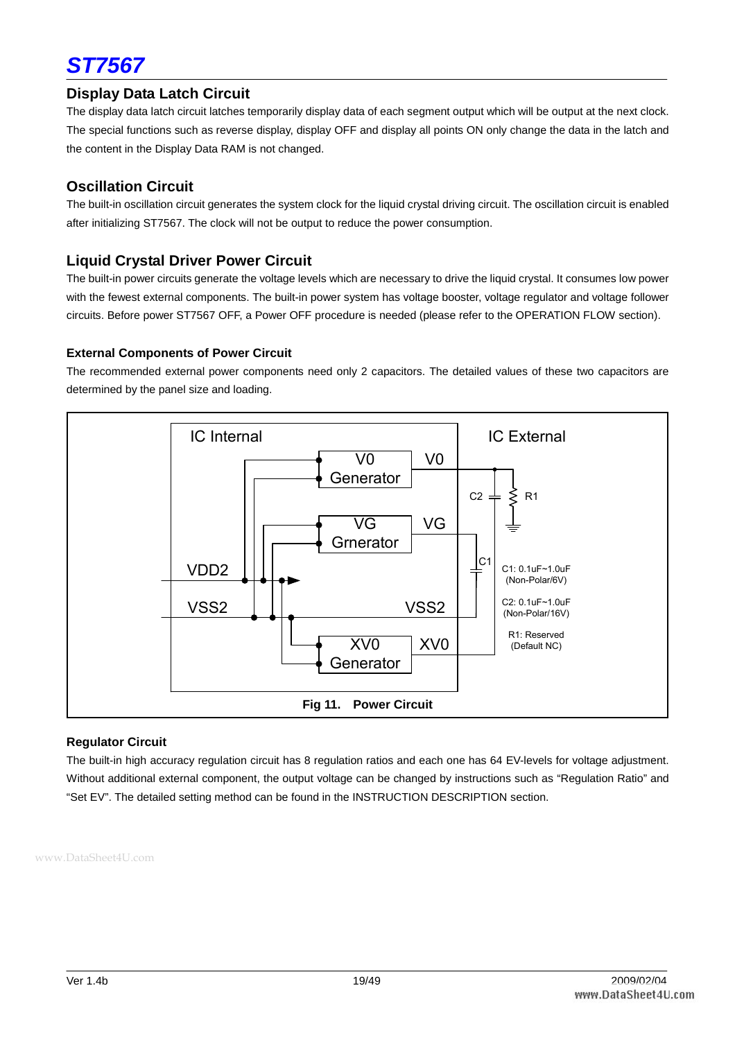## Display Data Latch Circuit

The display data latch circuit latches temporarily display data of each segment output which will be output at the next clock. The special functions such as reverse display, display OFF and display all points ON only change the data in the latch and the content in the Display Data RAM is not changed.

## Oscillation Circuit

The built-in oscillation circuit generates the system clock for the liquid crystal driving circuit. The oscillation circuit is enabled after initializing ST7567. The clock will not be output to reduce the power consumption.

## Liquid Crystal Driver Power Circuit

The built-in power circuits generate the voltage levels which are necessary to drive the liquid crystal. It consumes low power with the fewest external components. The built-in power system has voltage booster, voltage regulator and voltage follower circuits. Before power ST7567 OFF, a Power OFF procedure is needed (please refer to the OPERATION FLOW section).

### External Components of Power Circuit

The recommended external power components need only 2 capacitors. The detailed values of these two capacitors are determined by the panel size and loading.

IC Internal | IC External

V0 Generator — V0; VG Grnerator — VG; XV0 Generator — XV0; VDD2; VSS2; VSS2

C1: 0.1uF~1.0uF (Non-Polar/6V)

C2: 0.1uF~1.0uF (Non-Polar/16V)

R1: Reserved (Default NC)

**Fig 11. Power Circuit**

### Regulator Circuit

The built-in high accuracy regulation circuit has 8 regulation ratios and each one has 64 EV-levels for voltage adjustment. Without additional external component, the output voltage can be changed by instructions such as "Regulation Ratio" and "Set EV". The detailed setting method can be found in the INSTRUCTION DESCRIPTION section.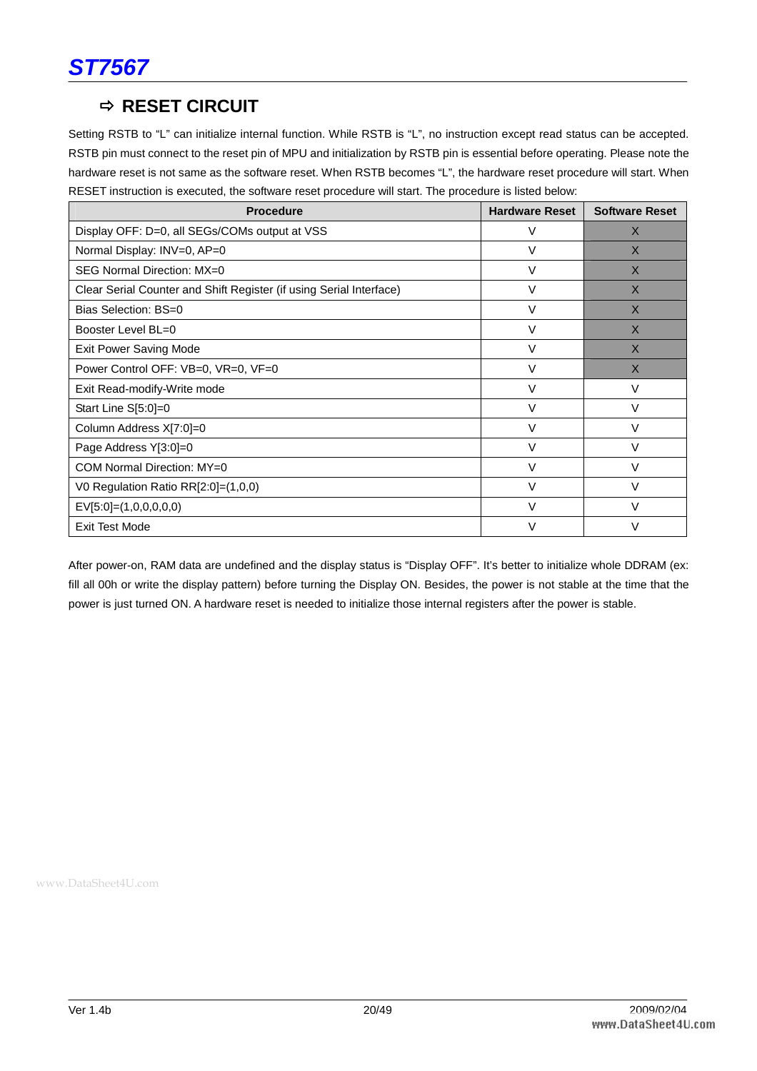## ⇨ RESET CIRCUIT

Setting RSTB to "L" can initialize internal function. While RSTB is "L", no instruction except read status can be accepted. RSTB pin must connect to the reset pin of MPU and initialization by RSTB pin is essential before operating. Please note the hardware reset is not same as the software reset. When RSTB becomes "L", the hardware reset procedure will start. When RESET instruction is executed, the software reset procedure will start. The procedure is listed below:

| Procedure | Hardware Reset | Software Reset |
|---|---|---|
| Display OFF: D=0, all SEGs/COMs output at VSS | V | X |
| Normal Display: INV=0, AP=0 | V | X |
| SEG Normal Direction: MX=0 | V | X |
| Clear Serial Counter and Shift Register (if using Serial Interface) | V | X |
| Bias Selection: BS=0 | V | X |
| Booster Level BL=0 | V | X |
| Exit Power Saving Mode | V | X |
| Power Control OFF: VB=0, VR=0, VF=0 | V | X |
| Exit Read-modify-Write mode | V | V |
| Start Line S[5:0]=0 | V | V |
| Column Address X[7:0]=0 | V | V |
| Page Address Y[3:0]=0 | V | V |
| COM Normal Direction: MY=0 | V | V |
| V0 Regulation Ratio RR[2:0]=(1,0,0) | V | V |
| EV[5:0]=(1,0,0,0,0,0) | V | V |
| Exit Test Mode | V | V |

After power-on, RAM data are undefined and the display status is "Display OFF". It's better to initialize whole DDRAM (ex: fill all 00h or write the display pattern) before turning the Display ON. Besides, the power is not stable at the time that the power is just turned ON. A hardware reset is needed to initialize those internal registers after the power is stable.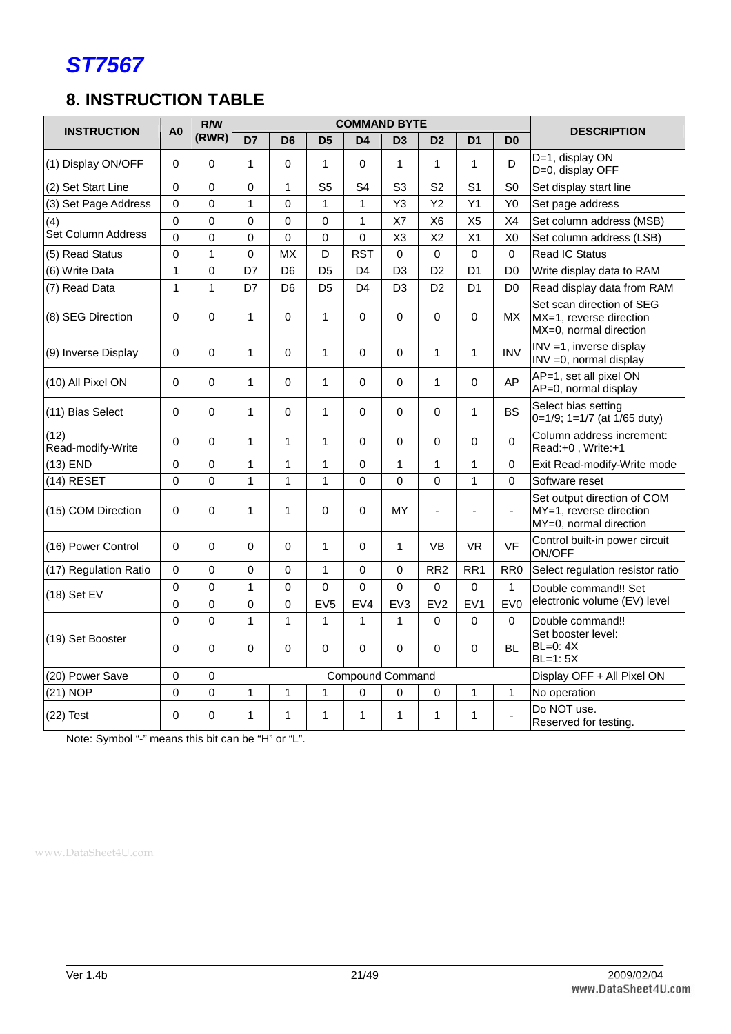# ST7567

## 8. INSTRUCTION TABLE

| INSTRUCTION | A0 | R/W (RWR) | COMMAND BYTE | | | | | | | | DESCRIPTION |
|---|---|---|---|---|---|---|---|---|---|---|---|
| | | | D7 | D6 | D5 | D4 | D3 | D2 | D1 | D0 | |
| (1) Display ON/OFF | 0 | 0 | 1 | 0 | 1 | 0 | 1 | 1 | 1 | D | D=1, display ON<br>D=0, display OFF |
| (2) Set Start Line | 0 | 0 | 0 | 1 | S5 | S4 | S3 | S2 | S1 | S0 | Set display start line |
| (3) Set Page Address | 0 | 0 | 1 | 0 | 1 | 1 | Y3 | Y2 | Y1 | Y0 | Set page address |
| (4)<br>Set Column Address | 0 | 0 | 0 | 0 | 0 | 1 | X7 | X6 | X5 | X4 | Set column address (MSB) |
| | 0 | 0 | 0 | 0 | 0 | 0 | X3 | X2 | X1 | X0 | Set column address (LSB) |
| (5) Read Status | 0 | 1 | 0 | MX | D | RST | 0 | 0 | 0 | 0 | Read IC Status |
| (6) Write Data | 1 | 0 | D7 | D6 | D5 | D4 | D3 | D2 | D1 | D0 | Write display data to RAM |
| (7) Read Data | 1 | 1 | D7 | D6 | D5 | D4 | D3 | D2 | D1 | D0 | Read display data from RAM |
| (8) SEG Direction | 0 | 0 | 1 | 0 | 1 | 0 | 0 | 0 | 0 | MX | Set scan direction of SEG<br>MX=1, reverse direction<br>MX=0, normal direction |
| (9) Inverse Display | 0 | 0 | 1 | 0 | 1 | 0 | 0 | 1 | 1 | INV | INV =1, inverse display<br>INV =0, normal display |
| (10) All Pixel ON | 0 | 0 | 1 | 0 | 1 | 0 | 0 | 1 | 0 | AP | AP=1, set all pixel ON<br>AP=0, normal display |
| (11) Bias Select | 0 | 0 | 1 | 0 | 1 | 0 | 0 | 0 | 1 | BS | Select bias setting<br>0=1/9; 1=1/7 (at 1/65 duty) |
| (12)<br>Read-modify-Write | 0 | 0 | 1 | 1 | 1 | 0 | 0 | 0 | 0 | 0 | Column address increment:<br>Read:+0 , Write:+1 |
| (13) END | 0 | 0 | 1 | 1 | 1 | 0 | 1 | 1 | 1 | 0 | Exit Read-modify-Write mode |
| (14) RESET | 0 | 0 | 1 | 1 | 1 | 0 | 0 | 0 | 1 | 0 | Software reset |
| (15) COM Direction | 0 | 0 | 1 | 1 | 0 | 0 | MY | - | - | - | Set output direction of COM<br>MY=1, reverse direction<br>MY=0, normal direction |
| (16) Power Control | 0 | 0 | 0 | 0 | 1 | 0 | 1 | VB | VR | VF | Control built-in power circuit ON/OFF |
| (17) Regulation Ratio | 0 | 0 | 0 | 0 | 1 | 0 | 0 | RR2 | RR1 | RR0 | Select regulation resistor ratio |
| (18) Set EV | 0 | 0 | 1 | 0 | 0 | 0 | 0 | 0 | 0 | 1 | Double command!! Set electronic volume (EV) level |
| | 0 | 0 | 0 | 0 | EV5 | EV4 | EV3 | EV2 | EV1 | EV0 | |
| (19) Set Booster | 0 | 0 | 1 | 1 | 1 | 1 | 1 | 0 | 0 | 0 | Double command!!<br>Set booster level:<br>BL=0: 4X<br>BL=1: 5X |
| | 0 | 0 | 0 | 0 | 0 | 0 | 0 | 0 | 0 | BL | |
| (20) Power Save | 0 | 0 | Compound Command | | | | | | | | Display OFF + All Pixel ON |
| (21) NOP | 0 | 0 | 1 | 1 | 1 | 0 | 0 | 0 | 1 | 1 | No operation |
| (22) Test | 0 | 0 | 1 | 1 | 1 | 1 | 1 | 1 | 1 | - | Do NOT use.<br>Reserved for testing. |

Note: Symbol "-" means this bit can be "H" or "L".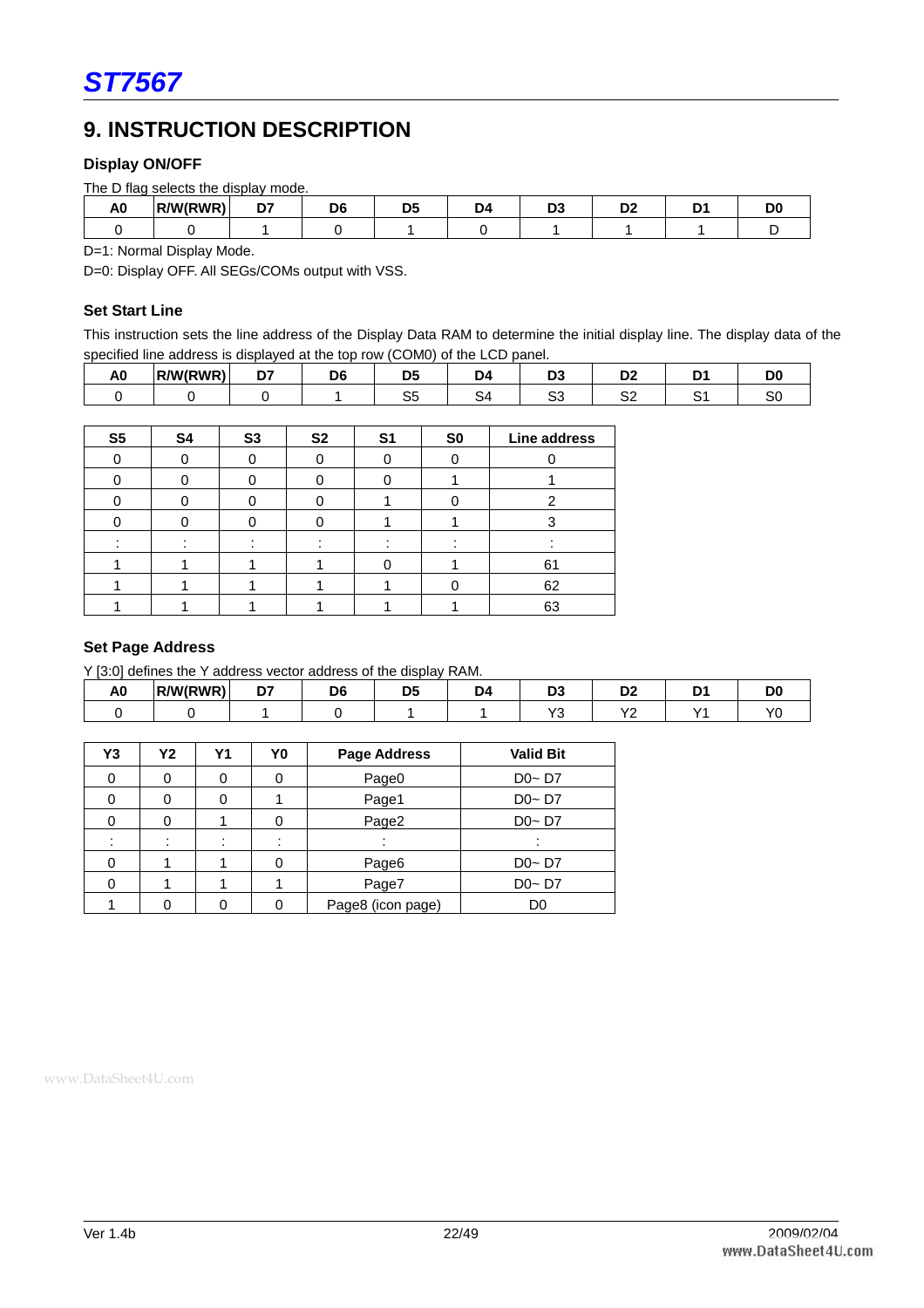## 9. INSTRUCTION DESCRIPTION

### Display ON/OFF

The D flag selects the display mode.

| A0 | R/W(RWR) | D7 | D6 | D5 | D4 | D3 | D2 | D1 | D0 |
|---|---|---|---|---|---|---|---|---|---|
| 0 | 0 | 1 | 0 | 1 | 0 | 1 | 1 | 1 | D |

D=1: Normal Display Mode.

D=0: Display OFF. All SEGs/COMs output with VSS.

### Set Start Line

This instruction sets the line address of the Display Data RAM to determine the initial display line. The display data of the specified line address is displayed at the top row (COM0) of the LCD panel.

| A0 | R/W(RWR) | D7 | D6 | D5 | D4 | D3 | D2 | D1 | D0 |
|---|---|---|---|---|---|---|---|---|---|
| 0 | 0 | 0 | 1 | S5 | S4 | S3 | S2 | S1 | S0 |

| S5 | S4 | S3 | S2 | S1 | S0 | Line address |
|---|---|---|---|---|---|---|
| 0 | 0 | 0 | 0 | 0 | 0 | 0 |
| 0 | 0 | 0 | 0 | 0 | 1 | 1 |
| 0 | 0 | 0 | 0 | 1 | 0 | 2 |
| 0 | 0 | 0 | 0 | 1 | 1 | 3 |
| : | : | : | : | : | : | : |
| 1 | 1 | 1 | 1 | 0 | 1 | 61 |
| 1 | 1 | 1 | 1 | 1 | 0 | 62 |
| 1 | 1 | 1 | 1 | 1 | 1 | 63 |

### Set Page Address

Y [3:0] defines the Y address vector address of the display RAM.

| A0 | R/W(RWR) | D7 | D6 | D5 | D4 | D3 | D2 | D1 | D0 |
|---|---|---|---|---|---|---|---|---|---|
| 0 | 0 | 1 | 0 | 1 | 1 | Y3 | Y2 | Y1 | Y0 |

| Y3 | Y2 | Y1 | Y0 | Page Address | Valid Bit |
|---|---|---|---|---|---|
| 0 | 0 | 0 | 0 | Page0 | D0~ D7 |
| 0 | 0 | 0 | 1 | Page1 | D0~ D7 |
| 0 | 0 | 1 | 0 | Page2 | D0~ D7 |
| : | : | : | : | : | : |
| 0 | 1 | 1 | 0 | Page6 | D0~ D7 |
| 0 | 1 | 1 | 1 | Page7 | D0~ D7 |
| 1 | 0 | 0 | 0 | Page8 (icon page) | D0 |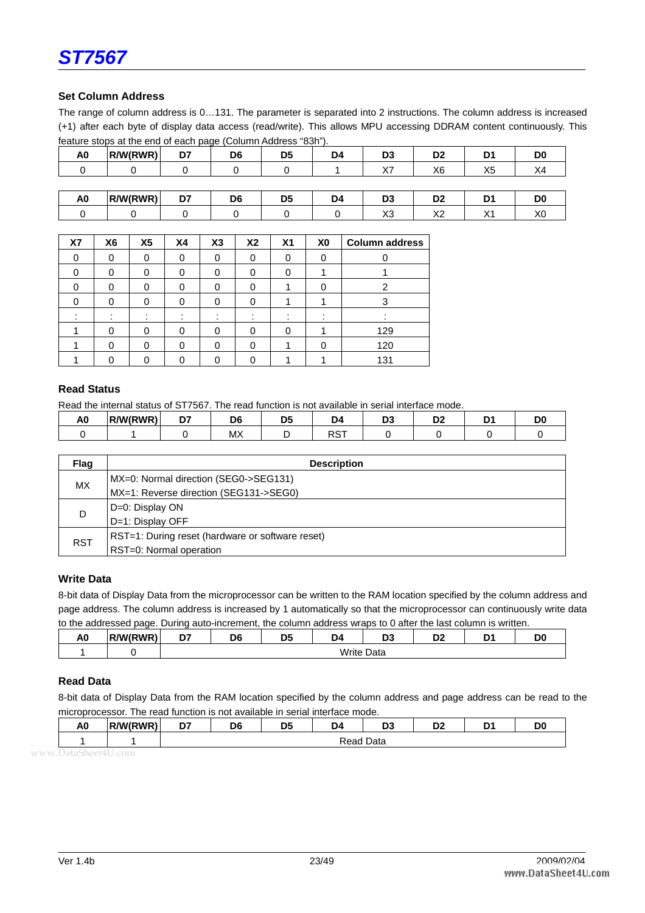## Set Column Address

The range of column address is 0…131. The parameter is separated into 2 instructions. The column address is increased (+1) after each byte of display data access (read/write). This allows MPU accessing DDRAM content continuously. This feature stops at the end of each page (Column Address "83h").

| A0 | R/W(RWR) | D7 | D6 | D5 | D4 | D3 | D2 | D1 | D0 |
|---|---|---|---|---|---|---|---|---|---|
| 0 | 0 | 0 | 0 | 0 | 1 | X7 | X6 | X5 | X4 |

| A0 | R/W(RWR) | D7 | D6 | D5 | D4 | D3 | D2 | D1 | D0 |
|---|---|---|---|---|---|---|---|---|---|
| 0 | 0 | 0 | 0 | 0 | 0 | X3 | X2 | X1 | X0 |

| X7 | X6 | X5 | X4 | X3 | X2 | X1 | X0 | Column address |
|---|---|---|---|---|---|---|---|---|
| 0 | 0 | 0 | 0 | 0 | 0 | 0 | 0 | 0 |
| 0 | 0 | 0 | 0 | 0 | 0 | 0 | 1 | 1 |
| 0 | 0 | 0 | 0 | 0 | 0 | 1 | 0 | 2 |
| 0 | 0 | 0 | 0 | 0 | 0 | 1 | 1 | 3 |
| : | : | : | : | : | : | : | : | : |
| 1 | 0 | 0 | 0 | 0 | 0 | 0 | 1 | 129 |
| 1 | 0 | 0 | 0 | 0 | 0 | 1 | 0 | 120 |
| 1 | 0 | 0 | 0 | 0 | 0 | 1 | 1 | 131 |

## Read Status

Read the internal status of ST7567. The read function is not available in serial interface mode.

| A0 | R/W(RWR) | D7 | D6 | D5 | D4 | D3 | D2 | D1 | D0 |
|---|---|---|---|---|---|---|---|---|---|
| 0 | 1 | 0 | MX | D | RST | 0 | 0 | 0 | 0 |

| Flag | Description |
|---|---|
| MX | MX=0: Normal direction (SEG0->SEG131)<br>MX=1: Reverse direction (SEG131->SEG0) |
| D | D=0: Display ON<br>D=1: Display OFF |
| RST | RST=1: During reset (hardware or software reset)<br>RST=0: Normal operation |

## Write Data

8-bit data of Display Data from the microprocessor can be written to the RAM location specified by the column address and page address. The column address is increased by 1 automatically so that the microprocessor can continuously write data to the addressed page. During auto-increment, the column address wraps to 0 after the last column is written.

| A0 | R/W(RWR) | D7 | D6 | D5 | D4 | D3 | D2 | D1 | D0 |
|---|---|---|---|---|---|---|---|---|---|
| 1 | 0 | Write Data | | | | | | | |

## Read Data

8-bit data of Display Data from the RAM location specified by the column address and page address can be read to the microprocessor. The read function is not available in serial interface mode.

| A0 | R/W(RWR) | D7 | D6 | D5 | D4 | D3 | D2 | D1 | D0 |
|---|---|---|---|---|---|---|---|---|---|
| 1 | 1 | Read Data | | | | | | | |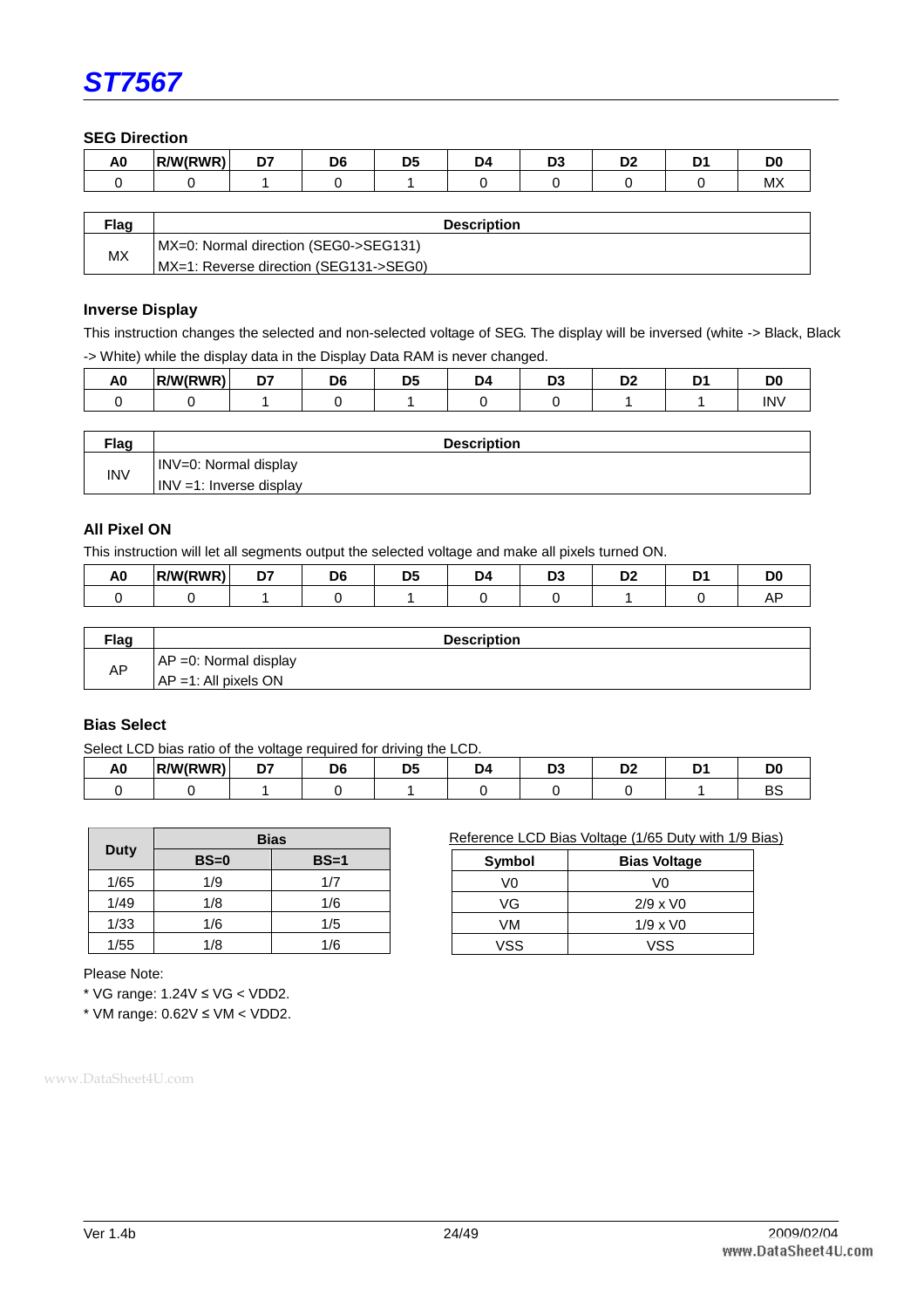## SEG Direction

| A0 | R/W(RWR) | D7 | D6 | D5 | D4 | D3 | D2 | D1 | D0 |
|---|---|---|---|---|---|---|---|---|---|
| 0 | 0 | 1 | 0 | 1 | 0 | 0 | 0 | 0 | MX |

| Flag | Description |
|---|---|
| MX | MX=0: Normal direction (SEG0->SEG131)<br>MX=1: Reverse direction (SEG131->SEG0) |

## Inverse Display

This instruction changes the selected and non-selected voltage of SEG. The display will be inversed (white -> Black, Black -> White) while the display data in the Display Data RAM is never changed.

| A0 | R/W(RWR) | D7 | D6 | D5 | D4 | D3 | D2 | D1 | D0 |
|---|---|---|---|---|---|---|---|---|---|
| 0 | 0 | 1 | 0 | 1 | 0 | 0 | 1 | 1 | INV |

| Flag | Description |
|---|---|
| INV | INV=0: Normal display<br>INV =1: Inverse display |

## All Pixel ON

This instruction will let all segments output the selected voltage and make all pixels turned ON.

| A0 | R/W(RWR) | D7 | D6 | D5 | D4 | D3 | D2 | D1 | D0 |
|---|---|---|---|---|---|---|---|---|---|
| 0 | 0 | 1 | 0 | 1 | 0 | 0 | 1 | 0 | AP |

| Flag | Description |
|---|---|
| AP | AP =0: Normal display<br>AP =1: All pixels ON |

## Bias Select

Select LCD bias ratio of the voltage required for driving the LCD.

| A0 | R/W(RWR) | D7 | D6 | D5 | D4 | D3 | D2 | D1 | D0 |
|---|---|---|---|---|---|---|---|---|---|
| 0 | 0 | 1 | 0 | 1 | 0 | 0 | 0 | 1 | BS |

| Duty | Bias | |
|---|---|---|
| | BS=0 | BS=1 |
| 1/65 | 1/9 | 1/7 |
| 1/49 | 1/8 | 1/6 |
| 1/33 | 1/6 | 1/5 |
| 1/55 | 1/8 | 1/6 |

Reference LCD Bias Voltage (1/65 Duty with 1/9 Bias)

| Symbol | Bias Voltage |
|---|---|
| V0 | V0 |
| VG | 2/9 x V0 |
| VM | 1/9 x V0 |
| VSS | VSS |

Please Note:

* VG range: 1.24V ≤ VG < VDD2.
* VM range: 0.62V ≤ VM < VDD2.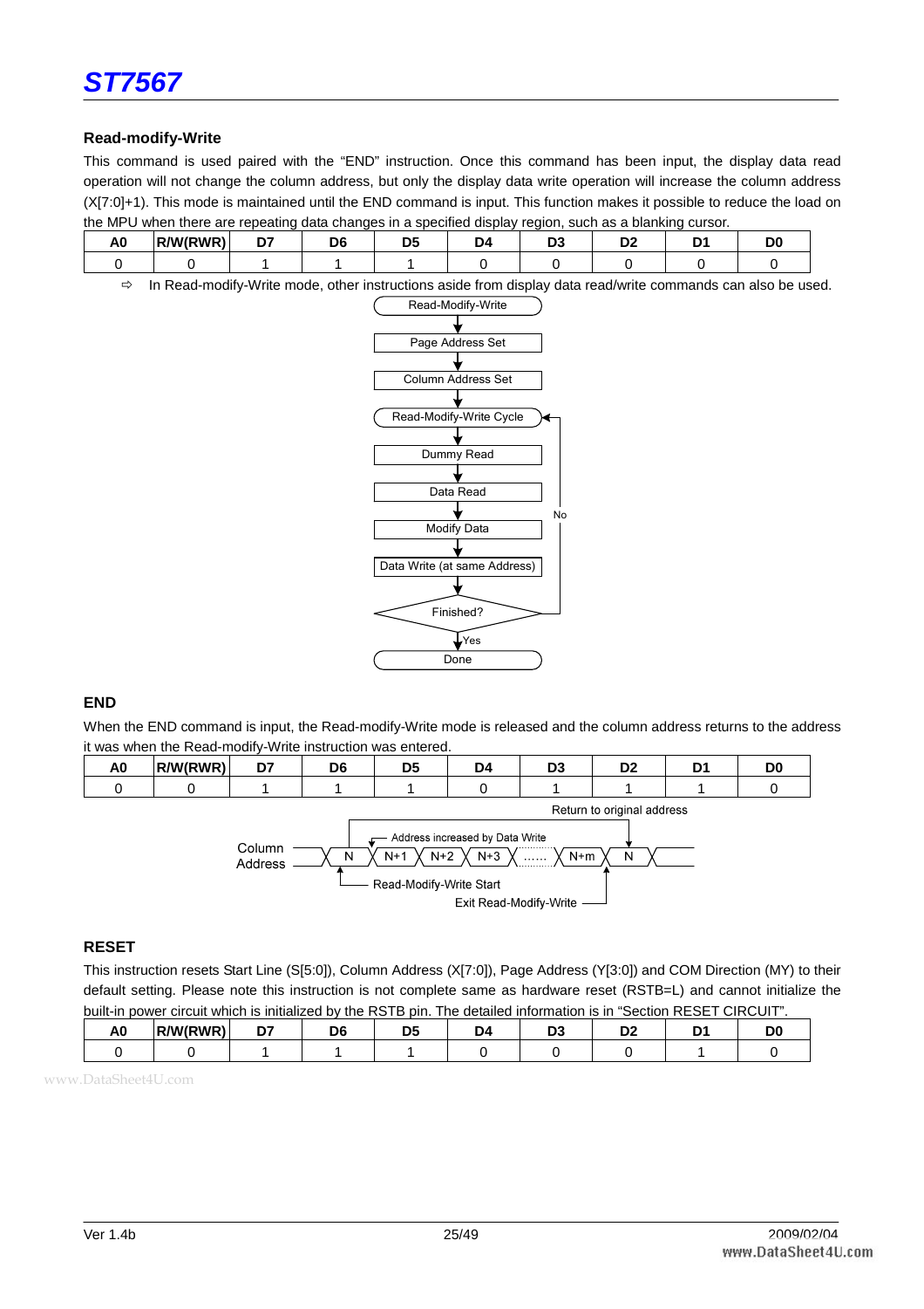### Read-modify-Write

This command is used paired with the "END" instruction. Once this command has been input, the display data read operation will not change the column address, but only the display data write operation will increase the column address (X[7:0]+1). This mode is maintained until the END command is input. This function makes it possible to reduce the load on the MPU when there are repeating data changes in a specified display region, such as a blanking cursor.

| A0 | R/W(RWR) | D7 | D6 | D5 | D4 | D3 | D2 | D1 | D0 |
|---|---|---|---|---|---|---|---|---|---|
| 0 | 0 | 1 | 1 | 1 | 0 | 0 | 0 | 0 | 0 |

⇨ In Read-modify-Write mode, other instructions aside from display data read/write commands can also be used.

Read-Modify-Write → Page Address Set → Column Address Set → Read-Modify-Write Cycle → Dummy Read → Data Read → Modify Data → Data Write (at same Address) → Finished? (No: back to Read-Modify-Write Cycle; Yes) → Done

### END

When the END command is input, the Read-modify-Write mode is released and the column address returns to the address it was when the Read-modify-Write instruction was entered.

| A0 | R/W(RWR) | D7 | D6 | D5 | D4 | D3 | D2 | D1 | D0 |
|---|---|---|---|---|---|---|---|---|---|
| 0 | 0 | 1 | 1 | 1 | 0 | 1 | 1 | 1 | 0 |

Column Address: N, N+1, N+2, N+3, ......, N+m, N

Address increased by Data Write

Return to original address

Read-Modify-Write Start

Exit Read-Modify-Write

### RESET

This instruction resets Start Line (S[5:0]), Column Address (X[7:0]), Page Address (Y[3:0]) and COM Direction (MY) to their default setting. Please note this instruction is not complete same as hardware reset (RSTB=L) and cannot initialize the built-in power circuit which is initialized by the RSTB pin. The detailed information is in "Section RESET CIRCUIT".

| A0 | R/W(RWR) | D7 | D6 | D5 | D4 | D3 | D2 | D1 | D0 |
|---|---|---|---|---|---|---|---|---|---|
| 0 | 0 | 1 | 1 | 1 | 0 | 0 | 0 | 1 | 0 |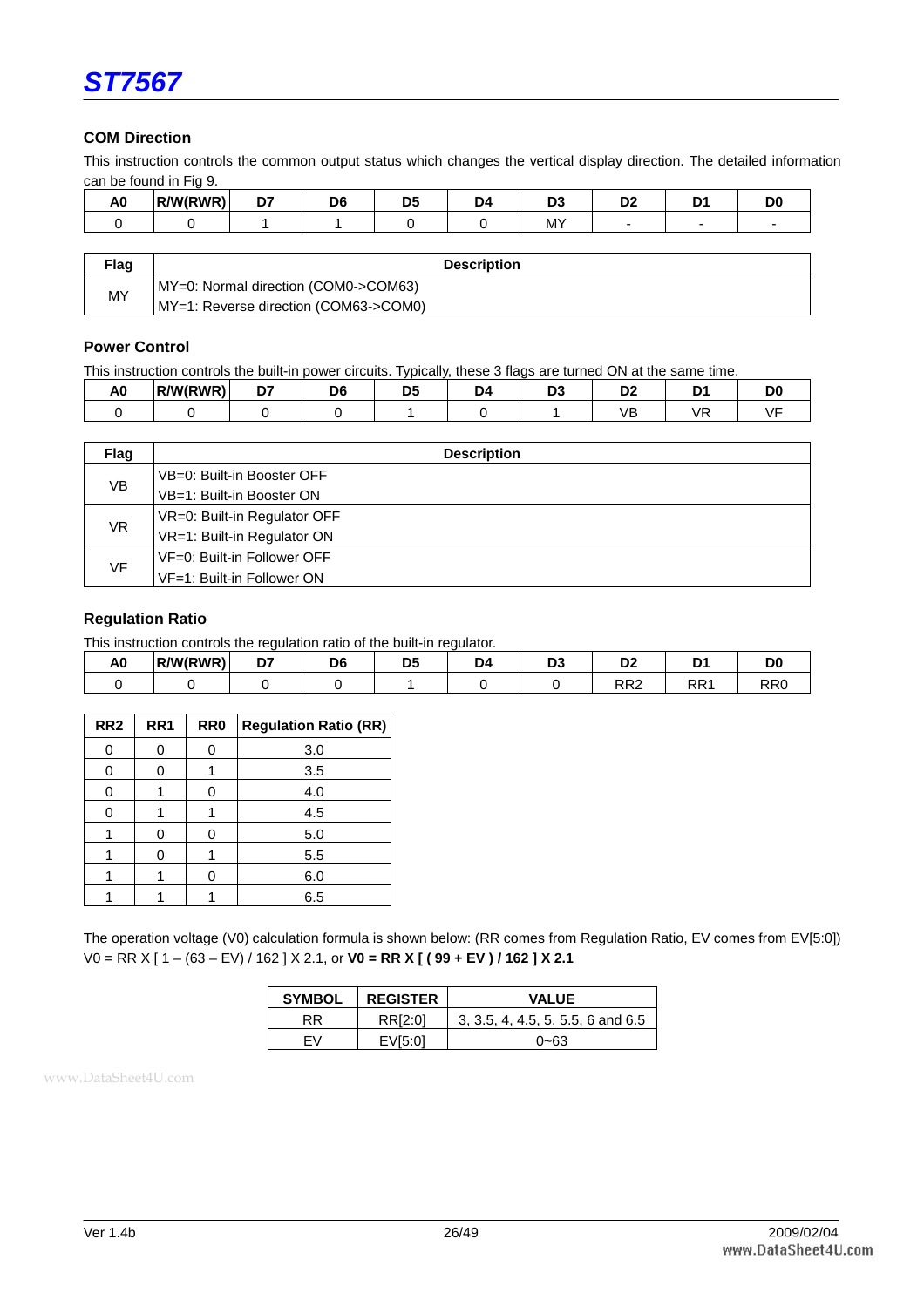### COM Direction

This instruction controls the common output status which changes the vertical display direction. The detailed information can be found in Fig 9.

| A0 | R/W(RWR) | D7 | D6 | D5 | D4 | D3 | D2 | D1 | D0 |
|---|---|---|---|---|---|---|---|---|---|
| 0 | 0 | 1 | 1 | 0 | 0 | MY | - | - | - |

| Flag | Description |
|---|---|
| MY | MY=0: Normal direction (COM0->COM63)<br>MY=1: Reverse direction (COM63->COM0) |

### Power Control

This instruction controls the built-in power circuits. Typically, these 3 flags are turned ON at the same time.

| A0 | R/W(RWR) | D7 | D6 | D5 | D4 | D3 | D2 | D1 | D0 |
|---|---|---|---|---|---|---|---|---|---|
| 0 | 0 | 0 | 0 | 1 | 0 | 1 | VB | VR | VF |

| Flag | Description |
|---|---|
| VB | VB=0: Built-in Booster OFF<br>VB=1: Built-in Booster ON |
| VR | VR=0: Built-in Regulator OFF<br>VR=1: Built-in Regulator ON |
| VF | VF=0: Built-in Follower OFF<br>VF=1: Built-in Follower ON |

### Regulation Ratio

This instruction controls the regulation ratio of the built-in regulator.

| A0 | R/W(RWR) | D7 | D6 | D5 | D4 | D3 | D2 | D1 | D0 |
|---|---|---|---|---|---|---|---|---|---|
| 0 | 0 | 0 | 0 | 1 | 0 | 0 | RR2 | RR1 | RR0 |

| RR2 | RR1 | RR0 | Regulation Ratio (RR) |
|---|---|---|---|
| 0 | 0 | 0 | 3.0 |
| 0 | 0 | 1 | 3.5 |
| 0 | 1 | 0 | 4.0 |
| 0 | 1 | 1 | 4.5 |
| 1 | 0 | 0 | 5.0 |
| 1 | 0 | 1 | 5.5 |
| 1 | 1 | 0 | 6.0 |
| 1 | 1 | 1 | 6.5 |

The operation voltage (V0) calculation formula is shown below: (RR comes from Regulation Ratio, EV comes from EV[5:0])
V0 = RR X [ 1 – (63 – EV) / 162 ] X 2.1, or **V0 = RR X [ ( 99 + EV ) / 162 ] X 2.1**

| SYMBOL | REGISTER | VALUE |
|---|---|---|
| RR | RR[2:0] | 3, 3.5, 4, 4.5, 5, 5.5, 6 and 6.5 |
| EV | EV[5:0] | 0~63 |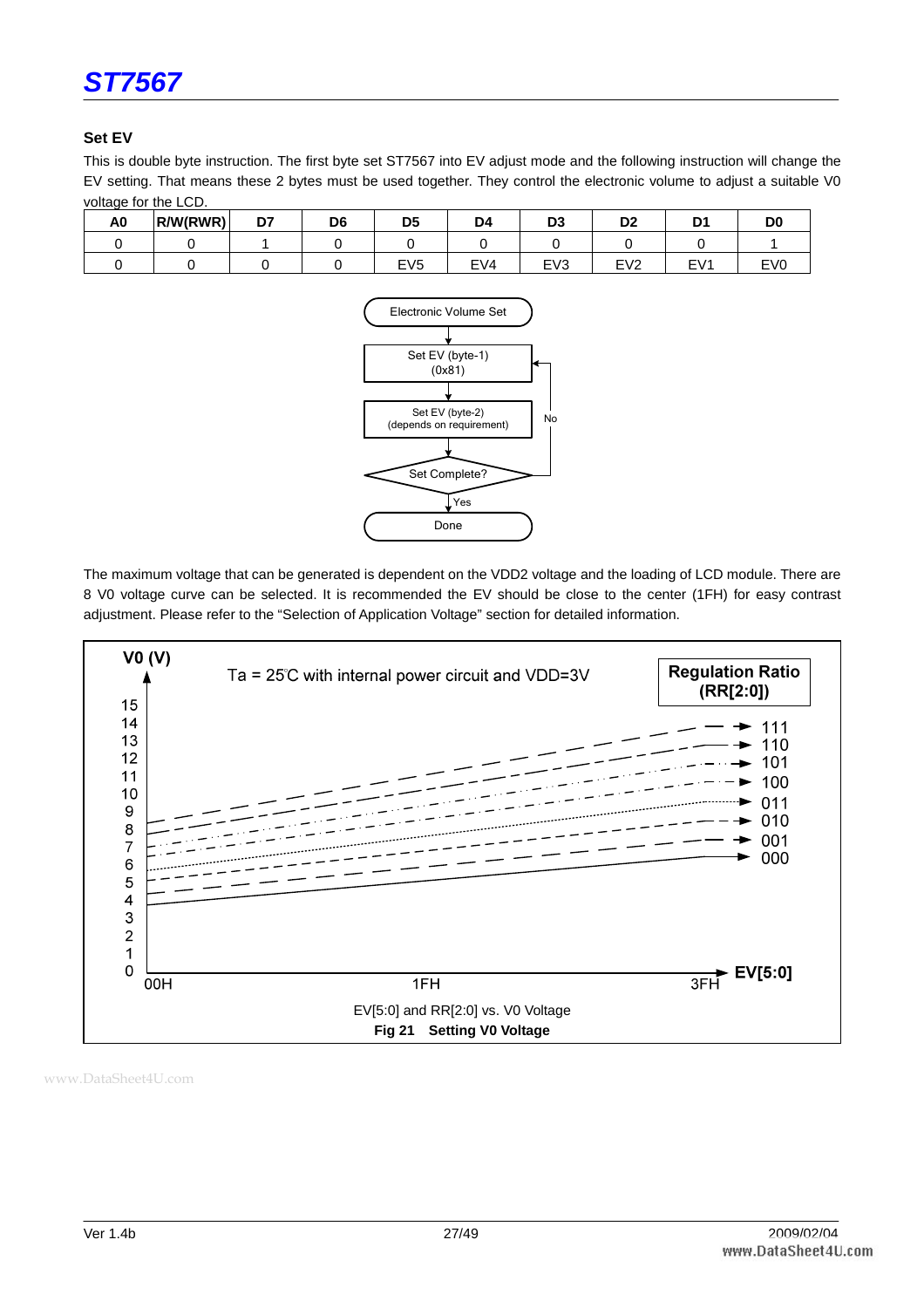### Set EV

This is double byte instruction. The first byte set ST7567 into EV adjust mode and the following instruction will change the EV setting. That means these 2 bytes must be used together. They control the electronic volume to adjust a suitable V0 voltage for the LCD.

| A0 | R/W(RWR) | D7 | D6 | D5 | D4 | D3 | D2 | D1 | D0 |
|---|---|---|---|---|---|---|---|---|---|
| 0 | 0 | 1 | 0 | 0 | 0 | 0 | 0 | 0 | 1 |
| 0 | 0 | 0 | 0 | EV5 | EV4 | EV3 | EV2 | EV1 | EV0 |

Electronic Volume Set → Set EV (byte-1) (0x81) → Set EV (byte-2) (depends on requirement) → Set Complete? (No: back to Set EV (byte-1); Yes: Done)

The maximum voltage that can be generated is dependent on the VDD2 voltage and the loading of LCD module. There are 8 V0 voltage curve can be selected. It is recommended the EV should be close to the center (1FH) for easy contrast adjustment. Please refer to the "Selection of Application Voltage" section for detailed information.

V0 (V)

Ta = 25℃ with internal power circuit and VDD=3V

Regulation Ratio (RR[2:0]): 111, 110, 101, 100, 011, 010, 001, 000

EV[5:0]: 00H, 1FH, 3FH

EV[5:0] and RR[2:0] vs. V0 Voltage

**Fig 21 Setting V0 Voltage**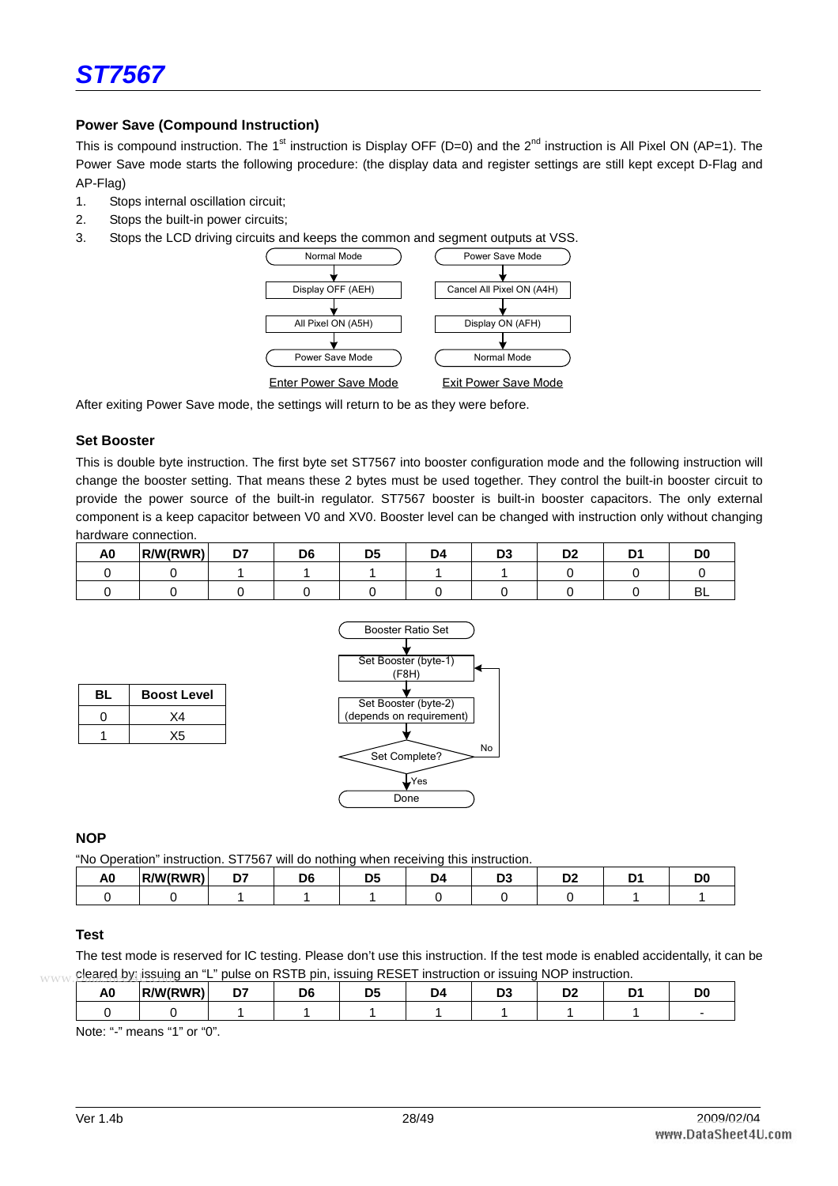### Power Save (Compound Instruction)

This is compound instruction. The 1st instruction is Display OFF (D=0) and the 2nd instruction is All Pixel ON (AP=1). The Power Save mode starts the following procedure: (the display data and register settings are still kept except D-Flag and AP-Flag)

1. Stops internal oscillation circuit;
2. Stops the built-in power circuits;
3. Stops the LCD driving circuits and keeps the common and segment outputs at VSS.

Enter Power Save Mode: Normal Mode → Display OFF (AEH) → All Pixel ON (A5H) → Power Save Mode

Exit Power Save Mode: Power Save Mode → Cancel All Pixel ON (A4H) → Display ON (AFH) → Normal Mode

After exiting Power Save mode, the settings will return to be as they were before.

### Set Booster

This is double byte instruction. The first byte set ST7567 into booster configuration mode and the following instruction will change the booster setting. That means these 2 bytes must be used together. They control the built-in booster circuit to provide the power source of the built-in regulator. ST7567 booster is built-in booster capacitors. The only external component is a keep capacitor between V0 and XV0. Booster level can be changed with instruction only without changing hardware connection.

| A0 | R/W(RWR) | D7 | D6 | D5 | D4 | D3 | D2 | D1 | D0 |
|---|---|---|---|---|---|---|---|---|---|
| 0 | 0 | 1 | 1 | 1 | 1 | 1 | 0 | 0 | 0 |
| 0 | 0 | 0 | 0 | 0 | 0 | 0 | 0 | 0 | BL |

| BL | Boost Level |
|---|---|
| 0 | X4 |
| 1 | X5 |

Booster Ratio Set → Set Booster (byte-1) (F8H) → Set Booster (byte-2) (depends on requirement) → Set Complete? (No: return to Set Booster (byte-1); Yes) → Done

### NOP

"No Operation" instruction. ST7567 will do nothing when receiving this instruction.

| A0 | R/W(RWR) | D7 | D6 | D5 | D4 | D3 | D2 | D1 | D0 |
|---|---|---|---|---|---|---|---|---|---|
| 0 | 0 | 1 | 1 | 1 | 0 | 0 | 0 | 1 | 1 |

### Test

The test mode is reserved for IC testing. Please don't use this instruction. If the test mode is enabled accidentally, it can be cleared by: issuing an "L" pulse on RSTB pin, issuing RESET instruction or issuing NOP instruction.

| A0 | R/W(RWR) | D7 | D6 | D5 | D4 | D3 | D2 | D1 | D0 |
|---|---|---|---|---|---|---|---|---|---|
| 0 | 0 | 1 | 1 | 1 | 1 | 1 | 1 | 1 | - |

Note: "-" means "1" or "0".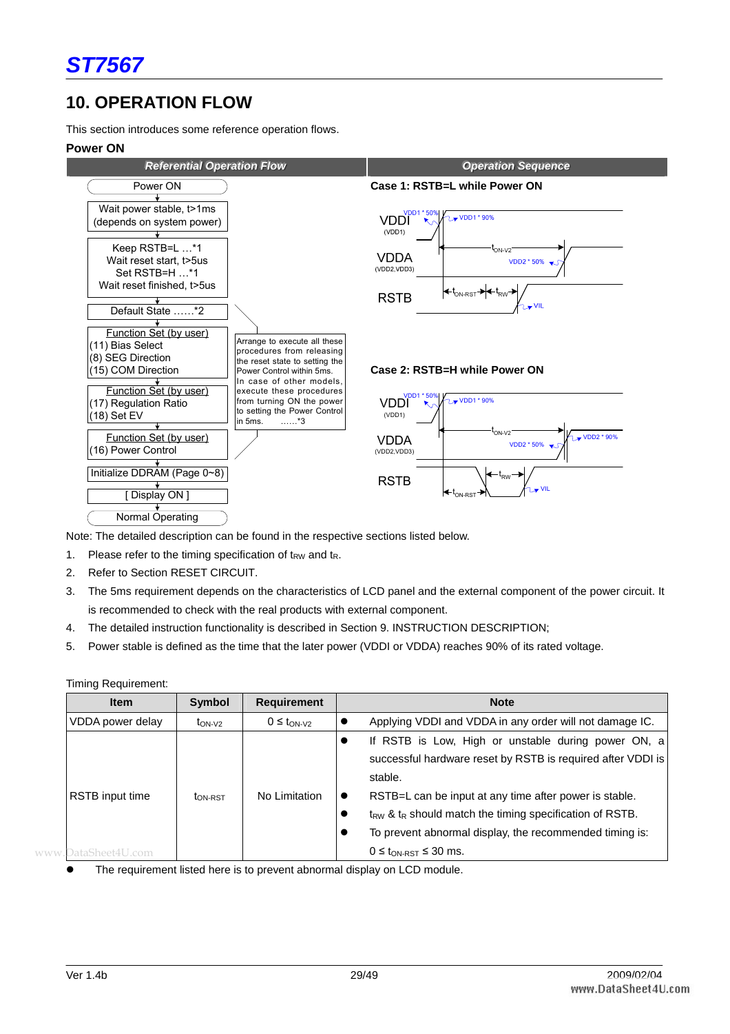# 10. OPERATION FLOW

This section introduces some reference operation flows.

## Power ON

| Referential Operation Flow | Operation Sequence |
|---|---|
| Power ON | Case 1: RSTB=L while Power ON |
| Wait power stable, t>1ms (depends on system power) | |
| Keep RSTB=L …*1 Wait reset start, t>5us Set RSTB=H …*1 Wait reset finished, t>5us | |
| Default State ……*2 | |
| Function Set (by user) (11) Bias Select (8) SEG Direction (15) COM Direction | |
| Function Set (by user) (17) Regulation Ratio (18) Set EV | Case 2: RSTB=H while Power ON |
| Function Set (by user) (16) Power Control | |
| Initialize DDRAM (Page 0~8) | |
| [ Display ON ] | |
| Normal Operating | |

Arrange to execute all these procedures from releasing the reset state to setting the Power Control within 5ms. In case of other models, execute these procedures from turning ON the power to setting the Power Control in 5ms. ……*3

Note: The detailed description can be found in the respective sections listed below.

1. Please refer to the timing specification of $t_{RW}$ and $t_R$.
2. Refer to Section RESET CIRCUIT.
3. The 5ms requirement depends on the characteristics of LCD panel and the external component of the power circuit. It is recommended to check with the real products with external component.
4. The detailed instruction functionality is described in Section 9. INSTRUCTION DESCRIPTION;
5. Power stable is defined as the time that the later power (VDDI or VDDA) reaches 90% of its rated voltage.

Timing Requirement:

| Item | Symbol | Requirement | Note |
|---|---|---|---|
| VDDA power delay | $t_{ON-V2}$ | $0 \le t_{ON-V2}$ | ● Applying VDDI and VDDA in any order will not damage IC. |
| RSTB input time | $t_{ON-RST}$ | No Limitation | ● If RSTB is Low, High or unstable during power ON, a successful hardware reset by RSTB is required after VDDI is stable.<br>● RSTB=L can be input at any time after power is stable.<br>● $t_{RW}$ & $t_R$ should match the timing specification of RSTB.<br>● To prevent abnormal display, the recommended timing is: $0 \le t_{ON-RST} \le 30$ ms. |

- The requirement listed here is to prevent abnormal display on LCD module.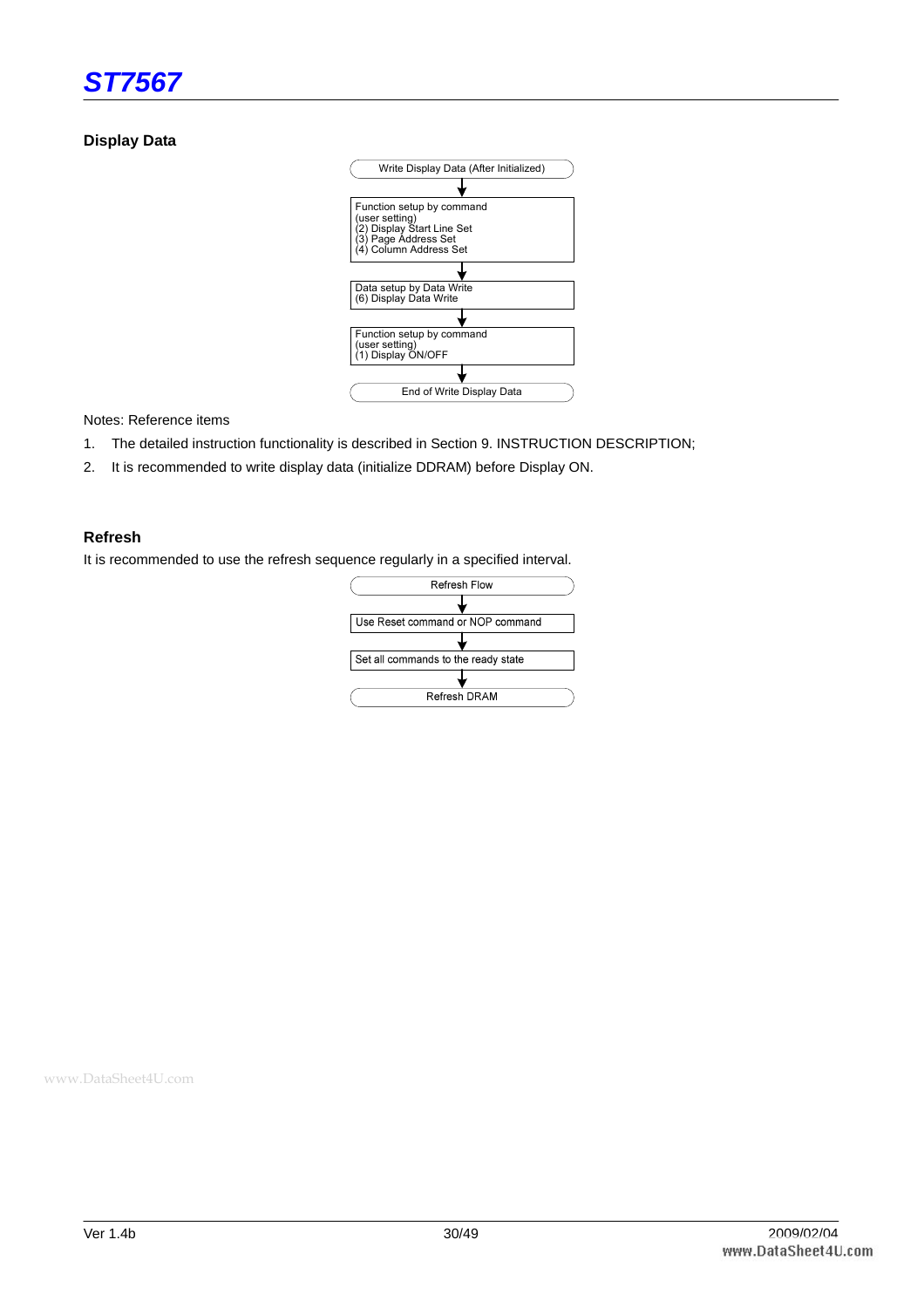## Display Data

```
Write Display Data (After Initialized)
        ↓
Function setup by command
(user setting)
(2) Display Start Line Set
(3) Page Address Set
(4) Column Address Set
        ↓
Data setup by Data Write
(6) Display Data Write
        ↓
Function setup by command
(user setting)
(1) Display ON/OFF
        ↓
End of Write Display Data
```

Notes: Reference items

1. The detailed instruction functionality is described in Section 9. INSTRUCTION DESCRIPTION;
2. It is recommended to write display data (initialize DDRAM) before Display ON.

## Refresh

It is recommended to use the refresh sequence regularly in a specified interval.

```
Refresh Flow
        ↓
Use Reset command or NOP command
        ↓
Set all commands to the ready state
        ↓
Refresh DRAM
```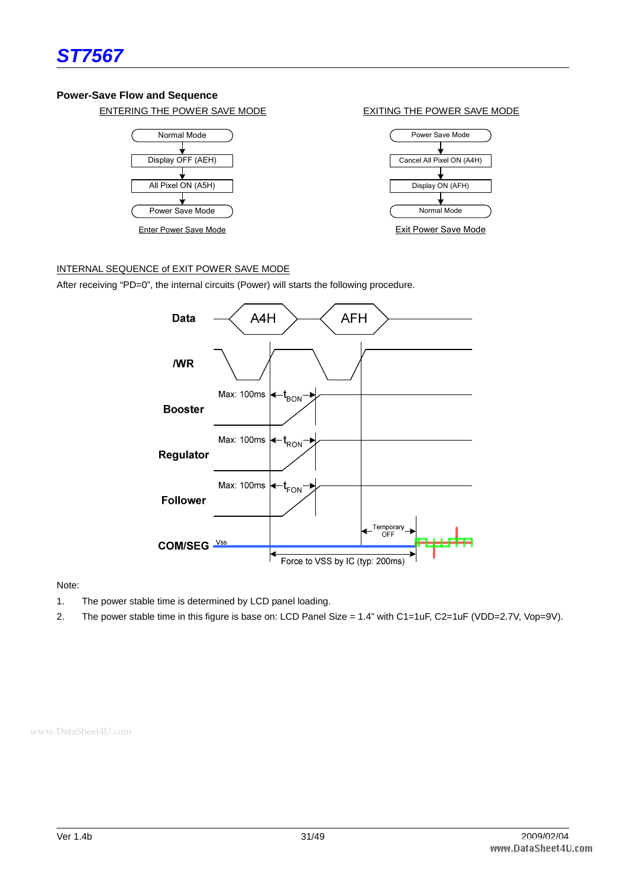## Power-Save Flow and Sequence

ENTERING THE POWER SAVE MODE

Normal Mode
↓
Display OFF (AEH)
↓
All Pixel ON (A5H)
↓
Power Save Mode

Enter Power Save Mode

EXITING THE POWER SAVE MODE

Power Save Mode
↓
Cancel All Pixel ON (A4H)
↓
Display ON (AFH)
↓
Normal Mode

Exit Power Save Mode

INTERNAL SEQUENCE of EXIT POWER SAVE MODE

After receiving “PD=0”, the internal circuits (Power) will starts the following procedure.

Data: A4H, AFH

/WR

Booster — Max: 100ms, $t_{BON}$

Regulator — Max: 100ms, $t_{RON}$

Follower — Max: 100ms, $t_{FON}$

COM/SEG — Vss, Temporary OFF, Force to VSS by IC (typ: 200ms)

Note:

1. The power stable time is determined by LCD panel loading.
2. The power stable time in this figure is base on: LCD Panel Size = 1.4” with C1=1uF, C2=1uF (VDD=2.7V, Vop=9V).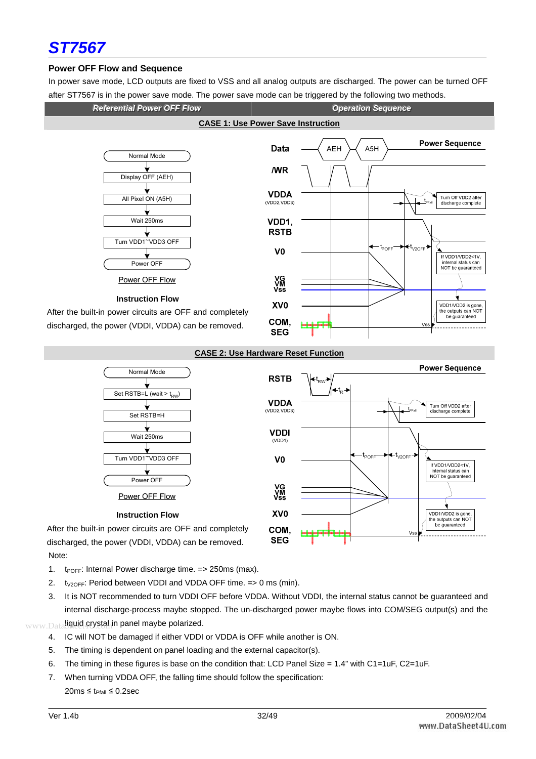## Power OFF Flow and Sequence

In power save mode, LCD outputs are fixed to VSS and all analog outputs are discharged. The power can be turned OFF after ST7567 is in the power save mode. The power save mode can be triggered by the following two methods.

| Referential Power OFF Flow | Operation Sequence |
|---|---|

### CASE 1: Use Power Save Instruction

Normal Mode → Display OFF (AEH) → All Pixel ON (A5H) → Wait 250ms → Turn VDD1~VDD3 OFF → Power OFF

Power OFF Flow

**Instruction Flow**

After the built-in power circuits are OFF and completely discharged, the power (VDDI, VDDA) can be removed.

Power Sequence: Data (AEH, A5H), /WR, VDDA (VDD2,VDD3), VDD1, RSTB, V0, VG VM Vss, XV0, COM, SEG

- $t_{POFF}$, $t_{V2OFF}$, $t_{PFall}$
- Turn Off VDD2 after discharge complete
- If VDD1/VDD2<1V, internal status can NOT be guaranteed
- VDD1/VDD2 is gone, the outputs can NOT be guaranteed
- Vss

### CASE 2: Use Hardware Reset Function

Normal Mode → Set RSTB=L (wait > $t_{RW}$) → Set RSTB=H → Wait 250ms → Turn VDD1~VDD3 OFF → Power OFF

Power OFF Flow

**Instruction Flow**

After the built-in power circuits are OFF and completely discharged, the power (VDDI, VDDA) can be removed.

Power Sequence: RSTB ($t_{RW}$, $t_R$), VDDA (VDD2,VDD3), VDDI (VDD1), V0, VG VM Vss, XV0, COM, SEG

- $t_{POFF}$, $t_{V2OFF}$, $t_{PFall}$
- Turn Off VDD2 after discharge complete
- If VDD1/VDD2<1V, internal status can NOT be guaranteed
- VDD1/VDD2 is gone, the outputs can NOT be guaranteed
- Vss

Note:

1. $t_{POFF}$: Internal Power discharge time. => 250ms (max).
2. $t_{V2OFF}$: Period between VDDI and VDDA OFF time. => 0 ms (min).
3. It is NOT recommended to turn VDDI OFF before VDDA. Without VDDI, the internal status cannot be guaranteed and internal discharge-process maybe stopped. The un-discharged power maybe flows into COM/SEG output(s) and the liquid crystal in panel maybe polarized.
4. IC will NOT be damaged if either VDDI or VDDA is OFF while another is ON.
5. The timing is dependent on panel loading and the external capacitor(s).
6. The timing in these figures is base on the condition that: LCD Panel Size = 1.4” with C1=1uF, C2=1uF.
7. When turning VDDA OFF, the falling time should follow the specification:

   20ms ≤ $t_{PFall}$ ≤ 0.2sec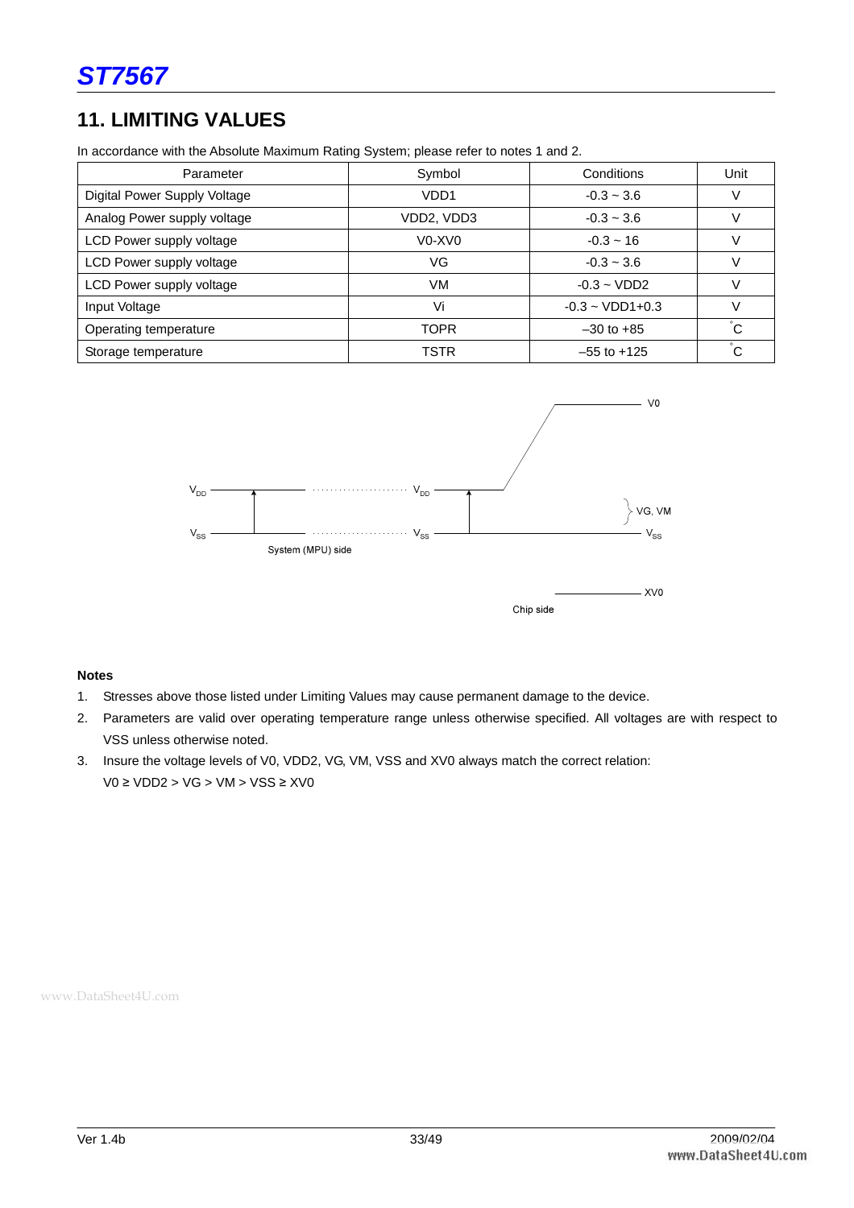## 11. LIMITING VALUES

In accordance with the Absolute Maximum Rating System; please refer to notes 1 and 2.

| Parameter | Symbol | Conditions | Unit |
|---|---|---|---|
| Digital Power Supply Voltage | VDD1 | -0.3 ~ 3.6 | V |
| Analog Power supply voltage | VDD2, VDD3 | -0.3 ~ 3.6 | V |
| LCD Power supply voltage | V0-XV0 | -0.3 ~ 16 | V |
| LCD Power supply voltage | VG | -0.3 ~ 3.6 | V |
| LCD Power supply voltage | VM | -0.3 ~ VDD2 | V |
| Input Voltage | Vi | -0.3 ~ VDD1+0.3 | V |
| Operating temperature | TOPR | –30 to +85 | °C |
| Storage temperature | TSTR | –55 to +125 | °C |

$V_{DD}$ $V_{DD}$ V0

VG, VM

$V_{SS}$ $V_{SS}$ $V_{SS}$

System (MPU) side

XV0

Chip side

**Notes**

1. Stresses above those listed under Limiting Values may cause permanent damage to the device.
2. Parameters are valid over operating temperature range unless otherwise specified. All voltages are with respect to VSS unless otherwise noted.
3. Insure the voltage levels of V0, VDD2, VG, VM, VSS and XV0 always match the correct relation:
   V0 ≥ VDD2 > VG > VM > VSS ≥ XV0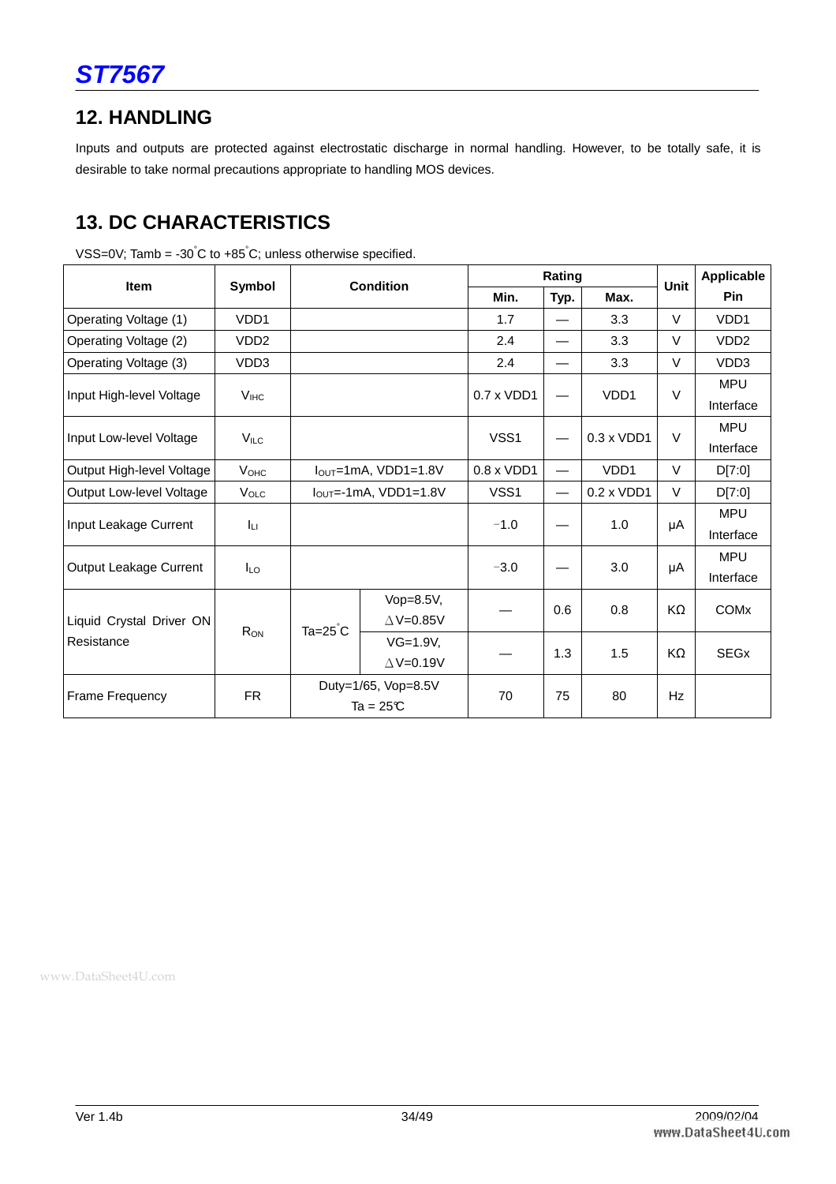## 12. HANDLING

Inputs and outputs are protected against electrostatic discharge in normal handling. However, to be totally safe, it is desirable to take normal precautions appropriate to handling MOS devices.

## 13. DC CHARACTERISTICS

VSS=0V; Tamb = -30°C to +85°C; unless otherwise specified.

| Item | Symbol | Condition | | Rating | | | Unit | Applicable Pin |
|---|---|---|---|---|---|---|---|---|
| | | | | Min. | Typ. | Max. | | |
| Operating Voltage (1) | VDD1 | | | 1.7 | — | 3.3 | V | VDD1 |
| Operating Voltage (2) | VDD2 | | | 2.4 | — | 3.3 | V | VDD2 |
| Operating Voltage (3) | VDD3 | | | 2.4 | — | 3.3 | V | VDD3 |
| Input High-level Voltage | $V_{IHC}$ | | | 0.7 x VDD1 | — | VDD1 | V | MPU Interface |
| Input Low-level Voltage | $V_{ILC}$ | | | VSS1 | — | 0.3 x VDD1 | V | MPU Interface |
| Output High-level Voltage | $V_{OHC}$ | $I_{OUT}$=1mA, VDD1=1.8V | | 0.8 x VDD1 | — | VDD1 | V | D[7:0] |
| Output Low-level Voltage | $V_{OLC}$ | $I_{OUT}$=-1mA, VDD1=1.8V | | VSS1 | — | 0.2 x VDD1 | V | D[7:0] |
| Input Leakage Current | $I_{LI}$ | | | −1.0 | — | 1.0 | μA | MPU Interface |
| Output Leakage Current | $I_{LO}$ | | | −3.0 | — | 3.0 | μA | MPU Interface |
| Liquid Crystal Driver ON Resistance | $R_{ON}$ | Ta=25°C | Vop=8.5V, △V=0.85V | — | 0.6 | 0.8 | KΩ | COMx |
| | | | VG=1.9V, △V=0.19V | — | 1.3 | 1.5 | KΩ | SEGx |
| Frame Frequency | FR | Duty=1/65, Vop=8.5V Ta = 25℃ | | 70 | 75 | 80 | Hz | |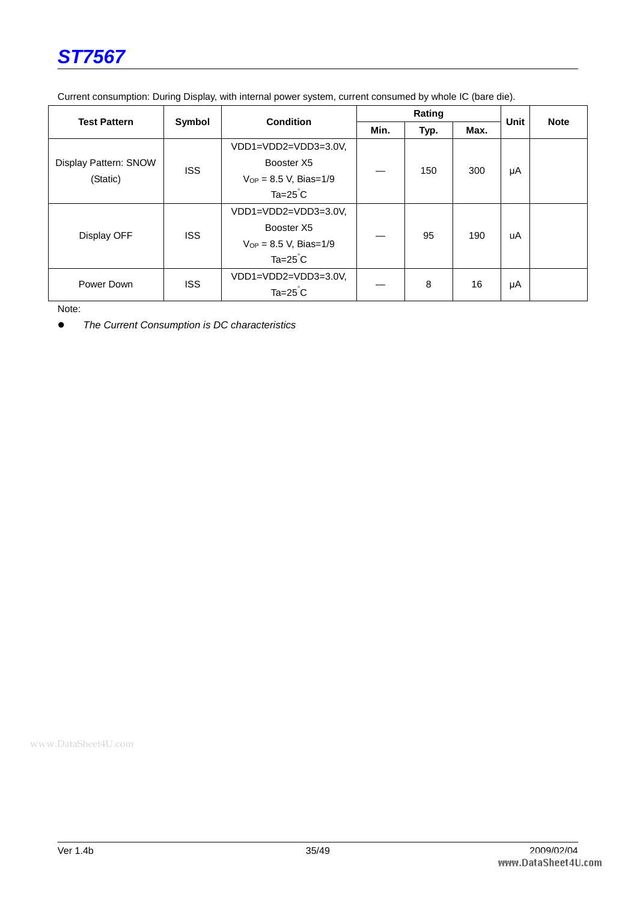Current consumption: During Display, with internal power system, current consumed by whole IC (bare die).

| Test Pattern | Symbol | Condition | Rating | | | Unit | Note |
|---|---|---|---|---|---|---|---|
| | | | Min. | Typ. | Max. | | |
| Display Pattern: SNOW (Static) | ISS | VDD1=VDD2=VDD3=3.0V, Booster X5 $V_{OP}$ = 8.5 V, Bias=1/9 Ta=25°C | — | 150 | 300 | μA | |
| Display OFF | ISS | VDD1=VDD2=VDD3=3.0V, Booster X5 $V_{OP}$ = 8.5 V, Bias=1/9 Ta=25°C | — | 95 | 190 | uA | |
| Power Down | ISS | VDD1=VDD2=VDD3=3.0V, Ta=25°C | — | 8 | 16 | μA | |

Note:

- *The Current Consumption is DC characteristics*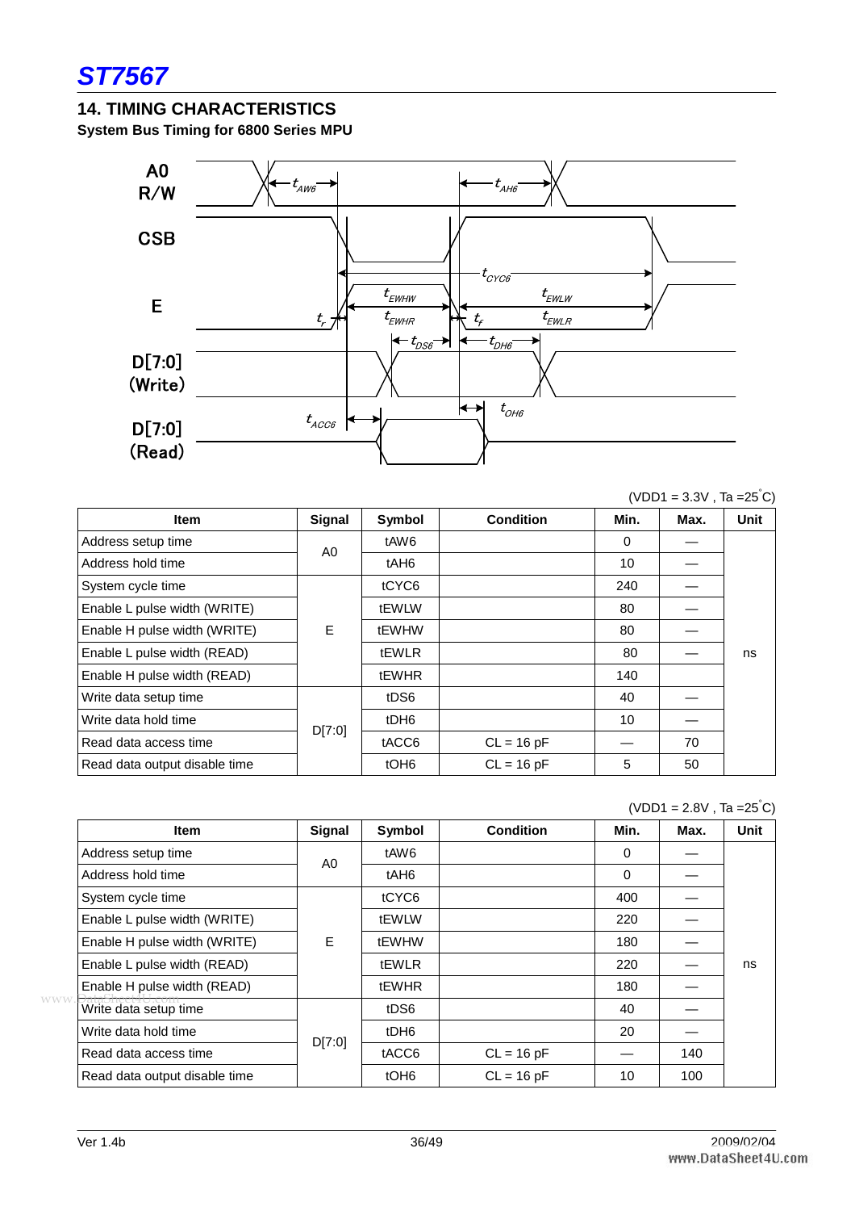## 14. TIMING CHARACTERISTICS

### System Bus Timing for 6800 Series MPU

(VDD1 = 3.3V , Ta =25°C)

| Item | Signal | Symbol | Condition | Min. | Max. | Unit |
|---|---|---|---|---|---|---|
| Address setup time | A0 | tAW6 | | 0 | — | ns |
| Address hold time | | tAH6 | | 10 | — | |
| System cycle time | E | tCYC6 | | 240 | — | |
| Enable L pulse width (WRITE) | | tEWLW | | 80 | — | |
| Enable H pulse width (WRITE) | | tEWHW | | 80 | — | |
| Enable L pulse width (READ) | | tEWLR | | 80 | — | |
| Enable H pulse width (READ) | | tEWHR | | 140 | | |
| Write data setup time | D[7:0] | tDS6 | | 40 | — | |
| Write data hold time | | tDH6 | | 10 | — | |
| Read data access time | | tACC6 | CL = 16 pF | — | 70 | |
| Read data output disable time | | tOH6 | CL = 16 pF | 5 | 50 | |

(VDD1 = 2.8V , Ta =25°C)

| Item | Signal | Symbol | Condition | Min. | Max. | Unit |
|---|---|---|---|---|---|---|
| Address setup time | A0 | tAW6 | | 0 | — | ns |
| Address hold time | | tAH6 | | 0 | — | |
| System cycle time | E | tCYC6 | | 400 | — | |
| Enable L pulse width (WRITE) | | tEWLW | | 220 | — | |
| Enable H pulse width (WRITE) | | tEWHW | | 180 | — | |
| Enable L pulse width (READ) | | tEWLR | | 220 | — | |
| Enable H pulse width (READ) | | tEWHR | | 180 | — | |
| Write data setup time | D[7:0] | tDS6 | | 40 | — | |
| Write data hold time | | tDH6 | | 20 | — | |
| Read data access time | | tACC6 | CL = 16 pF | — | 140 | |
| Read data output disable time | | tOH6 | CL = 16 pF | 10 | 100 | |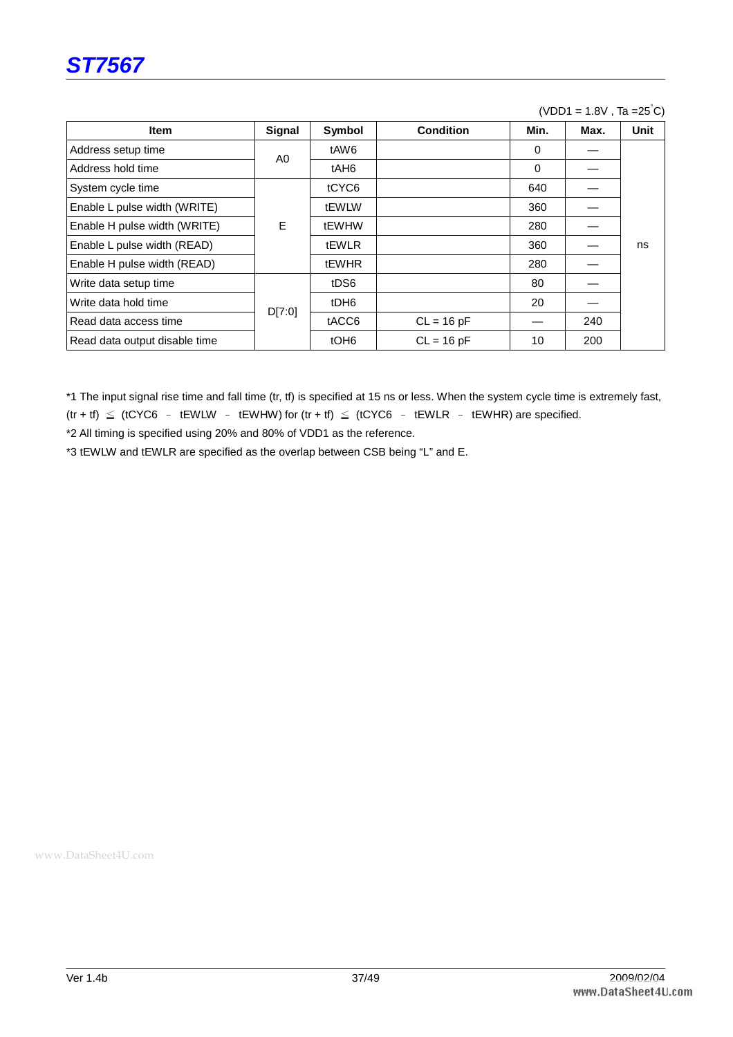(VDD1 = 1.8V , Ta =25°C)

| Item | Signal | Symbol | Condition | Min. | Max. | Unit |
|---|---|---|---|---|---|---|
| Address setup time | A0 | tAW6 | | 0 | — | ns |
| Address hold time | | tAH6 | | 0 | — | |
| System cycle time | E | tCYC6 | | 640 | — | |
| Enable L pulse width (WRITE) | | tEWLW | | 360 | — | |
| Enable H pulse width (WRITE) | | tEWHW | | 280 | — | |
| Enable L pulse width (READ) | | tEWLR | | 360 | — | |
| Enable H pulse width (READ) | | tEWHR | | 280 | — | |
| Write data setup time | D[7:0] | tDS6 | | 80 | — | |
| Write data hold time | | tDH6 | | 20 | — | |
| Read data access time | | tACC6 | CL = 16 pF | — | 240 | |
| Read data output disable time | | tOH6 | CL = 16 pF | 10 | 200 | |

*1 The input signal rise time and fall time (tr, tf) is specified at 15 ns or less. When the system cycle time is extremely fast, (tr + tf) ≦ (tCYC6 – tEWLW – tEWHW) for (tr + tf) ≦ (tCYC6 – tEWLR – tEWHR) are specified.

*2 All timing is specified using 20% and 80% of VDD1 as the reference.

*3 tEWLW and tEWLR are specified as the overlap between CSB being “L” and E.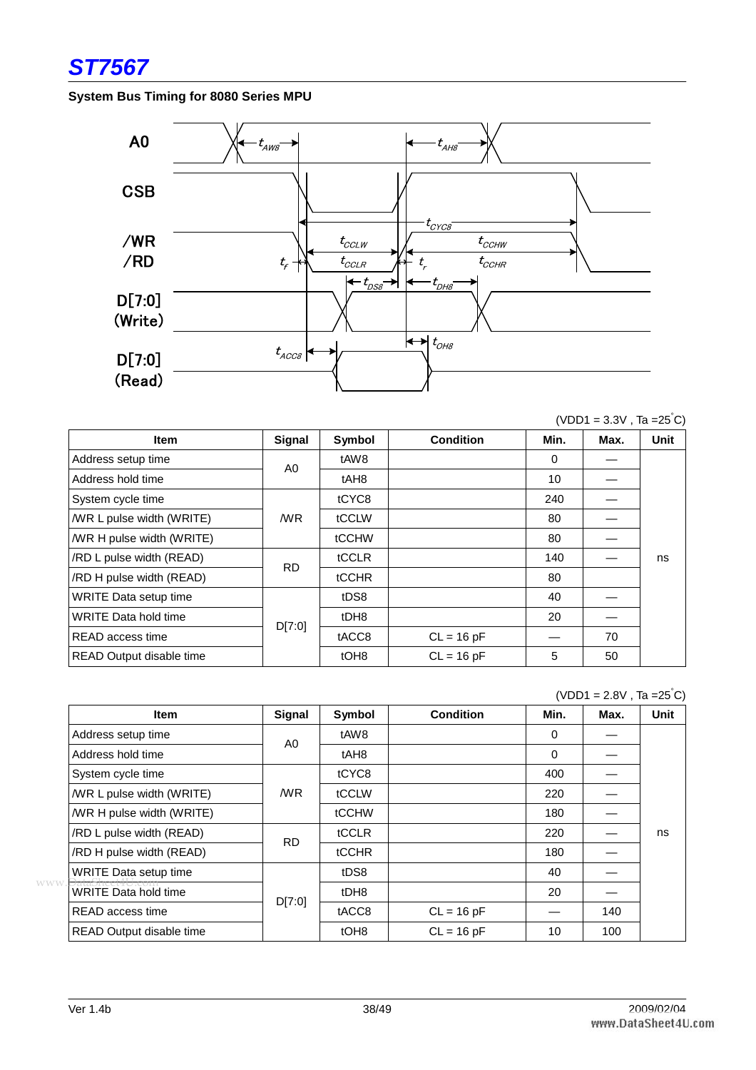## System Bus Timing for 8080 Series MPU

(VDD1 = 3.3V , Ta =25˚C)

| Item | Signal | Symbol | Condition | Min. | Max. | Unit |
|---|---|---|---|---|---|---|
| Address setup time | A0 | tAW8 | | 0 | — | ns |
| Address hold time | | tAH8 | | 10 | — | |
| System cycle time | /WR | tCYC8 | | 240 | — | |
| /WR L pulse width (WRITE) | | tCCLW | | 80 | — | |
| /WR H pulse width (WRITE) | | tCCHW | | 80 | — | |
| /RD L pulse width (READ) | RD | tCCLR | | 140 | — | |
| /RD H pulse width (READ) | | tCCHR | | 80 | | |
| WRITE Data setup time | D[7:0] | tDS8 | | 40 | — | |
| WRITE Data hold time | | tDH8 | | 20 | — | |
| READ access time | | tACC8 | CL = 16 pF | — | 70 | |
| READ Output disable time | | tOH8 | CL = 16 pF | 5 | 50 | |

(VDD1 = 2.8V , Ta =25˚C)

| Item | Signal | Symbol | Condition | Min. | Max. | Unit |
|---|---|---|---|---|---|---|
| Address setup time | A0 | tAW8 | | 0 | — | ns |
| Address hold time | | tAH8 | | 0 | — | |
| System cycle time | /WR | tCYC8 | | 400 | — | |
| /WR L pulse width (WRITE) | | tCCLW | | 220 | — | |
| /WR H pulse width (WRITE) | | tCCHW | | 180 | — | |
| /RD L pulse width (READ) | RD | tCCLR | | 220 | — | |
| /RD H pulse width (READ) | | tCCHR | | 180 | — | |
| WRITE Data setup time | D[7:0] | tDS8 | | 40 | — | |
| WRITE Data hold time | | tDH8 | | 20 | — | |
| READ access time | | tACC8 | CL = 16 pF | — | 140 | |
| READ Output disable time | | tOH8 | CL = 16 pF | 10 | 100 | |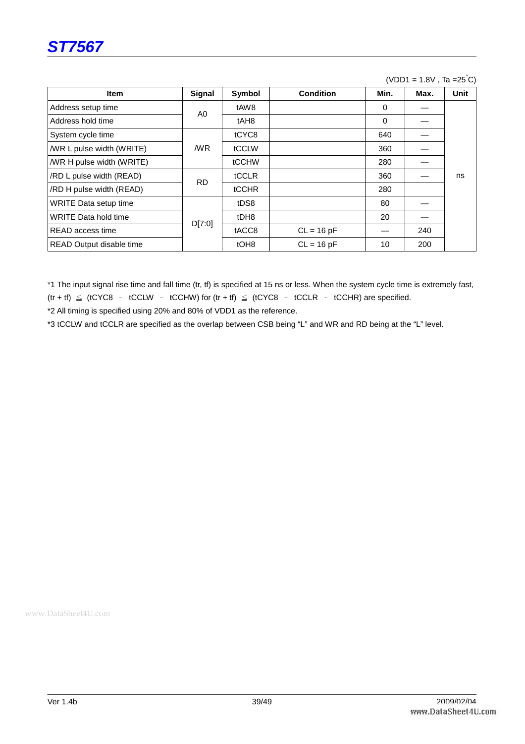(VDD1 = 1.8V , Ta =25°C)

| Item | Signal | Symbol | Condition | Min. | Max. | Unit |
|---|---|---|---|---|---|---|
| Address setup time | A0 | tAW8 | | 0 | — | ns |
| Address hold time | | tAH8 | | 0 | — | |
| System cycle time | /WR | tCYC8 | | 640 | — | |
| /WR L pulse width (WRITE) | | tCCLW | | 360 | — | |
| /WR H pulse width (WRITE) | | tCCHW | | 280 | — | |
| /RD L pulse width (READ) | RD | tCCLR | | 360 | — | |
| /RD H pulse width (READ) | | tCCHR | | 280 | | |
| WRITE Data setup time | D[7:0] | tDS8 | | 80 | — | |
| WRITE Data hold time | | tDH8 | | 20 | — | |
| READ access time | | tACC8 | CL = 16 pF | — | 240 | |
| READ Output disable time | | tOH8 | CL = 16 pF | 10 | 200 | |

*1 The input signal rise time and fall time (tr, tf) is specified at 15 ns or less. When the system cycle time is extremely fast, (tr + tf) ≦ (tCYC8 – tCCLW – tCCHW) for (tr + tf) ≦ (tCYC8 – tCCLR – tCCHR) are specified.

*2 All timing is specified using 20% and 80% of VDD1 as the reference.

*3 tCCLW and tCCLR are specified as the overlap between CSB being "L" and WR and RD being at the "L" level.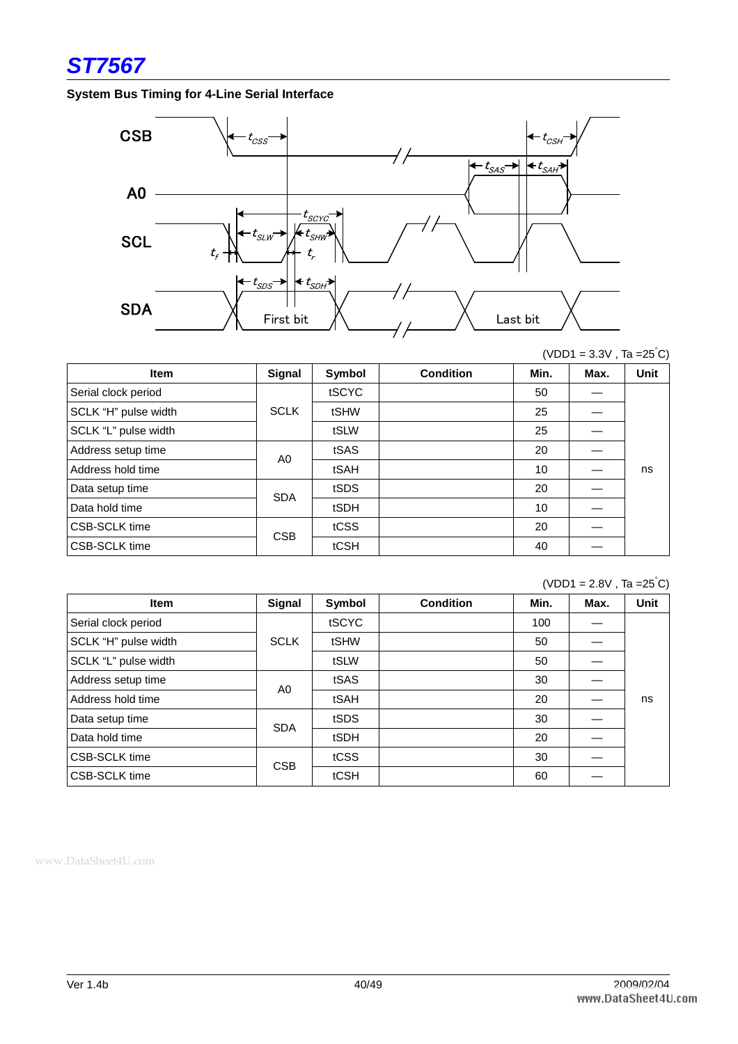# ST7567

**System Bus Timing for 4-Line Serial Interface**

(VDD1 = 3.3V , Ta =25°C)

| Item | Signal | Symbol | Condition | Min. | Max. | Unit |
|---|---|---|---|---|---|---|
| Serial clock period | SCLK | tSCYC | | 50 | — | ns |
| SCLK “H” pulse width | | tSHW | | 25 | — | |
| SCLK “L” pulse width | | tSLW | | 25 | — | |
| Address setup time | A0 | tSAS | | 20 | — | |
| Address hold time | | tSAH | | 10 | — | |
| Data setup time | SDA | tSDS | | 20 | — | |
| Data hold time | | tSDH | | 10 | — | |
| CSB-SCLK time | CSB | tCSS | | 20 | — | |
| CSB-SCLK time | | tCSH | | 40 | — | |

(VDD1 = 2.8V , Ta =25°C)

| Item | Signal | Symbol | Condition | Min. | Max. | Unit |
|---|---|---|---|---|---|---|
| Serial clock period | SCLK | tSCYC | | 100 | — | ns |
| SCLK “H” pulse width | | tSHW | | 50 | — | |
| SCLK “L” pulse width | | tSLW | | 50 | — | |
| Address setup time | A0 | tSAS | | 30 | — | |
| Address hold time | | tSAH | | 20 | — | |
| Data setup time | SDA | tSDS | | 30 | — | |
| Data hold time | | tSDH | | 20 | — | |
| CSB-SCLK time | CSB | tCSS | | 30 | — | |
| CSB-SCLK time | | tCSH | | 60 | — | |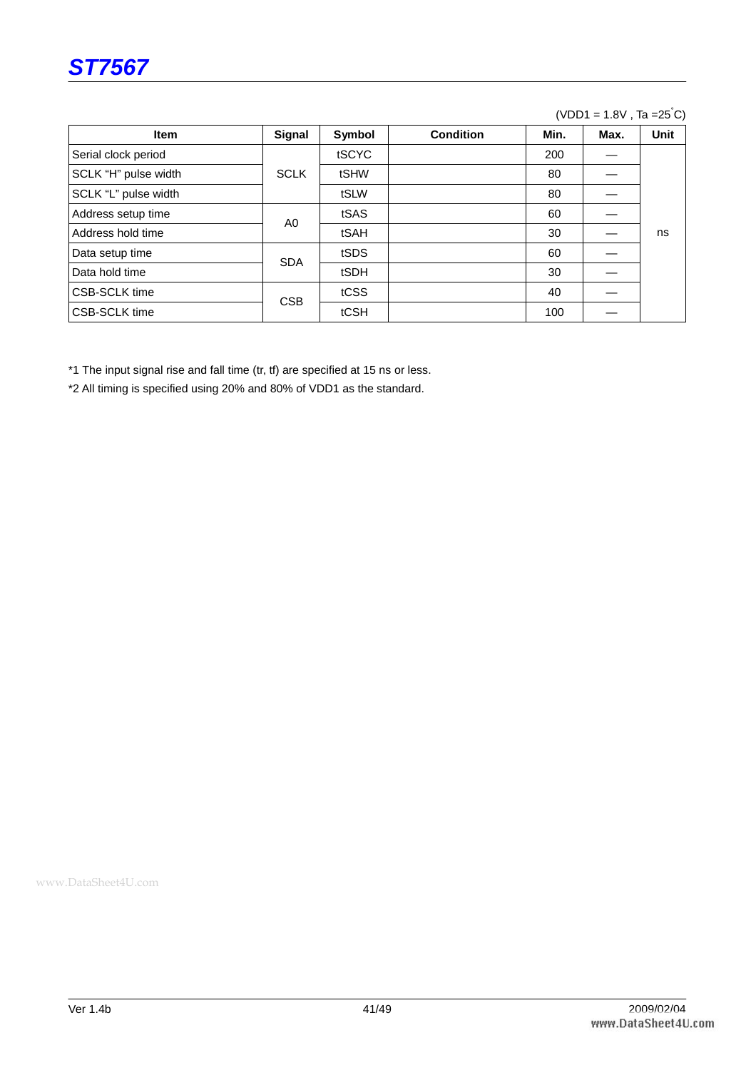(VDD1 = 1.8V , Ta =25°C)

| Item | Signal | Symbol | Condition | Min. | Max. | Unit |
|---|---|---|---|---|---|---|
| Serial clock period | SCLK | tSCYC | | 200 | — | ns |
| SCLK “H” pulse width | | tSHW | | 80 | — | |
| SCLK “L” pulse width | | tSLW | | 80 | — | |
| Address setup time | A0 | tSAS | | 60 | — | |
| Address hold time | | tSAH | | 30 | — | |
| Data setup time | SDA | tSDS | | 60 | — | |
| Data hold time | | tSDH | | 30 | — | |
| CSB-SCLK time | CSB | tCSS | | 40 | — | |
| CSB-SCLK time | | tCSH | | 100 | — | |

*1 The input signal rise and fall time (tr, tf) are specified at 15 ns or less.

*2 All timing is specified using 20% and 80% of VDD1 as the standard.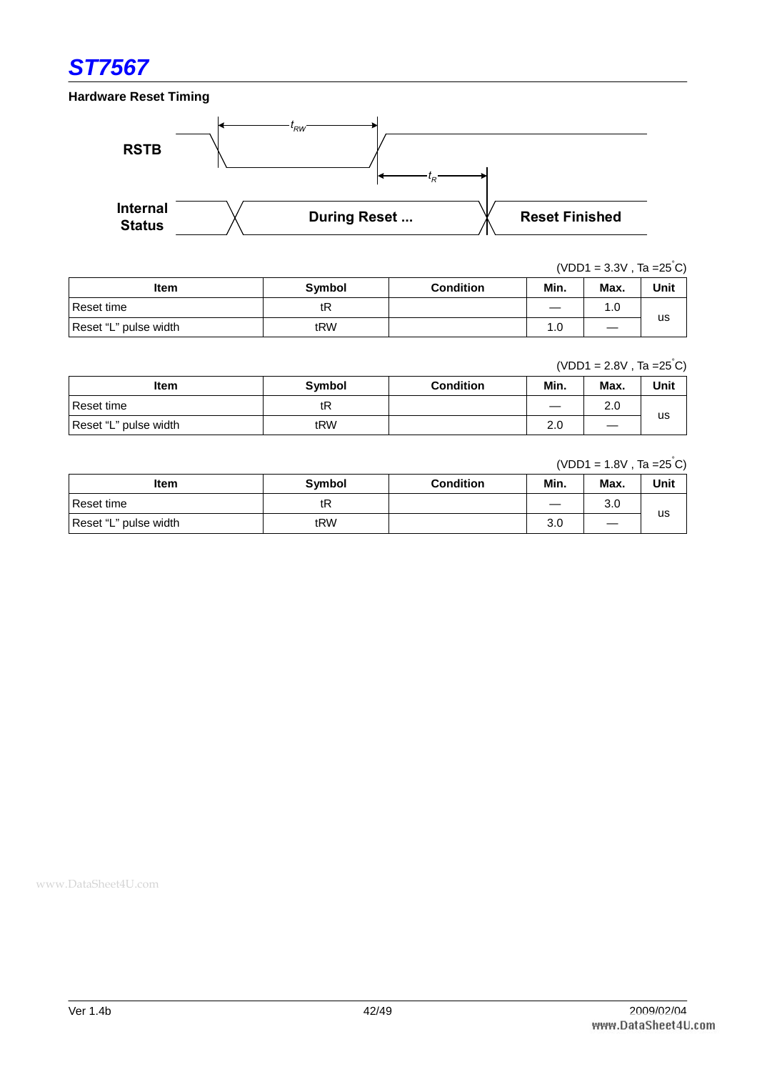### Hardware Reset Timing

(VDD1 = 3.3V , Ta =25°C)

| Item | Symbol | Condition | Min. | Max. | Unit |
|---|---|---|---|---|---|
| Reset time | tR | | — | 1.0 | us |
| Reset “L” pulse width | tRW | | 1.0 | — | |

(VDD1 = 2.8V , Ta =25°C)

| Item | Symbol | Condition | Min. | Max. | Unit |
|---|---|---|---|---|---|
| Reset time | tR | | — | 2.0 | us |
| Reset “L” pulse width | tRW | | 2.0 | — | |

(VDD1 = 1.8V , Ta =25°C)

| Item | Symbol | Condition | Min. | Max. | Unit |
|---|---|---|---|---|---|
| Reset time | tR | | — | 3.0 | us |
| Reset “L” pulse width | tRW | | 3.0 | — | |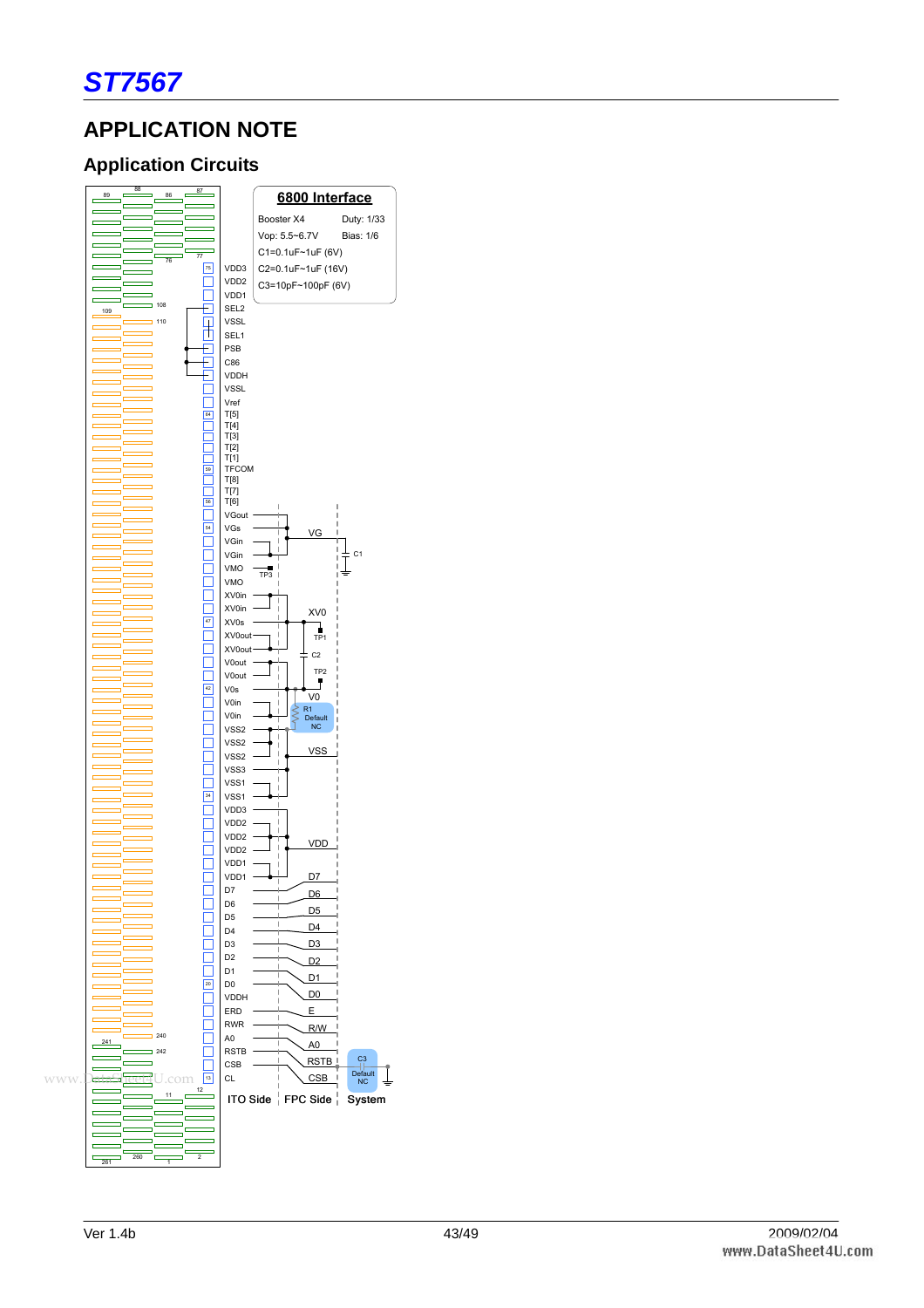## APPLICATION NOTE

### Application Circuits

**6800 Interface**

| | |
|---|---|
| Booster X4 | Duty: 1/33 |
| Vop: 5.5~6.7V | Bias: 1/6 |
| C1=0.1uF~1uF (6V) | |
| C2=0.1uF~1uF (16V) | |
| C3=10pF~100pF (6V) | |

VDD3, VDD2, VDD1, SEL2, VSSL, SEL1, PSB, C86, VDDH, VSSL, Vref, T[5], T[4], T[3], T[2], T[1], TFCOM, T[8], T[7], T[6], VGout, VGs, VGin, VGin, VMO, VMO, XV0in, XV0in, XV0s, XV0out, XV0out, V0out, V0out, V0s, V0in, V0in, VSS2, VSS2, VSS2, VSS3, VSS1, VSS1, VDD3, VDD2, VDD2, VDD2, VDD1, VDD1, D7, D6, D5, D4, D3, D2, D1, D0, VDDH, ERD, RWR, A0, RSTB, CSB, CL

VG, C1, TP3, XV0, TP1, C2, TP2, V0, R1 Default NC, VSS, VDD, D7, D6, D5, D4, D3, D2, D1, D0, E, R/W, A0, RSTB, CSB, C3 Default NC

ITO Side | FPC Side | System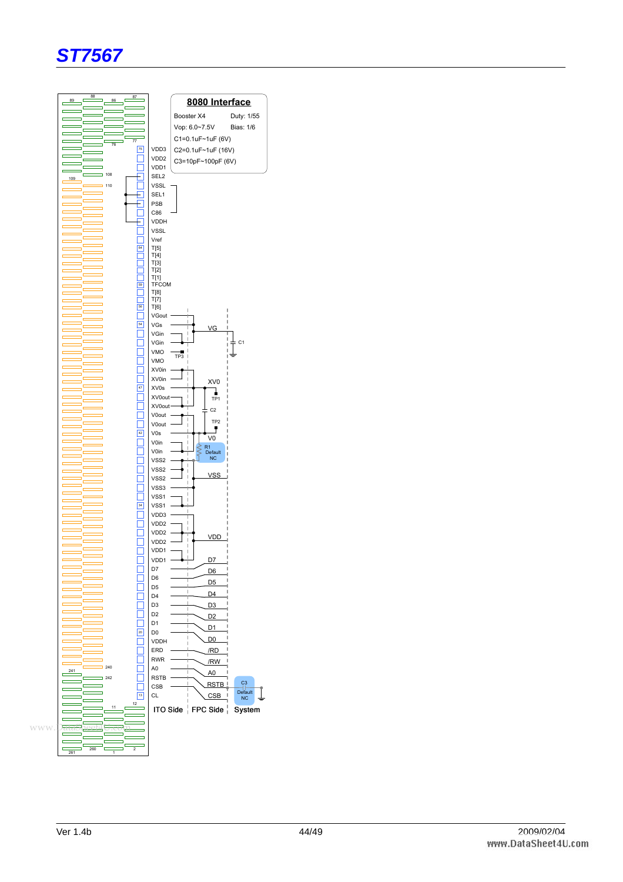## 8080 Interface

Booster X4 Duty: 1/55

Vop: 6.0~7.5V Bias: 1/6

C1=0.1uF~1uF (6V)

C2=0.1uF~1uF (16V)

C3=10pF~100pF (6V)

VDD3
VDD2
VDD1
SEL2
VSSL
SEL1
PSB
C86
VDDH
VSSL
Vref
T[5]
T[4]
T[3]
T[2]
T[1]
TFCOM
T[8]
T[7]
T[6]
VGout
VGs
VGin
VGin
VMO
VMO
XV0in
XV0in
XV0s
XV0out
XV0out
V0out
V0out
V0s
V0in
V0in
VSS2
VSS2
VSS2
VSS3
VSS1
VSS1
VDD3
VDD2
VDD2
VDD2
VDD1
VDD1
D7
D6
D5
D4
D3
D2
D1
D0
VDDH
ERD
RWR
A0
RSTB
CSB
CL

VG, C1, TP3, XV0, TP1, C2, TP2, V0, R1 Default NC, VSS, VDD, D7, D6, D5, D4, D3, D2, D1, D0, /RD, /RW, A0, RSTB, CSB, C3 Default NC

ITO Side | FPC Side | System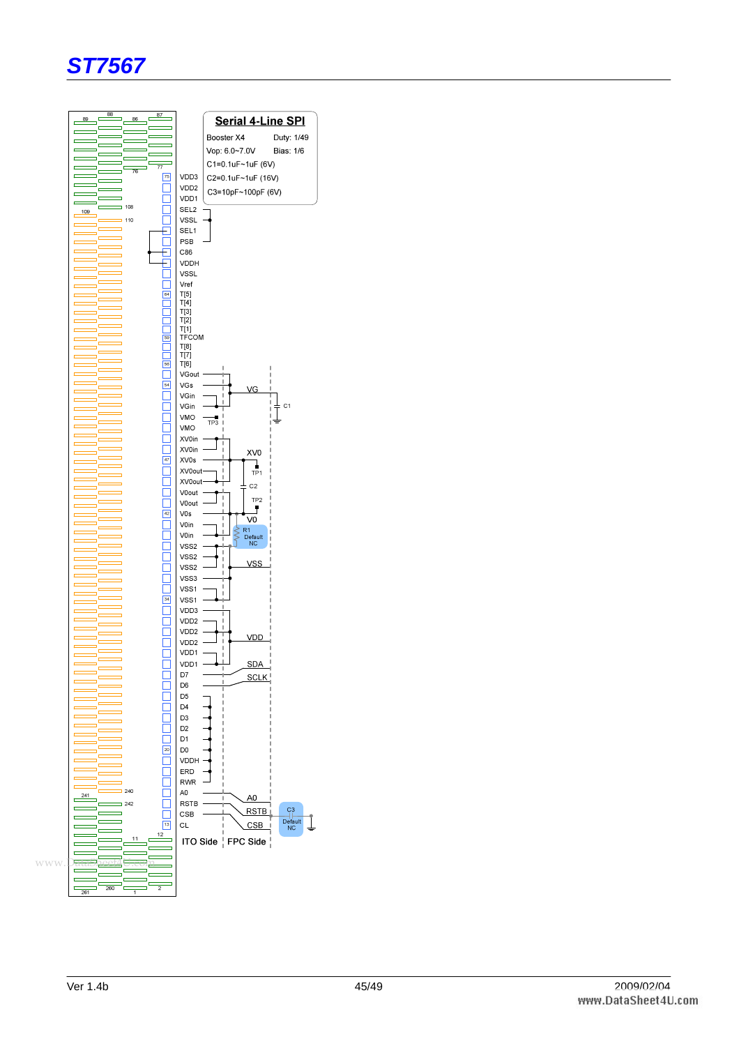**Serial 4-Line SPI**

Booster X4 Duty: 1/49

Vop: 6.0~7.0V Bias: 1/6

C1=0.1uF~1uF (6V)

C2=0.1uF~1uF (16V)

C3=10pF~100pF (6V)

VDD3, VDD2, VDD1, SEL2, VSSL, SEL1, PSB, C86, VDDH, VSSL, Vref, T[5], T[4], T[3], T[2], T[1], TFCOM, T[8], T[7], T[6], VGout, VGs, VGin, VGin, VMO, VMO, XV0in, XV0in, XV0s, XV0out, XV0out, V0out, V0out, V0s, V0in, V0in, VSS2, VSS2, VSS2, VSS3, VSS1, VSS1, VDD3, VDD2, VDD2, VDD2, VDD1, VDD1, D7, D6, D5, D4, D3, D2, D1, D0, VDDH, ERD, RWR, A0, RSTB, CSB, CL

VG, C1, TP3, XV0, TP1, C2, TP2, V0, R1 Default NC, VSS, VDD, SDA, SCLK, A0, RSTB, CSB, C3 Default NC

ITO Side | FPC Side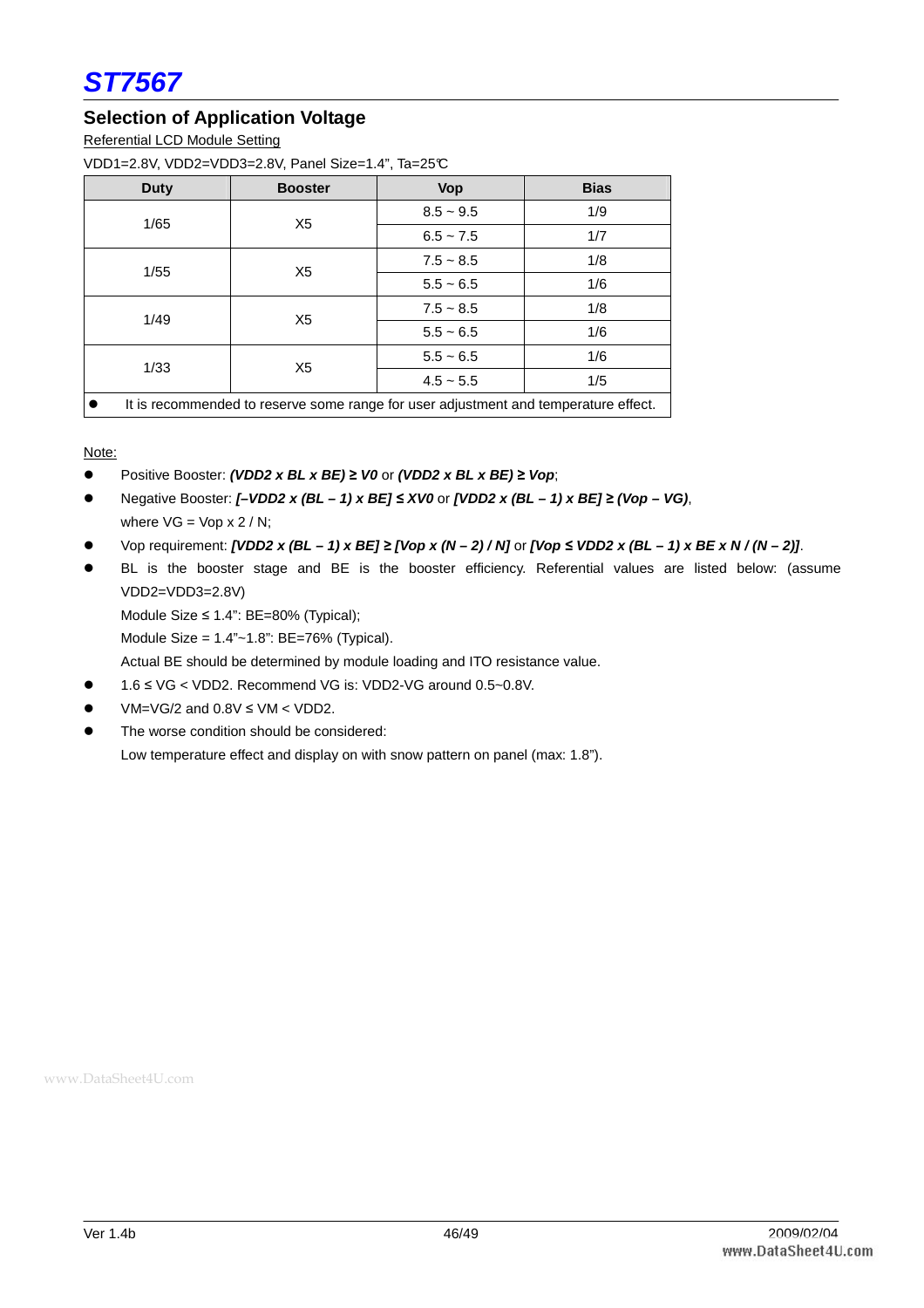## Selection of Application Voltage

Referential LCD Module Setting

VDD1=2.8V, VDD2=VDD3=2.8V, Panel Size=1.4", Ta=25℃

| Duty | Booster | Vop | Bias |
|---|---|---|---|
| 1/65 | X5 | 8.5 ~ 9.5 | 1/9 |
| | | 6.5 ~ 7.5 | 1/7 |
| 1/55 | X5 | 7.5 ~ 8.5 | 1/8 |
| | | 5.5 ~ 6.5 | 1/6 |
| 1/49 | X5 | 7.5 ~ 8.5 | 1/8 |
| | | 5.5 ~ 6.5 | 1/6 |
| 1/33 | X5 | 5.5 ~ 6.5 | 1/6 |
| | | 4.5 ~ 5.5 | 1/5 |
| ● It is recommended to reserve some range for user adjustment and temperature effect. | | | |

Note:

- Positive Booster: ***(VDD2 x BL x BE) ≥ V0*** or ***(VDD2 x BL x BE) ≥ Vop***;
- Negative Booster: ***[–VDD2 x (BL – 1) x BE] ≤ XV0*** or ***[VDD2 x (BL – 1) x BE] ≥ (Vop – VG)***,
  where VG = Vop x 2 / N;
- Vop requirement: ***[VDD2 x (BL – 1) x BE] ≥ [Vop x (N – 2) / N]*** or ***[Vop ≤ VDD2 x (BL – 1) x BE x N / (N – 2)]***.
- BL is the booster stage and BE is the booster efficiency. Referential values are listed below: (assume VDD2=VDD3=2.8V)
  Module Size ≤ 1.4": BE=80% (Typical);
  Module Size = 1.4"~1.8": BE=76% (Typical).
  Actual BE should be determined by module loading and ITO resistance value.
- 1.6 ≤ VG < VDD2. Recommend VG is: VDD2-VG around 0.5~0.8V.
- VM=VG/2 and 0.8V ≤ VM < VDD2.
- The worse condition should be considered:
  Low temperature effect and display on with snow pattern on panel (max: 1.8").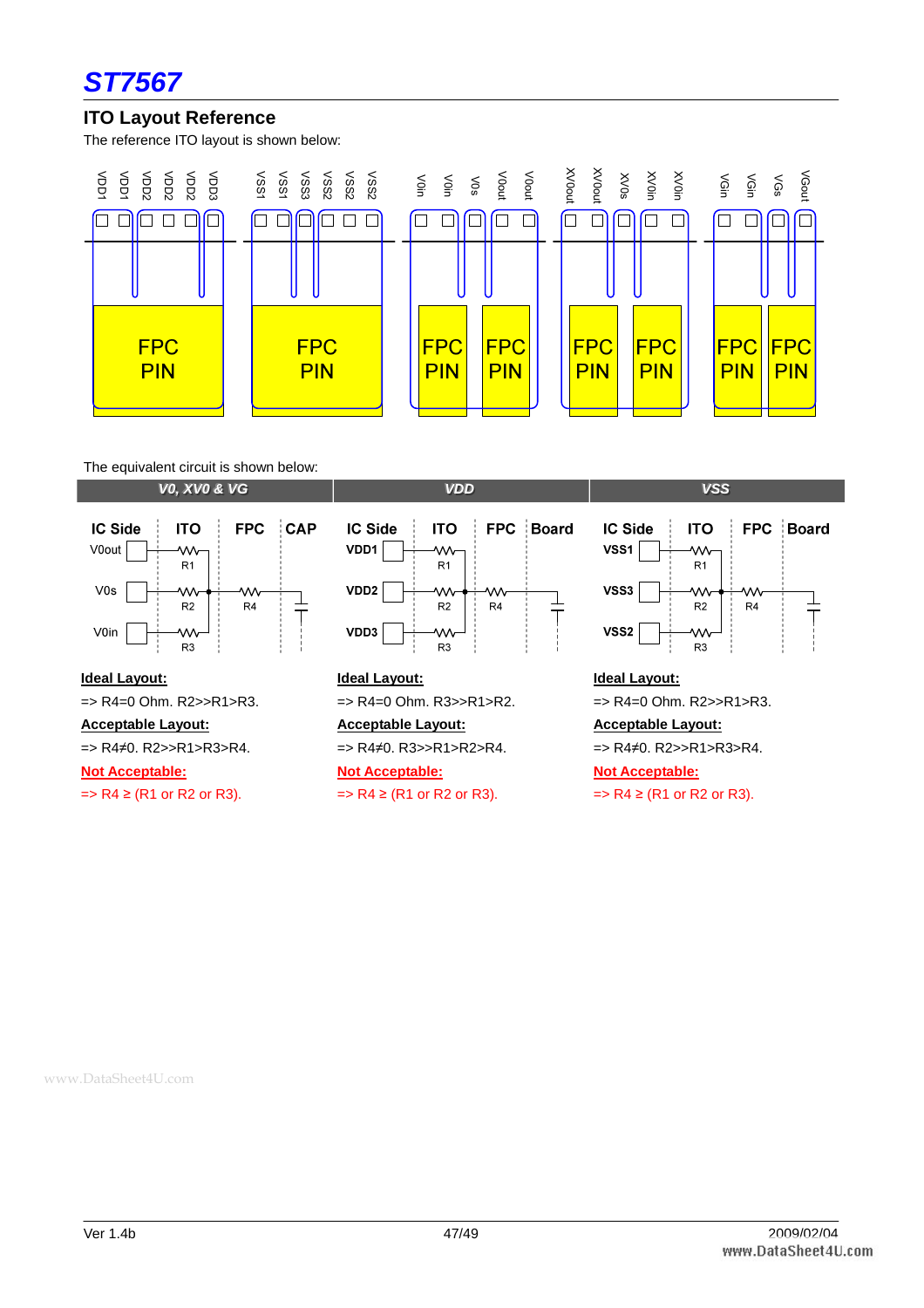## ITO Layout Reference

The reference ITO layout is shown below:

The equivalent circuit is shown below:

| V0, XV0 & VG | VDD | VSS |
|---|---|---|
| **Ideal Layout:** | **Ideal Layout:** | **Ideal Layout:** |
| => R4=0 Ohm. R2>>R1>R3. | => R4=0 Ohm. R3>>R1>R2. | => R4=0 Ohm. R2>>R1>R3. |
| **Acceptable Layout:** | **Acceptable Layout:** | **Acceptable Layout:** |
| => R4≠0. R2>>R1>R3>R4. | => R4≠0. R3>>R1>R2>R4. | => R4≠0. R2>>R1>R3>R4. |
| **Not Acceptable:** | **Not Acceptable:** | **Not Acceptable:** |
| => R4 ≥ (R1 or R2 or R3). | => R4 ≥ (R1 or R2 or R3). | => R4 ≥ (R1 or R2 or R3). |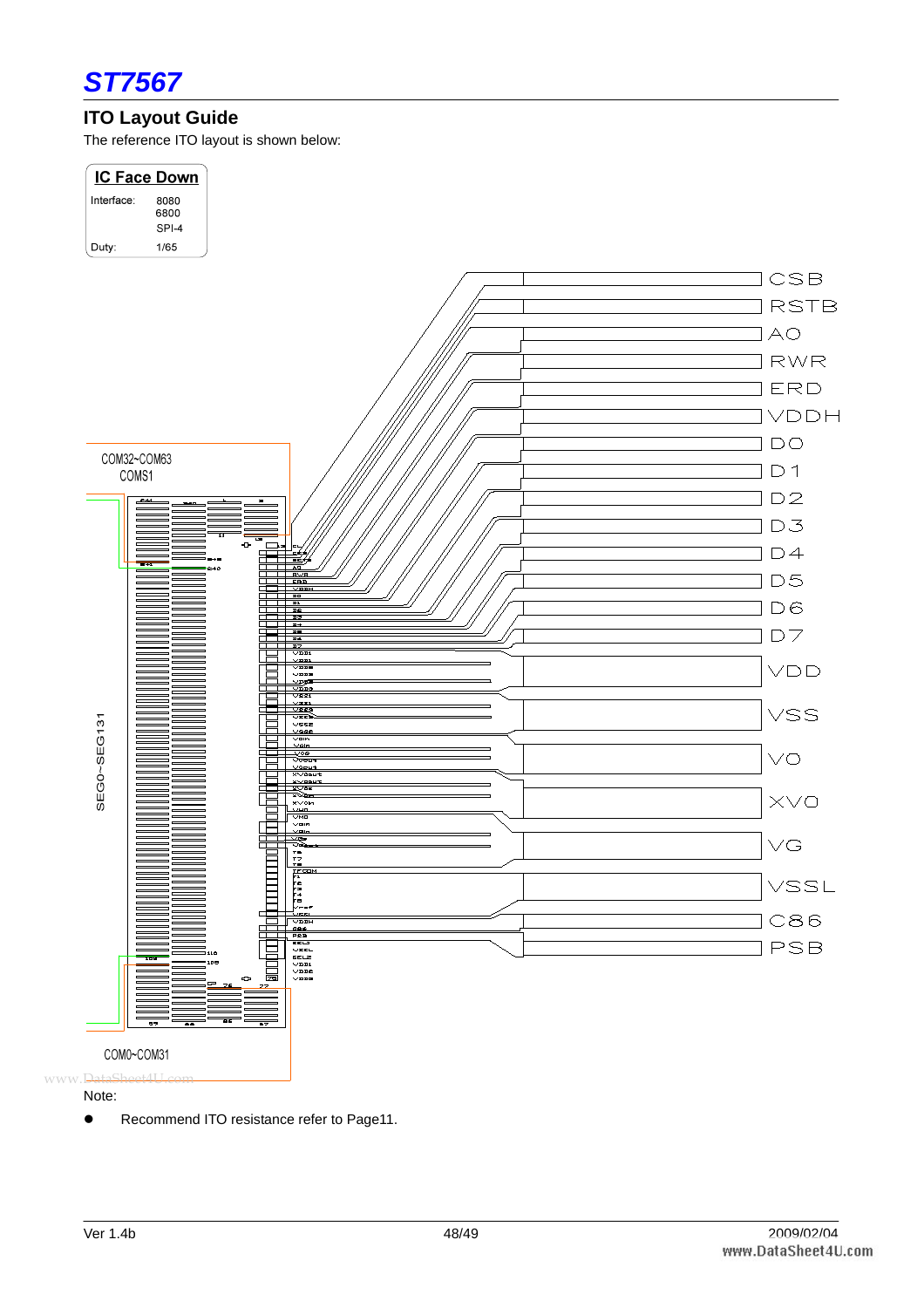## ITO Layout Guide

The reference ITO layout is shown below:

**IC Face Down**

Interface: 8080 / 6800 / SPI-4

Duty: 1/65

COM32~COM63
COMS1

SEG0~SEG131

COM0~COM31

CSB
RSTB
A0
RWR
ERD
VDDH
D0
D1
D2
D3
D4
D5
D6
D7
VDD
VSS
V0
XV0
VG
VSSL
C86
PSB

Note:

- Recommend ITO resistance refer to Page11.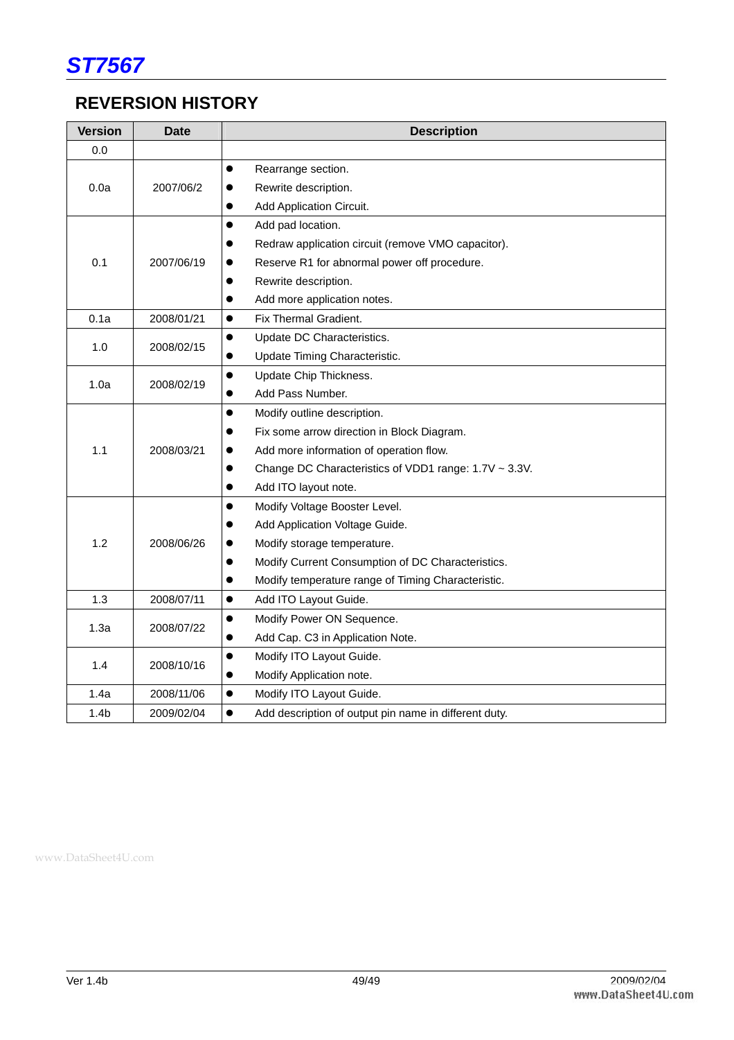## REVERSION HISTORY

| Version | Date | Description |
|---|---|---|
| 0.0 | | |
| 0.0a | 2007/06/2 | ● Rearrange section.<br>● Rewrite description.<br>● Add Application Circuit. |
| 0.1 | 2007/06/19 | ● Add pad location.<br>● Redraw application circuit (remove VMO capacitor).<br>● Reserve R1 for abnormal power off procedure.<br>● Rewrite description.<br>● Add more application notes. |
| 0.1a | 2008/01/21 | ● Fix Thermal Gradient. |
| 1.0 | 2008/02/15 | ● Update DC Characteristics.<br>● Update Timing Characteristic. |
| 1.0a | 2008/02/19 | ● Update Chip Thickness.<br>● Add Pass Number. |
| 1.1 | 2008/03/21 | ● Modify outline description.<br>● Fix some arrow direction in Block Diagram.<br>● Add more information of operation flow.<br>● Change DC Characteristics of VDD1 range: 1.7V ~ 3.3V.<br>● Add ITO layout note. |
| 1.2 | 2008/06/26 | ● Modify Voltage Booster Level.<br>● Add Application Voltage Guide.<br>● Modify storage temperature.<br>● Modify Current Consumption of DC Characteristics.<br>● Modify temperature range of Timing Characteristic. |
| 1.3 | 2008/07/11 | ● Add ITO Layout Guide. |
| 1.3a | 2008/07/22 | ● Modify Power ON Sequence.<br>● Add Cap. C3 in Application Note. |
| 1.4 | 2008/10/16 | ● Modify ITO Layout Guide.<br>● Modify Application note. |
| 1.4a | 2008/11/06 | ● Modify ITO Layout Guide. |
| 1.4b | 2009/02/04 | ● Add description of output pin name in different duty. |